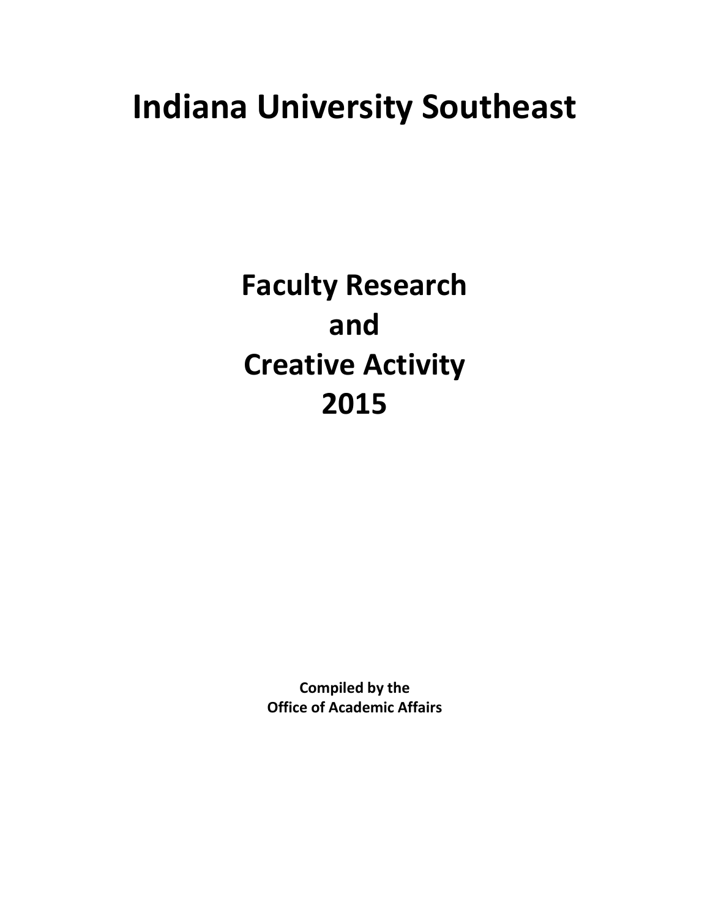# Indiana University Southeast

## Faculty Research
## and
## Creative Activity
## 2015

**Compiled by the**
**Office of Academic Affairs**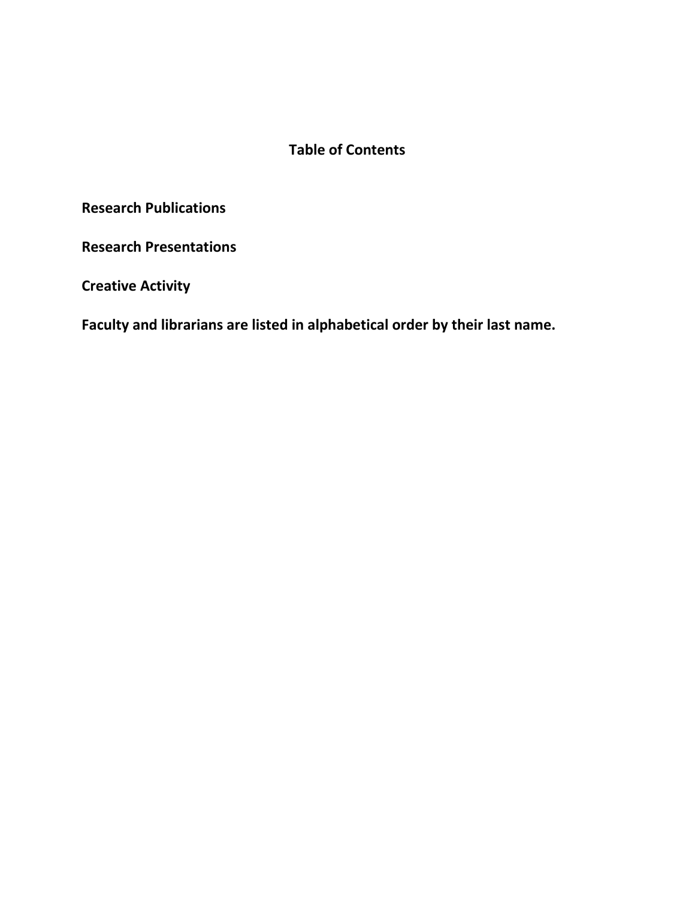# Table of Contents

**Research Publications**

**Research Presentations**

**Creative Activity**

**Faculty and librarians are listed in alphabetical order by their last name.**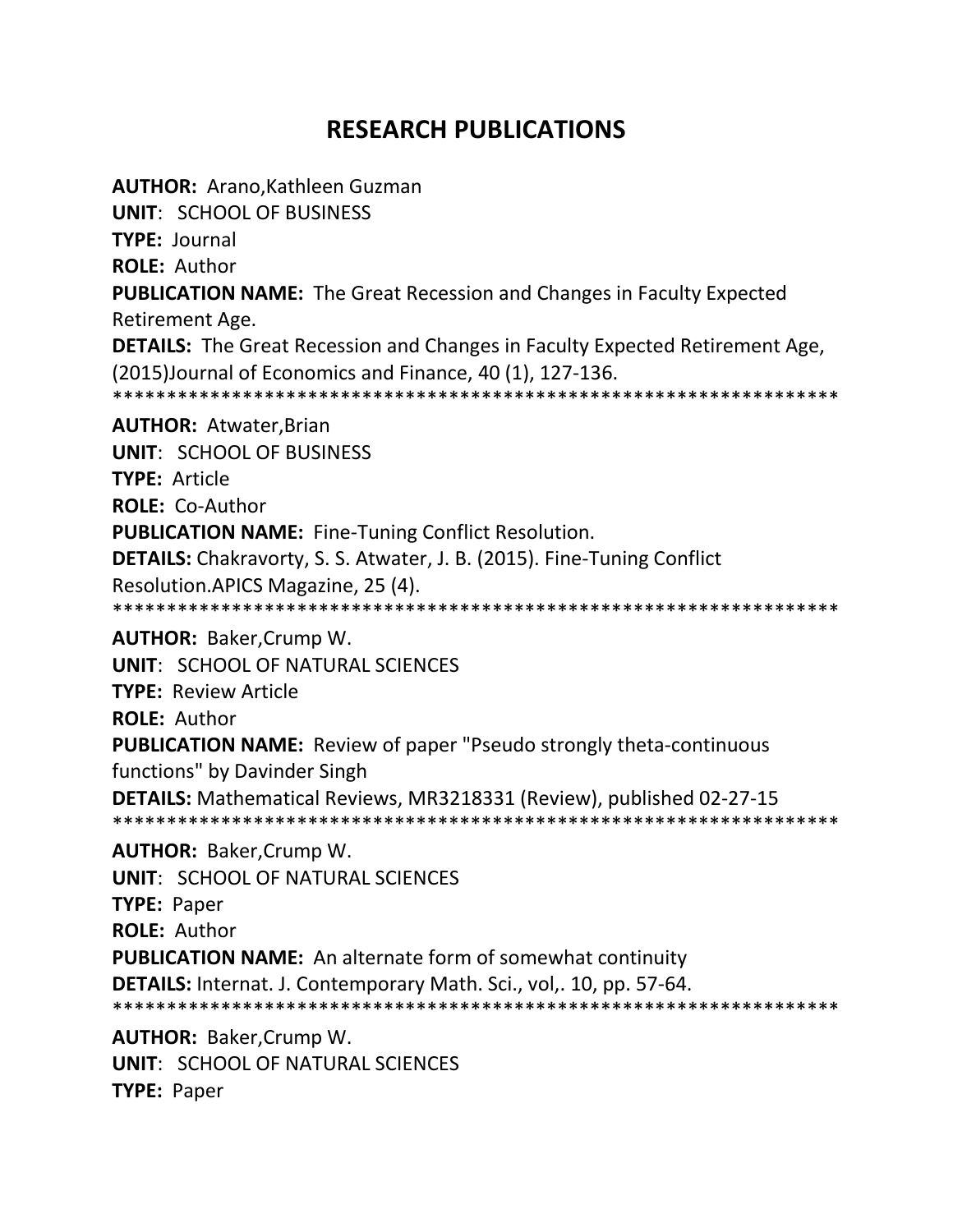# RESEARCH PUBLICATIONS

**AUTHOR:** Arano,Kathleen Guzman
**UNIT**: SCHOOL OF BUSINESS
**TYPE:** Journal
**ROLE:** Author
**PUBLICATION NAME:** The Great Recession and Changes in Faculty Expected Retirement Age.
**DETAILS:** The Great Recession and Changes in Faculty Expected Retirement Age, (2015)Journal of Economics and Finance, 40 (1), 127-136.
*******************************************************************

**AUTHOR:** Atwater,Brian
**UNIT**: SCHOOL OF BUSINESS
**TYPE:** Article
**ROLE:** Co-Author
**PUBLICATION NAME:** Fine-Tuning Conflict Resolution.
**DETAILS:** Chakravorty, S. S. Atwater, J. B. (2015). Fine-Tuning Conflict Resolution.APICS Magazine, 25 (4).
*******************************************************************

**AUTHOR:** Baker,Crump W.
**UNIT**: SCHOOL OF NATURAL SCIENCES
**TYPE:** Review Article
**ROLE:** Author
**PUBLICATION NAME:** Review of paper "Pseudo strongly theta-continuous functions" by Davinder Singh
**DETAILS:** Mathematical Reviews, MR3218331 (Review), published 02-27-15
*******************************************************************

**AUTHOR:** Baker,Crump W.
**UNIT**: SCHOOL OF NATURAL SCIENCES
**TYPE:** Paper
**ROLE:** Author
**PUBLICATION NAME:** An alternate form of somewhat continuity
**DETAILS:** Internat. J. Contemporary Math. Sci., vol,. 10, pp. 57-64.
*******************************************************************

**AUTHOR:** Baker,Crump W.
**UNIT**: SCHOOL OF NATURAL SCIENCES
**TYPE:** Paper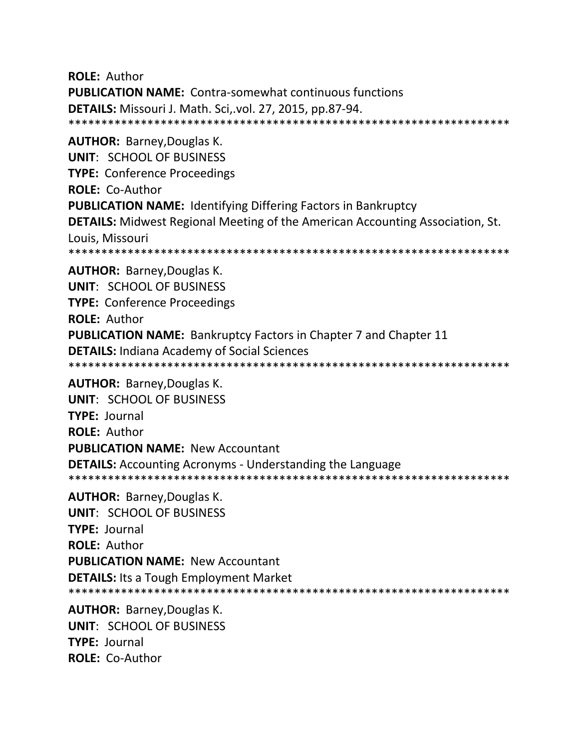**ROLE:** Author

**PUBLICATION NAME:** Contra-somewhat continuous functions

**DETAILS:** Missouri J. Math. Sci,.vol. 27, 2015, pp.87-94.

*******************************************************************

**AUTHOR:** Barney,Douglas K.

**UNIT**: SCHOOL OF BUSINESS

**TYPE:** Conference Proceedings

**ROLE:** Co-Author

**PUBLICATION NAME:** Identifying Differing Factors in Bankruptcy

**DETAILS:** Midwest Regional Meeting of the American Accounting Association, St. Louis, Missouri

*******************************************************************

**AUTHOR:** Barney,Douglas K.

**UNIT**: SCHOOL OF BUSINESS

**TYPE:** Conference Proceedings

**ROLE:** Author

**PUBLICATION NAME:** Bankruptcy Factors in Chapter 7 and Chapter 11

**DETAILS:** Indiana Academy of Social Sciences

*******************************************************************

**AUTHOR:** Barney,Douglas K.

**UNIT**: SCHOOL OF BUSINESS

**TYPE:** Journal

**ROLE:** Author

**PUBLICATION NAME:** New Accountant

**DETAILS:** Accounting Acronyms - Understanding the Language

*******************************************************************

**AUTHOR:** Barney,Douglas K.

**UNIT**: SCHOOL OF BUSINESS

**TYPE:** Journal

**ROLE:** Author

**PUBLICATION NAME:** New Accountant

**DETAILS:** Its a Tough Employment Market

*******************************************************************

**AUTHOR:** Barney,Douglas K.

**UNIT**: SCHOOL OF BUSINESS

**TYPE:** Journal

**ROLE:** Co-Author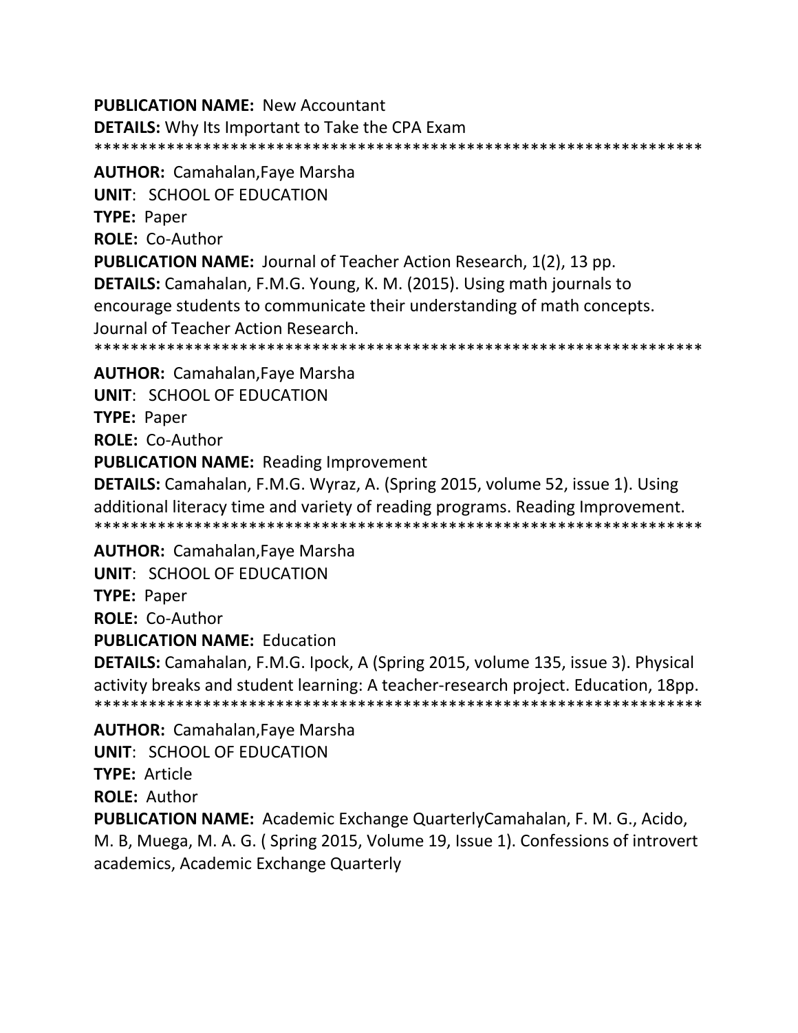**PUBLICATION NAME:** New Accountant

**DETAILS:** Why Its Important to Take the CPA Exam

*******************************************************************

**AUTHOR:** Camahalan,Faye Marsha

**UNIT**: SCHOOL OF EDUCATION

**TYPE:** Paper

**ROLE:** Co-Author

**PUBLICATION NAME:** Journal of Teacher Action Research, 1(2), 13 pp.

**DETAILS:** Camahalan, F.M.G. Young, K. M. (2015). Using math journals to encourage students to communicate their understanding of math concepts. Journal of Teacher Action Research.

*******************************************************************

**AUTHOR:** Camahalan,Faye Marsha

**UNIT**: SCHOOL OF EDUCATION

**TYPE:** Paper

**ROLE:** Co-Author

**PUBLICATION NAME:** Reading Improvement

**DETAILS:** Camahalan, F.M.G. Wyraz, A. (Spring 2015, volume 52, issue 1). Using additional literacy time and variety of reading programs. Reading Improvement.

*******************************************************************

**AUTHOR:** Camahalan,Faye Marsha

**UNIT**: SCHOOL OF EDUCATION

**TYPE:** Paper

**ROLE:** Co-Author

**PUBLICATION NAME:** Education

**DETAILS:** Camahalan, F.M.G. Ipock, A (Spring 2015, volume 135, issue 3). Physical activity breaks and student learning: A teacher-research project. Education, 18pp.

*******************************************************************

**AUTHOR:** Camahalan,Faye Marsha

**UNIT**: SCHOOL OF EDUCATION

**TYPE:** Article

**ROLE:** Author

**PUBLICATION NAME:** Academic Exchange QuarterlyCamahalan, F. M. G., Acido, M. B, Muega, M. A. G. ( Spring 2015, Volume 19, Issue 1). Confessions of introvert academics, Academic Exchange Quarterly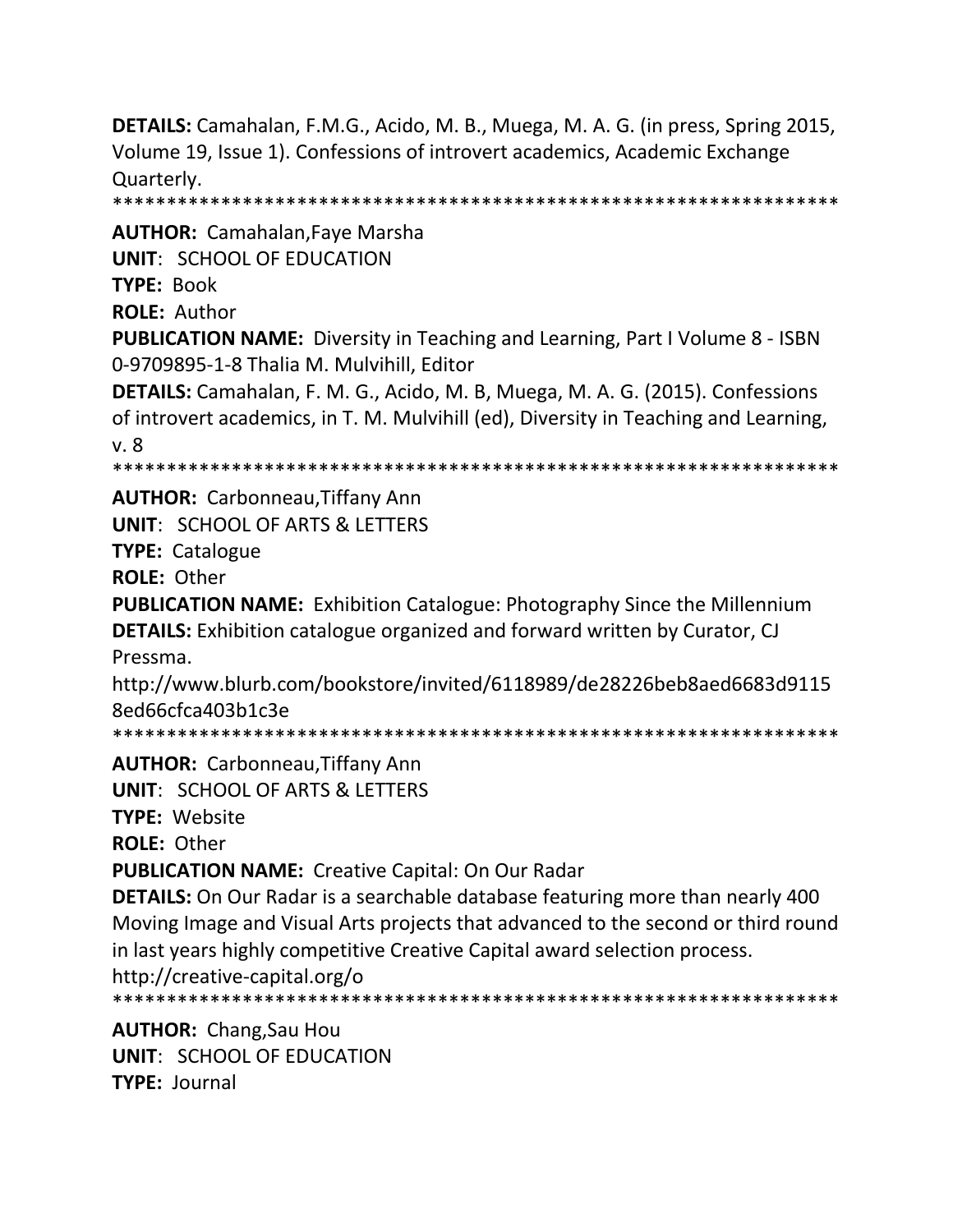**DETAILS:** Camahalan, F.M.G., Acido, M. B., Muega, M. A. G. (in press, Spring 2015, Volume 19, Issue 1). Confessions of introvert academics, Academic Exchange Quarterly.

*******************************************************************

**AUTHOR:** Camahalan,Faye Marsha
**UNIT**: SCHOOL OF EDUCATION
**TYPE:** Book
**ROLE:** Author
**PUBLICATION NAME:** Diversity in Teaching and Learning, Part I Volume 8 - ISBN 0-9709895-1-8 Thalia M. Mulvihill, Editor
**DETAILS:** Camahalan, F. M. G., Acido, M. B, Muega, M. A. G. (2015). Confessions of introvert academics, in T. M. Mulvihill (ed), Diversity in Teaching and Learning, v. 8

*******************************************************************

**AUTHOR:** Carbonneau,Tiffany Ann
**UNIT**: SCHOOL OF ARTS & LETTERS
**TYPE:** Catalogue
**ROLE:** Other
**PUBLICATION NAME:** Exhibition Catalogue: Photography Since the Millennium
**DETAILS:** Exhibition catalogue organized and forward written by Curator, CJ Pressma.
http://www.blurb.com/bookstore/invited/6118989/de28226beb8aed6683d9115 8ed66cfca403b1c3e

*******************************************************************

**AUTHOR:** Carbonneau,Tiffany Ann
**UNIT**: SCHOOL OF ARTS & LETTERS
**TYPE:** Website
**ROLE:** Other
**PUBLICATION NAME:** Creative Capital: On Our Radar
**DETAILS:** On Our Radar is a searchable database featuring more than nearly 400 Moving Image and Visual Arts projects that advanced to the second or third round in last years highly competitive Creative Capital award selection process.
http://creative-capital.org/o

*******************************************************************

**AUTHOR:** Chang,Sau Hou
**UNIT**: SCHOOL OF EDUCATION
**TYPE:** Journal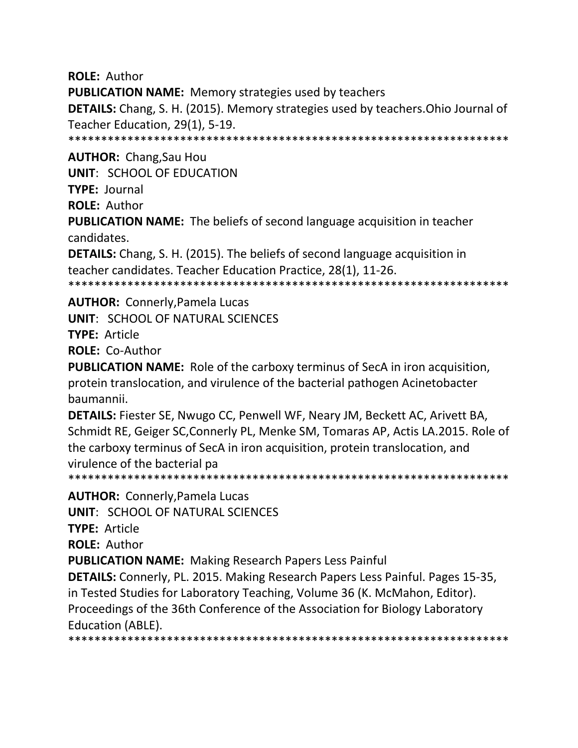**ROLE:** Author

**PUBLICATION NAME:** Memory strategies used by teachers

**DETAILS:** Chang, S. H. (2015). Memory strategies used by teachers.Ohio Journal of Teacher Education, 29(1), 5-19.

******************************************************************

**AUTHOR:** Chang,Sau Hou

**UNIT**: SCHOOL OF EDUCATION

**TYPE:** Journal

**ROLE:** Author

**PUBLICATION NAME:** The beliefs of second language acquisition in teacher candidates.

**DETAILS:** Chang, S. H. (2015). The beliefs of second language acquisition in teacher candidates. Teacher Education Practice, 28(1), 11-26.

******************************************************************

**AUTHOR:** Connerly,Pamela Lucas

**UNIT**: SCHOOL OF NATURAL SCIENCES

**TYPE:** Article

**ROLE:** Co-Author

**PUBLICATION NAME:** Role of the carboxy terminus of SecA in iron acquisition, protein translocation, and virulence of the bacterial pathogen Acinetobacter baumannii.

**DETAILS:** Fiester SE, Nwugo CC, Penwell WF, Neary JM, Beckett AC, Arivett BA, Schmidt RE, Geiger SC,Connerly PL, Menke SM, Tomaras AP, Actis LA.2015. Role of the carboxy terminus of SecA in iron acquisition, protein translocation, and virulence of the bacterial pa

******************************************************************

**AUTHOR:** Connerly,Pamela Lucas

**UNIT**: SCHOOL OF NATURAL SCIENCES

**TYPE:** Article

**ROLE:** Author

**PUBLICATION NAME:** Making Research Papers Less Painful

**DETAILS:** Connerly, PL. 2015. Making Research Papers Less Painful. Pages 15-35, in Tested Studies for Laboratory Teaching, Volume 36 (K. McMahon, Editor). Proceedings of the 36th Conference of the Association for Biology Laboratory Education (ABLE).

******************************************************************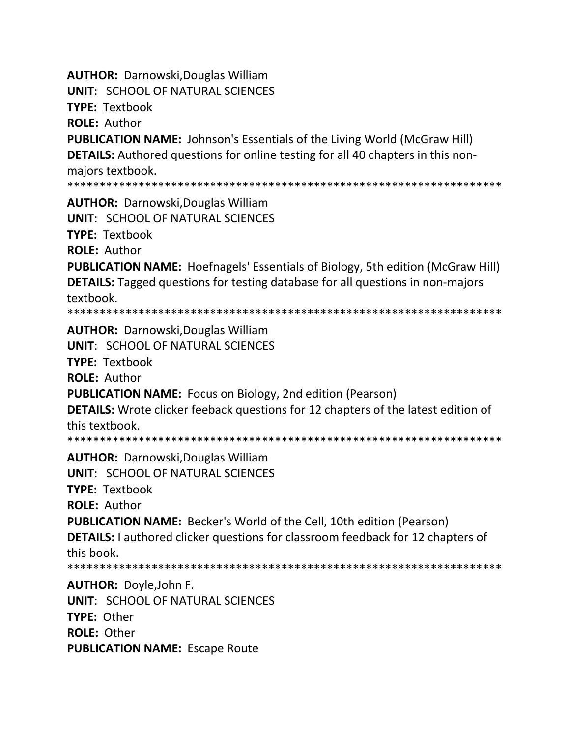**AUTHOR:** Darnowski,Douglas William
**UNIT**: SCHOOL OF NATURAL SCIENCES
**TYPE:** Textbook
**ROLE:** Author
**PUBLICATION NAME:** Johnson's Essentials of the Living World (McGraw Hill)
**DETAILS:** Authored questions for online testing for all 40 chapters in this non-majors textbook.
*******************************************************************

**AUTHOR:** Darnowski,Douglas William
**UNIT**: SCHOOL OF NATURAL SCIENCES
**TYPE:** Textbook
**ROLE:** Author
**PUBLICATION NAME:** Hoefnagels' Essentials of Biology, 5th edition (McGraw Hill)
**DETAILS:** Tagged questions for testing database for all questions in non-majors textbook.
*******************************************************************

**AUTHOR:** Darnowski,Douglas William
**UNIT**: SCHOOL OF NATURAL SCIENCES
**TYPE:** Textbook
**ROLE:** Author
**PUBLICATION NAME:** Focus on Biology, 2nd edition (Pearson)
**DETAILS:** Wrote clicker feeback questions for 12 chapters of the latest edition of this textbook.
*******************************************************************

**AUTHOR:** Darnowski,Douglas William
**UNIT**: SCHOOL OF NATURAL SCIENCES
**TYPE:** Textbook
**ROLE:** Author
**PUBLICATION NAME:** Becker's World of the Cell, 10th edition (Pearson)
**DETAILS:** I authored clicker questions for classroom feedback for 12 chapters of this book.
*******************************************************************

**AUTHOR:** Doyle,John F.
**UNIT**: SCHOOL OF NATURAL SCIENCES
**TYPE:** Other
**ROLE:** Other
**PUBLICATION NAME:** Escape Route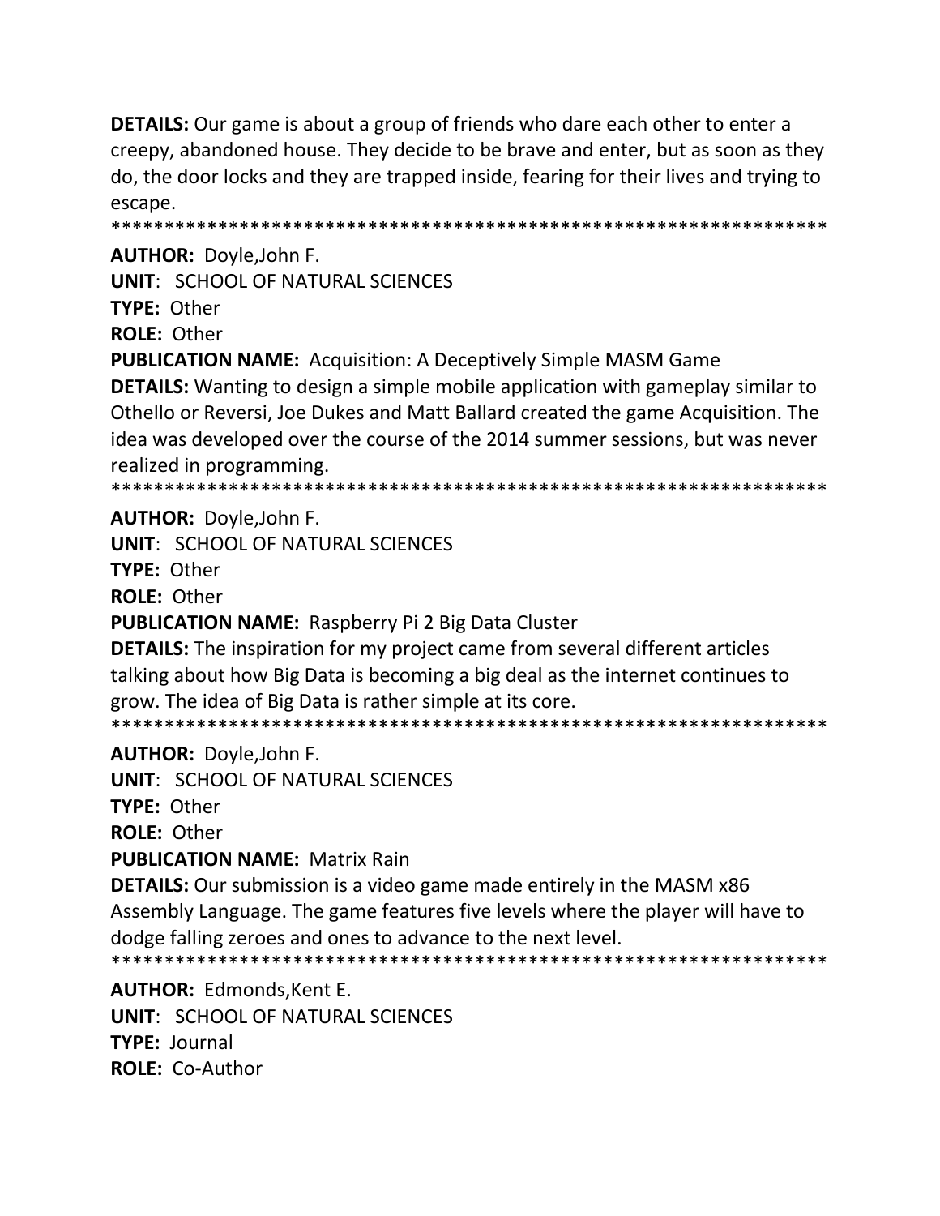**DETAILS:** Our game is about a group of friends who dare each other to enter a creepy, abandoned house. They decide to be brave and enter, but as soon as they do, the door locks and they are trapped inside, fearing for their lives and trying to escape.

*******************************************************************

**AUTHOR:** Doyle,John F.

**UNIT**: SCHOOL OF NATURAL SCIENCES

**TYPE:** Other

**ROLE:** Other

**PUBLICATION NAME:** Acquisition: A Deceptively Simple MASM Game

**DETAILS:** Wanting to design a simple mobile application with gameplay similar to Othello or Reversi, Joe Dukes and Matt Ballard created the game Acquisition. The idea was developed over the course of the 2014 summer sessions, but was never realized in programming.

*******************************************************************

**AUTHOR:** Doyle,John F.

**UNIT**: SCHOOL OF NATURAL SCIENCES

**TYPE:** Other

**ROLE:** Other

**PUBLICATION NAME:** Raspberry Pi 2 Big Data Cluster

**DETAILS:** The inspiration for my project came from several different articles talking about how Big Data is becoming a big deal as the internet continues to grow. The idea of Big Data is rather simple at its core.

*******************************************************************

**AUTHOR:** Doyle,John F.

**UNIT**: SCHOOL OF NATURAL SCIENCES

**TYPE:** Other

**ROLE:** Other

**PUBLICATION NAME:** Matrix Rain

**DETAILS:** Our submission is a video game made entirely in the MASM x86 Assembly Language. The game features five levels where the player will have to dodge falling zeroes and ones to advance to the next level.

*******************************************************************

**AUTHOR:** Edmonds,Kent E.

**UNIT**: SCHOOL OF NATURAL SCIENCES

**TYPE:** Journal

**ROLE:** Co-Author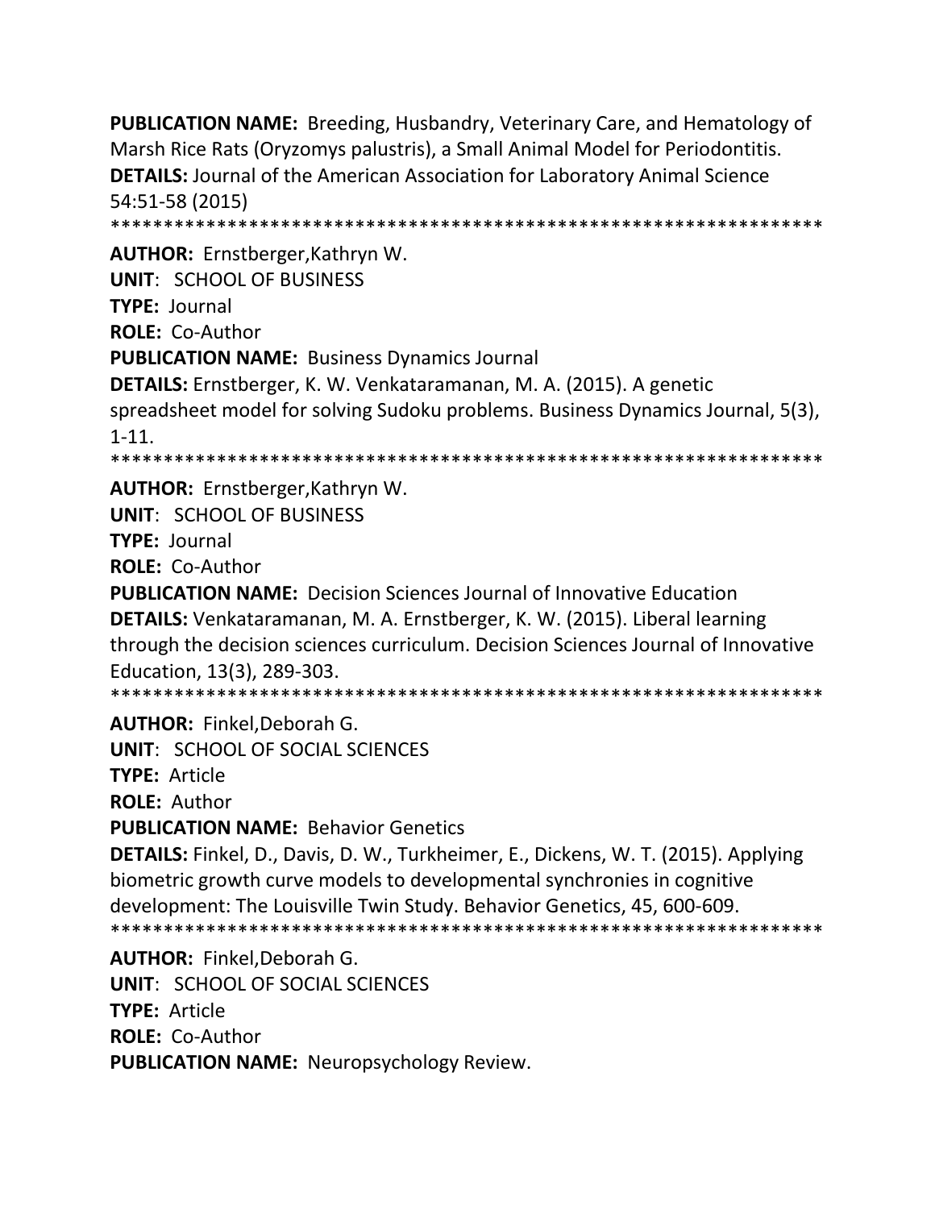**PUBLICATION NAME:** Breeding, Husbandry, Veterinary Care, and Hematology of Marsh Rice Rats (Oryzomys palustris), a Small Animal Model for Periodontitis.
**DETAILS:** Journal of the American Association for Laboratory Animal Science 54:51-58 (2015)
******************************************************************

**AUTHOR:** Ernstberger,Kathryn W.
**UNIT**: SCHOOL OF BUSINESS
**TYPE:** Journal
**ROLE:** Co-Author
**PUBLICATION NAME:** Business Dynamics Journal
**DETAILS:** Ernstberger, K. W. Venkataramanan, M. A. (2015). A genetic spreadsheet model for solving Sudoku problems. Business Dynamics Journal, 5(3), 1-11.
******************************************************************

**AUTHOR:** Ernstberger,Kathryn W.
**UNIT**: SCHOOL OF BUSINESS
**TYPE:** Journal
**ROLE:** Co-Author
**PUBLICATION NAME:** Decision Sciences Journal of Innovative Education
**DETAILS:** Venkataramanan, M. A. Ernstberger, K. W. (2015). Liberal learning through the decision sciences curriculum. Decision Sciences Journal of Innovative Education, 13(3), 289-303.
******************************************************************

**AUTHOR:** Finkel,Deborah G.
**UNIT**: SCHOOL OF SOCIAL SCIENCES
**TYPE:** Article
**ROLE:** Author
**PUBLICATION NAME:** Behavior Genetics
**DETAILS:** Finkel, D., Davis, D. W., Turkheimer, E., Dickens, W. T. (2015). Applying biometric growth curve models to developmental synchronies in cognitive development: The Louisville Twin Study. Behavior Genetics, 45, 600-609.
******************************************************************

**AUTHOR:** Finkel,Deborah G.
**UNIT**: SCHOOL OF SOCIAL SCIENCES
**TYPE:** Article
**ROLE:** Co-Author
**PUBLICATION NAME:** Neuropsychology Review.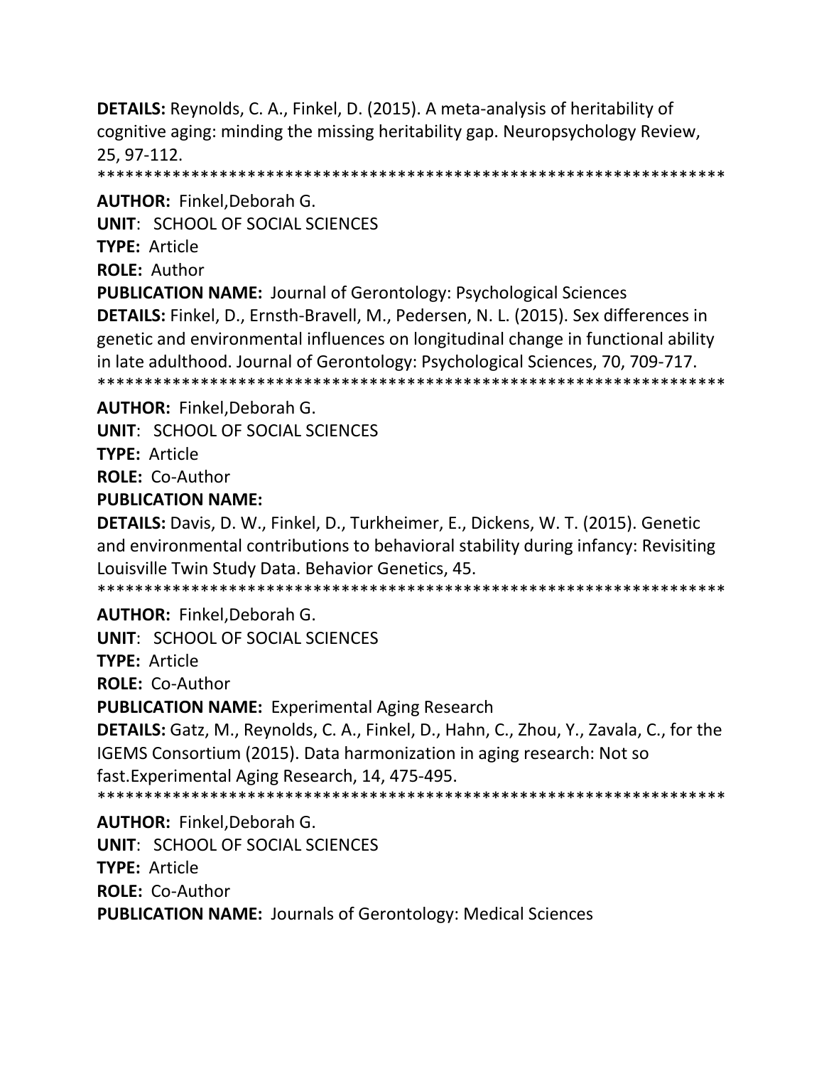**DETAILS:** Reynolds, C. A., Finkel, D. (2015). A meta-analysis of heritability of cognitive aging: minding the missing heritability gap. Neuropsychology Review, 25, 97-112.

********************************************************************

**AUTHOR:** Finkel,Deborah G.

**UNIT**: SCHOOL OF SOCIAL SCIENCES

**TYPE:** Article

**ROLE:** Author

**PUBLICATION NAME:** Journal of Gerontology: Psychological Sciences

**DETAILS:** Finkel, D., Ernsth-Bravell, M., Pedersen, N. L. (2015). Sex differences in genetic and environmental influences on longitudinal change in functional ability in late adulthood. Journal of Gerontology: Psychological Sciences, 70, 709-717.

********************************************************************

**AUTHOR:** Finkel,Deborah G.

**UNIT**: SCHOOL OF SOCIAL SCIENCES

**TYPE:** Article

**ROLE:** Co-Author

**PUBLICATION NAME:**

**DETAILS:** Davis, D. W., Finkel, D., Turkheimer, E., Dickens, W. T. (2015). Genetic and environmental contributions to behavioral stability during infancy: Revisiting Louisville Twin Study Data. Behavior Genetics, 45.

********************************************************************

**AUTHOR:** Finkel,Deborah G.

**UNIT**: SCHOOL OF SOCIAL SCIENCES

**TYPE:** Article

**ROLE:** Co-Author

**PUBLICATION NAME:** Experimental Aging Research

**DETAILS:** Gatz, M., Reynolds, C. A., Finkel, D., Hahn, C., Zhou, Y., Zavala, C., for the IGEMS Consortium (2015). Data harmonization in aging research: Not so fast.Experimental Aging Research, 14, 475-495.

********************************************************************

**AUTHOR:** Finkel,Deborah G.

**UNIT**: SCHOOL OF SOCIAL SCIENCES

**TYPE:** Article

**ROLE:** Co-Author

**PUBLICATION NAME:** Journals of Gerontology: Medical Sciences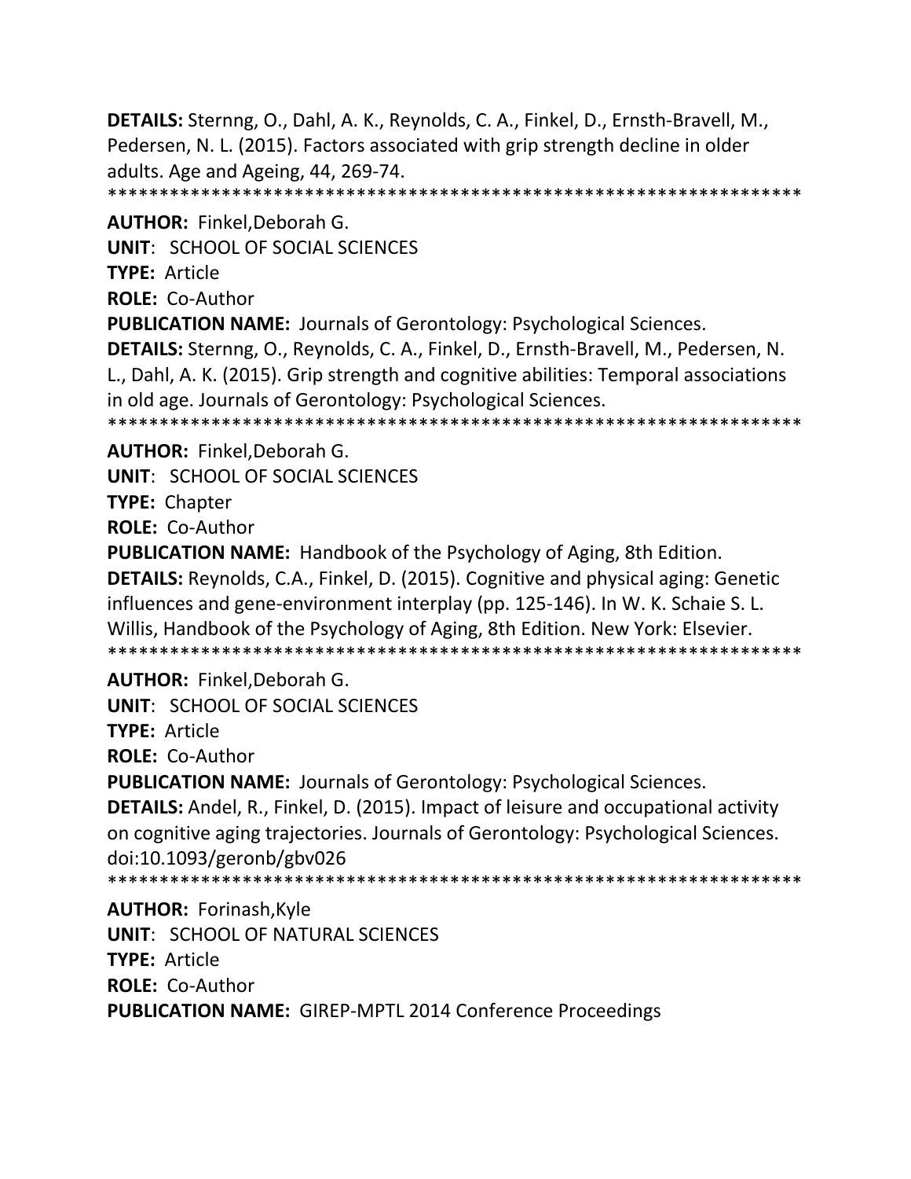**DETAILS:** Sternng, O., Dahl, A. K., Reynolds, C. A., Finkel, D., Ernsth-Bravell, M., Pedersen, N. L. (2015). Factors associated with grip strength decline in older adults. Age and Ageing, 44, 269-74.
*******************************************************************

**AUTHOR:** Finkel,Deborah G.

**UNIT**: SCHOOL OF SOCIAL SCIENCES

**TYPE:** Article

**ROLE:** Co-Author

**PUBLICATION NAME:** Journals of Gerontology: Psychological Sciences.

**DETAILS:** Sternng, O., Reynolds, C. A., Finkel, D., Ernsth-Bravell, M., Pedersen, N. L., Dahl, A. K. (2015). Grip strength and cognitive abilities: Temporal associations in old age. Journals of Gerontology: Psychological Sciences.
*******************************************************************

**AUTHOR:** Finkel,Deborah G.

**UNIT**: SCHOOL OF SOCIAL SCIENCES

**TYPE:** Chapter

**ROLE:** Co-Author

**PUBLICATION NAME:** Handbook of the Psychology of Aging, 8th Edition.

**DETAILS:** Reynolds, C.A., Finkel, D. (2015). Cognitive and physical aging: Genetic influences and gene-environment interplay (pp. 125-146). In W. K. Schaie S. L. Willis, Handbook of the Psychology of Aging, 8th Edition. New York: Elsevier.
*******************************************************************

**AUTHOR:** Finkel,Deborah G.

**UNIT**: SCHOOL OF SOCIAL SCIENCES

**TYPE:** Article

**ROLE:** Co-Author

**PUBLICATION NAME:** Journals of Gerontology: Psychological Sciences.

**DETAILS:** Andel, R., Finkel, D. (2015). Impact of leisure and occupational activity on cognitive aging trajectories. Journals of Gerontology: Psychological Sciences. doi:10.1093/geronb/gbv026
*******************************************************************

**AUTHOR:** Forinash,Kyle

**UNIT**: SCHOOL OF NATURAL SCIENCES

**TYPE:** Article

**ROLE:** Co-Author

**PUBLICATION NAME:** GIREP-MPTL 2014 Conference Proceedings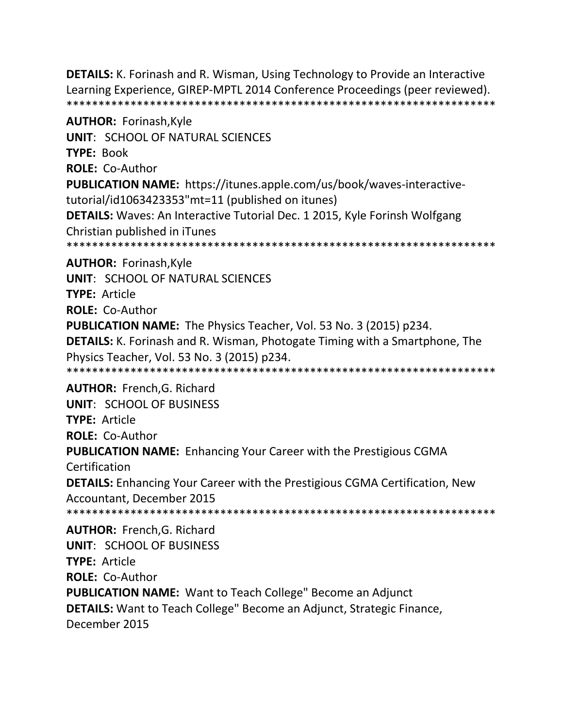**DETAILS:** K. Forinash and R. Wisman, Using Technology to Provide an Interactive Learning Experience, GIREP-MPTL 2014 Conference Proceedings (peer reviewed).
*******************************************************************

**AUTHOR:** Forinash,Kyle
**UNIT**: SCHOOL OF NATURAL SCIENCES
**TYPE:** Book
**ROLE:** Co-Author
**PUBLICATION NAME:** https://itunes.apple.com/us/book/waves-interactive-tutorial/id1063423353"mt=11 (published on itunes)
**DETAILS:** Waves: An Interactive Tutorial Dec. 1 2015, Kyle Forinsh Wolfgang Christian published in iTunes
*******************************************************************

**AUTHOR:** Forinash,Kyle
**UNIT**: SCHOOL OF NATURAL SCIENCES
**TYPE:** Article
**ROLE:** Co-Author
**PUBLICATION NAME:** The Physics Teacher, Vol. 53 No. 3 (2015) p234.
**DETAILS:** K. Forinash and R. Wisman, Photogate Timing with a Smartphone, The Physics Teacher, Vol. 53 No. 3 (2015) p234.
*******************************************************************

**AUTHOR:** French,G. Richard
**UNIT**: SCHOOL OF BUSINESS
**TYPE:** Article
**ROLE:** Co-Author
**PUBLICATION NAME:** Enhancing Your Career with the Prestigious CGMA Certification
**DETAILS:** Enhancing Your Career with the Prestigious CGMA Certification, New Accountant, December 2015
*******************************************************************

**AUTHOR:** French,G. Richard
**UNIT**: SCHOOL OF BUSINESS
**TYPE:** Article
**ROLE:** Co-Author
**PUBLICATION NAME:** Want to Teach College" Become an Adjunct
**DETAILS:** Want to Teach College" Become an Adjunct, Strategic Finance, December 2015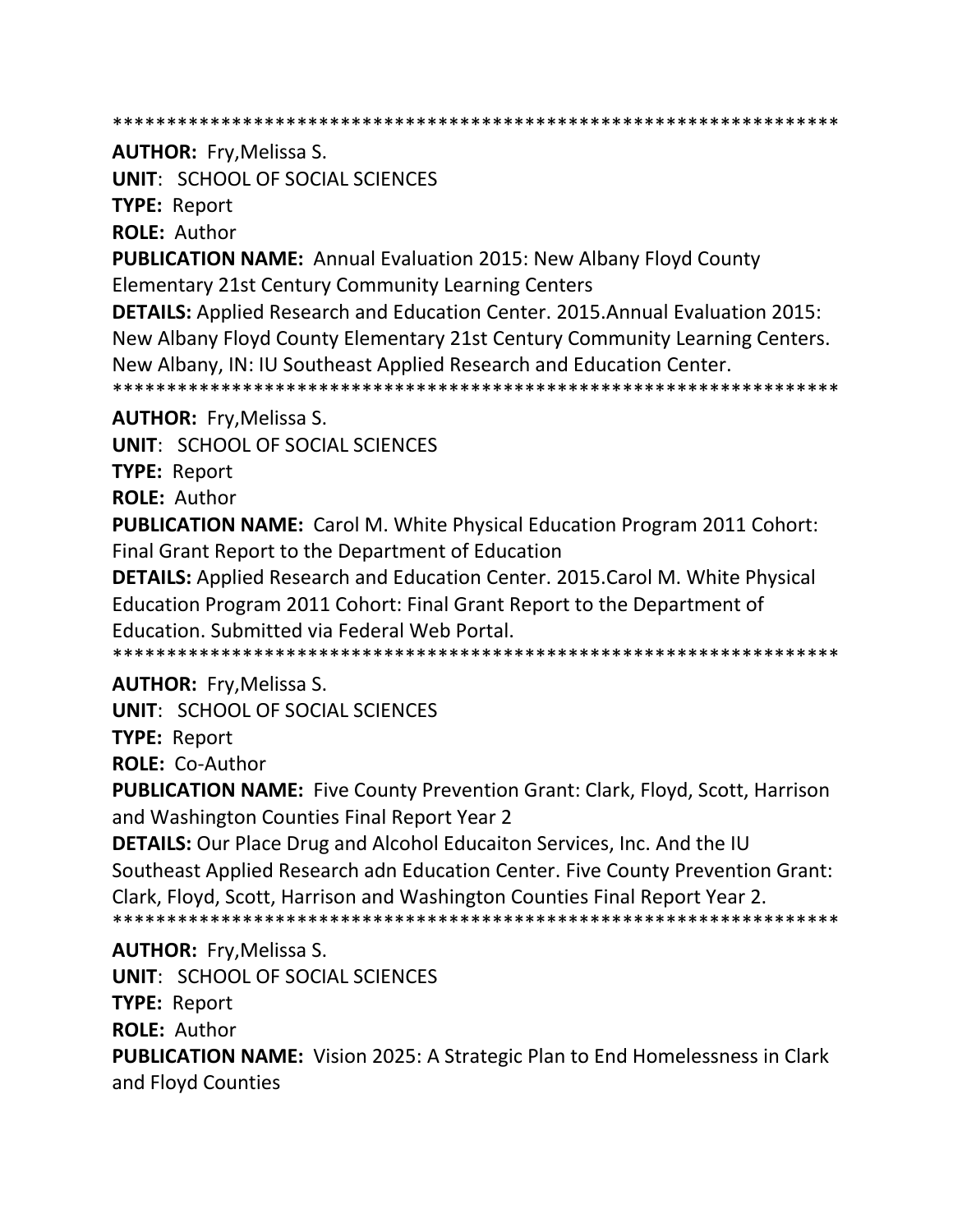*******************************************************************

**AUTHOR:** Fry,Melissa S.

**UNIT**: SCHOOL OF SOCIAL SCIENCES

**TYPE:** Report

**ROLE:** Author

**PUBLICATION NAME:** Annual Evaluation 2015: New Albany Floyd County Elementary 21st Century Community Learning Centers

**DETAILS:** Applied Research and Education Center. 2015.Annual Evaluation 2015: New Albany Floyd County Elementary 21st Century Community Learning Centers. New Albany, IN: IU Southeast Applied Research and Education Center.

*******************************************************************

**AUTHOR:** Fry,Melissa S.

**UNIT**: SCHOOL OF SOCIAL SCIENCES

**TYPE:** Report

**ROLE:** Author

**PUBLICATION NAME:** Carol M. White Physical Education Program 2011 Cohort: Final Grant Report to the Department of Education

**DETAILS:** Applied Research and Education Center. 2015.Carol M. White Physical Education Program 2011 Cohort: Final Grant Report to the Department of Education. Submitted via Federal Web Portal.

*******************************************************************

**AUTHOR:** Fry,Melissa S.

**UNIT**: SCHOOL OF SOCIAL SCIENCES

**TYPE:** Report

**ROLE:** Co-Author

**PUBLICATION NAME:** Five County Prevention Grant: Clark, Floyd, Scott, Harrison and Washington Counties Final Report Year 2

**DETAILS:** Our Place Drug and Alcohol Educaiton Services, Inc. And the IU Southeast Applied Research adn Education Center. Five County Prevention Grant: Clark, Floyd, Scott, Harrison and Washington Counties Final Report Year 2.

*******************************************************************

**AUTHOR:** Fry,Melissa S.

**UNIT**: SCHOOL OF SOCIAL SCIENCES

**TYPE:** Report

**ROLE:** Author

**PUBLICATION NAME:** Vision 2025: A Strategic Plan to End Homelessness in Clark and Floyd Counties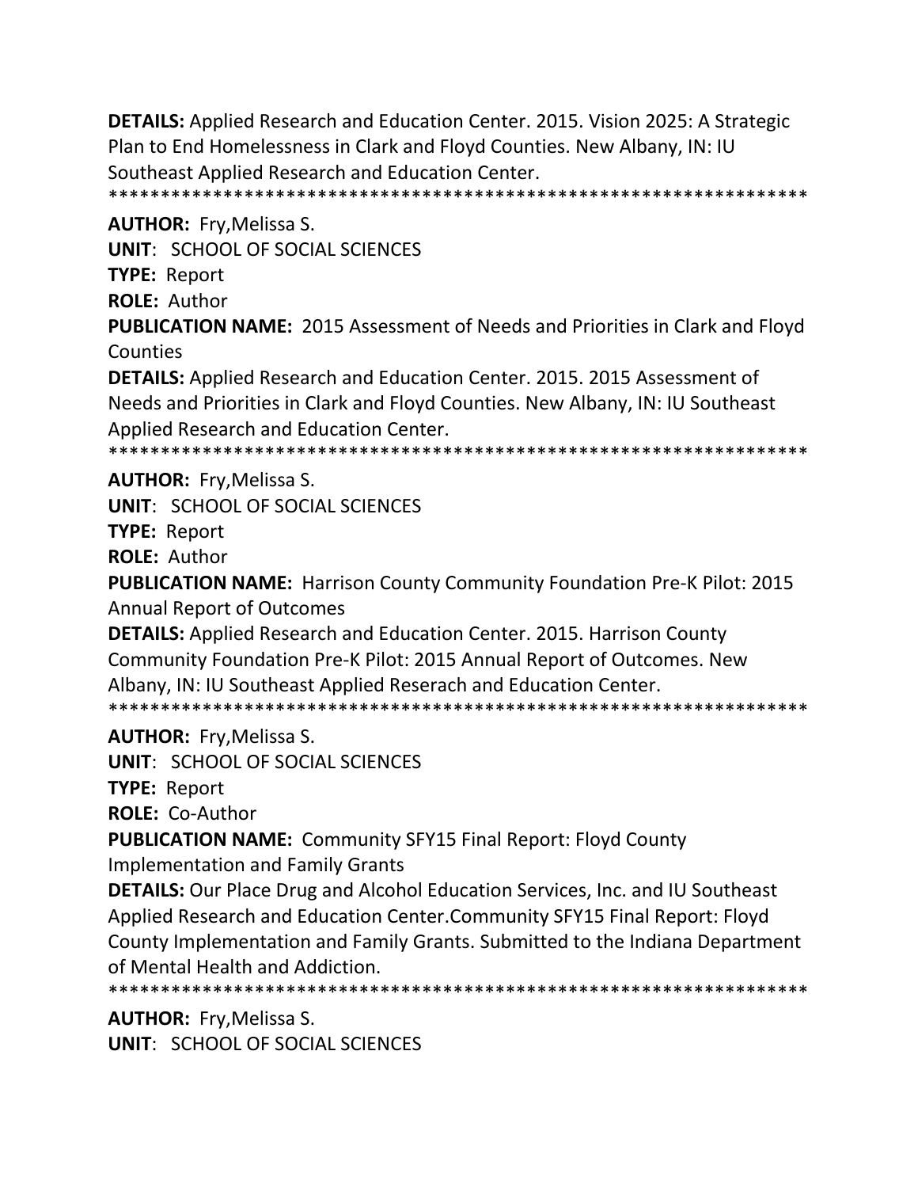**DETAILS:** Applied Research and Education Center. 2015. Vision 2025: A Strategic Plan to End Homelessness in Clark and Floyd Counties. New Albany, IN: IU Southeast Applied Research and Education Center.

*******************************************************************

**AUTHOR:** Fry,Melissa S.

**UNIT**: SCHOOL OF SOCIAL SCIENCES

**TYPE:** Report

**ROLE:** Author

**PUBLICATION NAME:** 2015 Assessment of Needs and Priorities in Clark and Floyd Counties

**DETAILS:** Applied Research and Education Center. 2015. 2015 Assessment of Needs and Priorities in Clark and Floyd Counties. New Albany, IN: IU Southeast Applied Research and Education Center.

*******************************************************************

**AUTHOR:** Fry,Melissa S.

**UNIT**: SCHOOL OF SOCIAL SCIENCES

**TYPE:** Report

**ROLE:** Author

**PUBLICATION NAME:** Harrison County Community Foundation Pre-K Pilot: 2015 Annual Report of Outcomes

**DETAILS:** Applied Research and Education Center. 2015. Harrison County Community Foundation Pre-K Pilot: 2015 Annual Report of Outcomes. New Albany, IN: IU Southeast Applied Reserach and Education Center.

*******************************************************************

**AUTHOR:** Fry,Melissa S.

**UNIT**: SCHOOL OF SOCIAL SCIENCES

**TYPE:** Report

**ROLE:** Co-Author

**PUBLICATION NAME:** Community SFY15 Final Report: Floyd County Implementation and Family Grants

**DETAILS:** Our Place Drug and Alcohol Education Services, Inc. and IU Southeast Applied Research and Education Center.Community SFY15 Final Report: Floyd County Implementation and Family Grants. Submitted to the Indiana Department of Mental Health and Addiction.

*******************************************************************

**AUTHOR:** Fry,Melissa S.

**UNIT**: SCHOOL OF SOCIAL SCIENCES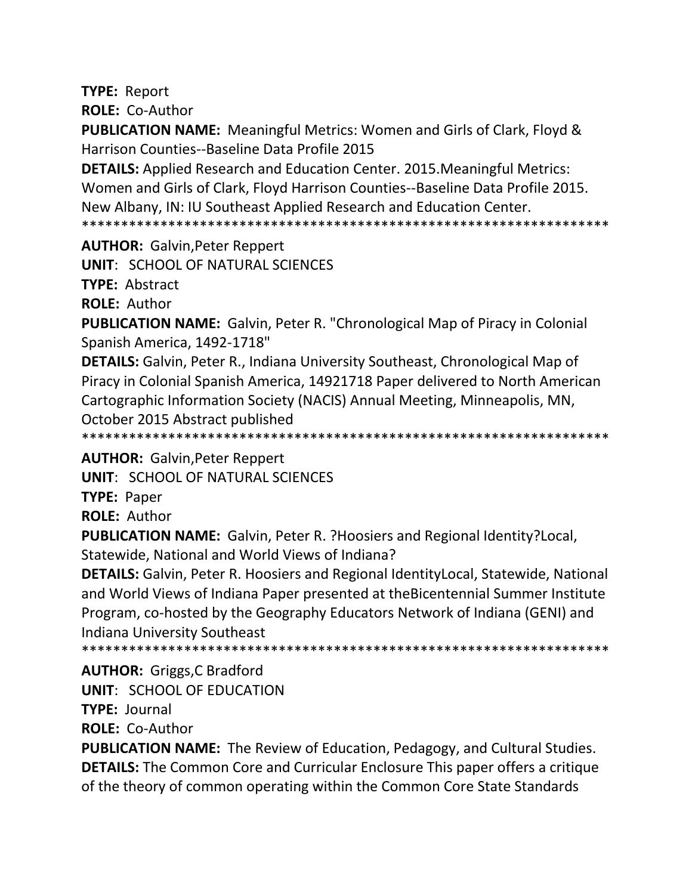**TYPE:** Report

**ROLE:** Co-Author

**PUBLICATION NAME:** Meaningful Metrics: Women and Girls of Clark, Floyd & Harrison Counties--Baseline Data Profile 2015

**DETAILS:** Applied Research and Education Center. 2015.Meaningful Metrics: Women and Girls of Clark, Floyd Harrison Counties--Baseline Data Profile 2015. New Albany, IN: IU Southeast Applied Research and Education Center.

*******************************************************************

**AUTHOR:** Galvin,Peter Reppert

**UNIT**: SCHOOL OF NATURAL SCIENCES

**TYPE:** Abstract

**ROLE:** Author

**PUBLICATION NAME:** Galvin, Peter R. "Chronological Map of Piracy in Colonial Spanish America, 1492-1718"

**DETAILS:** Galvin, Peter R., Indiana University Southeast, Chronological Map of Piracy in Colonial Spanish America, 14921718 Paper delivered to North American Cartographic Information Society (NACIS) Annual Meeting, Minneapolis, MN, October 2015 Abstract published

*******************************************************************

**AUTHOR:** Galvin,Peter Reppert

**UNIT**: SCHOOL OF NATURAL SCIENCES

**TYPE:** Paper

**ROLE:** Author

**PUBLICATION NAME:** Galvin, Peter R. ?Hoosiers and Regional Identity?Local, Statewide, National and World Views of Indiana?

**DETAILS:** Galvin, Peter R. Hoosiers and Regional IdentityLocal, Statewide, National and World Views of Indiana Paper presented at theBicentennial Summer Institute Program, co-hosted by the Geography Educators Network of Indiana (GENI) and Indiana University Southeast

*******************************************************************

**AUTHOR:** Griggs,C Bradford

**UNIT**: SCHOOL OF EDUCATION

**TYPE:** Journal

**ROLE:** Co-Author

**PUBLICATION NAME:** The Review of Education, Pedagogy, and Cultural Studies.

**DETAILS:** The Common Core and Curricular Enclosure This paper offers a critique of the theory of common operating within the Common Core State Standards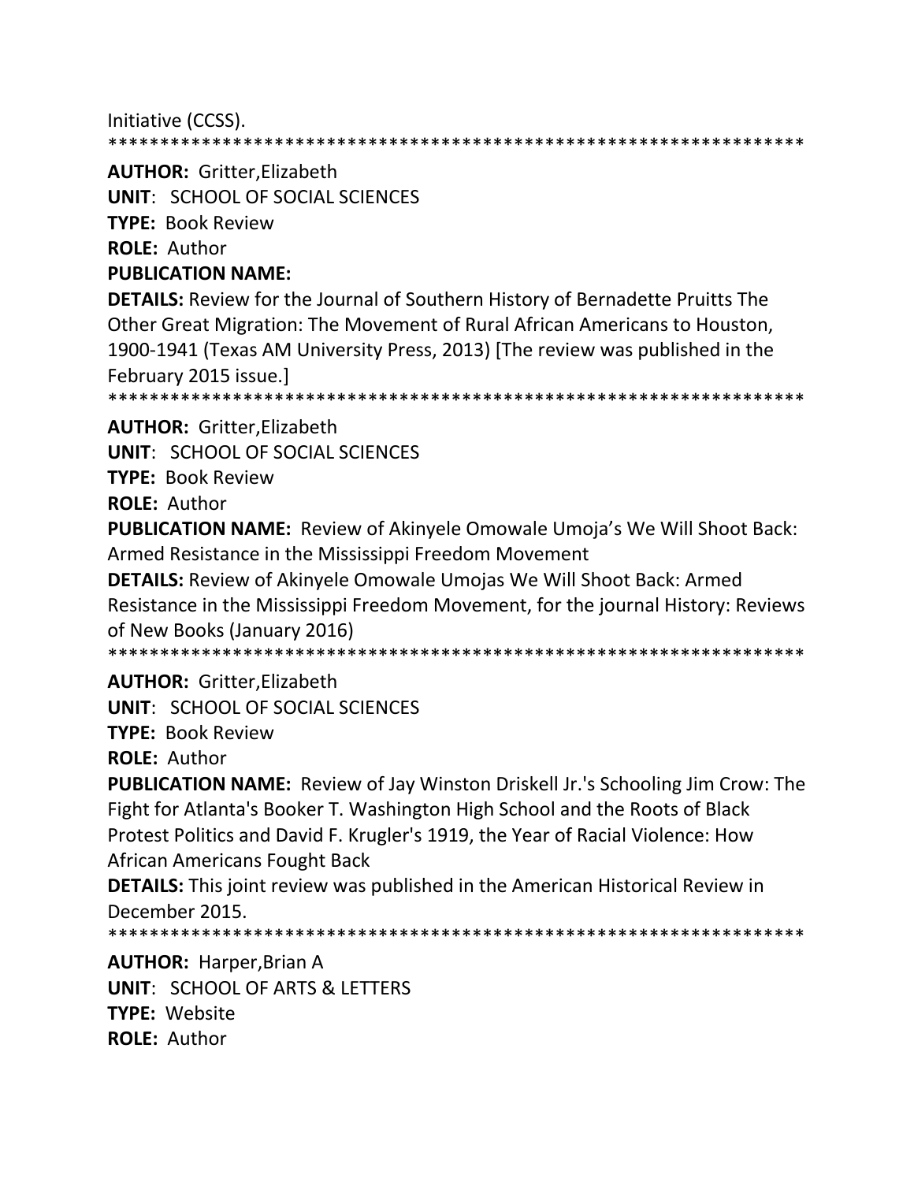Initiative (CCSS).

*******************************************************************

**AUTHOR:** Gritter,Elizabeth
**UNIT**: SCHOOL OF SOCIAL SCIENCES
**TYPE:** Book Review
**ROLE:** Author
**PUBLICATION NAME:**
**DETAILS:** Review for the Journal of Southern History of Bernadette Pruitts The Other Great Migration: The Movement of Rural African Americans to Houston, 1900-1941 (Texas AM University Press, 2013) [The review was published in the February 2015 issue.]

*******************************************************************

**AUTHOR:** Gritter,Elizabeth
**UNIT**: SCHOOL OF SOCIAL SCIENCES
**TYPE:** Book Review
**ROLE:** Author
**PUBLICATION NAME:** Review of Akinyele Omowale Umoja's We Will Shoot Back: Armed Resistance in the Mississippi Freedom Movement
**DETAILS:** Review of Akinyele Omowale Umojas We Will Shoot Back: Armed Resistance in the Mississippi Freedom Movement, for the journal History: Reviews of New Books (January 2016)

*******************************************************************

**AUTHOR:** Gritter,Elizabeth
**UNIT**: SCHOOL OF SOCIAL SCIENCES
**TYPE:** Book Review
**ROLE:** Author
**PUBLICATION NAME:** Review of Jay Winston Driskell Jr.'s Schooling Jim Crow: The Fight for Atlanta's Booker T. Washington High School and the Roots of Black Protest Politics and David F. Krugler's 1919, the Year of Racial Violence: How African Americans Fought Back
**DETAILS:** This joint review was published in the American Historical Review in December 2015.

*******************************************************************

**AUTHOR:** Harper,Brian A
**UNIT**: SCHOOL OF ARTS & LETTERS
**TYPE:** Website
**ROLE:** Author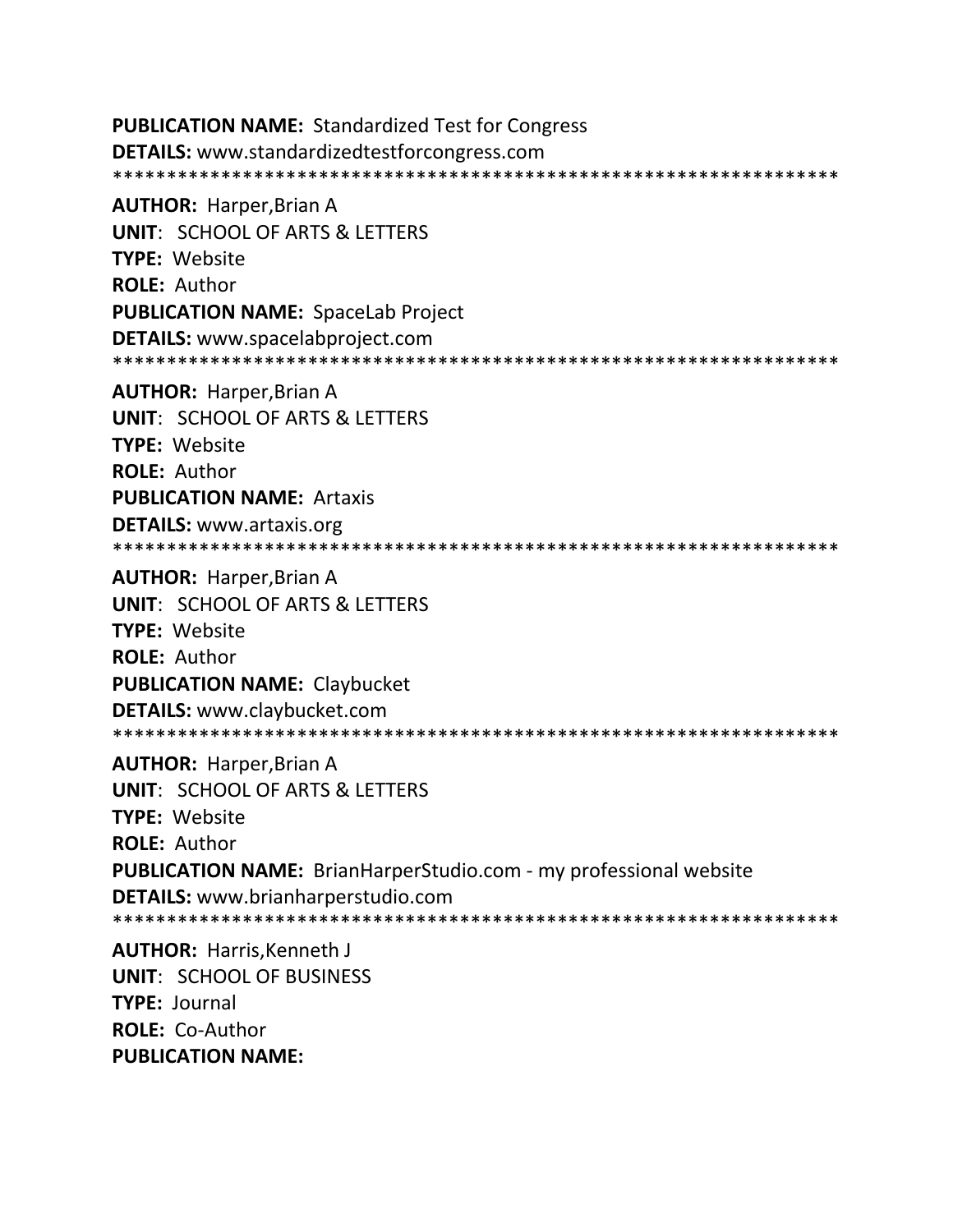**PUBLICATION NAME:** Standardized Test for Congress
**DETAILS:** www.standardizedtestforcongress.com
******************************************************************

**AUTHOR:** Harper,Brian A
**UNIT**: SCHOOL OF ARTS & LETTERS
**TYPE:** Website
**ROLE:** Author
**PUBLICATION NAME:** SpaceLab Project
**DETAILS:** www.spacelabproject.com
******************************************************************

**AUTHOR:** Harper,Brian A
**UNIT**: SCHOOL OF ARTS & LETTERS
**TYPE:** Website
**ROLE:** Author
**PUBLICATION NAME:** Artaxis
**DETAILS:** www.artaxis.org
******************************************************************

**AUTHOR:** Harper,Brian A
**UNIT**: SCHOOL OF ARTS & LETTERS
**TYPE:** Website
**ROLE:** Author
**PUBLICATION NAME:** Claybucket
**DETAILS:** www.claybucket.com
******************************************************************

**AUTHOR:** Harper,Brian A
**UNIT**: SCHOOL OF ARTS & LETTERS
**TYPE:** Website
**ROLE:** Author
**PUBLICATION NAME:** BrianHarperStudio.com - my professional website
**DETAILS:** www.brianharperstudio.com
******************************************************************

**AUTHOR:** Harris,Kenneth J
**UNIT**: SCHOOL OF BUSINESS
**TYPE:** Journal
**ROLE:** Co-Author
**PUBLICATION NAME:**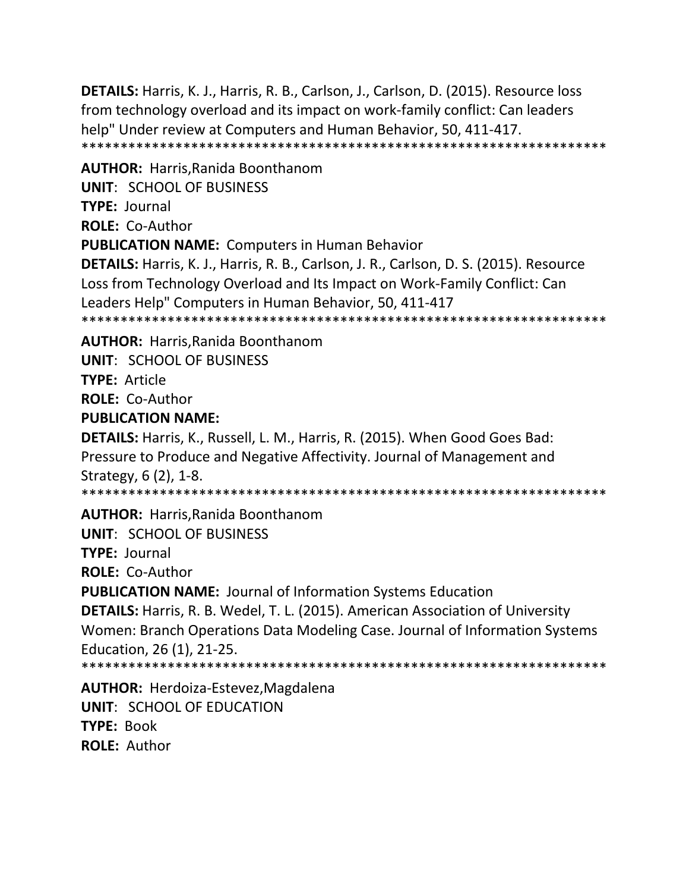**DETAILS:** Harris, K. J., Harris, R. B., Carlson, J., Carlson, D. (2015). Resource loss from technology overload and its impact on work-family conflict: Can leaders help" Under review at Computers and Human Behavior, 50, 411-417.
*******************************************************************

**AUTHOR:** Harris,Ranida Boonthanom
**UNIT**: SCHOOL OF BUSINESS
**TYPE:** Journal
**ROLE:** Co-Author
**PUBLICATION NAME:** Computers in Human Behavior
**DETAILS:** Harris, K. J., Harris, R. B., Carlson, J. R., Carlson, D. S. (2015). Resource Loss from Technology Overload and Its Impact on Work-Family Conflict: Can Leaders Help" Computers in Human Behavior, 50, 411-417
*******************************************************************

**AUTHOR:** Harris,Ranida Boonthanom
**UNIT**: SCHOOL OF BUSINESS
**TYPE:** Article
**ROLE:** Co-Author
**PUBLICATION NAME:**
**DETAILS:** Harris, K., Russell, L. M., Harris, R. (2015). When Good Goes Bad: Pressure to Produce and Negative Affectivity. Journal of Management and Strategy, 6 (2), 1-8.
*******************************************************************

**AUTHOR:** Harris,Ranida Boonthanom
**UNIT**: SCHOOL OF BUSINESS
**TYPE:** Journal
**ROLE:** Co-Author
**PUBLICATION NAME:** Journal of Information Systems Education
**DETAILS:** Harris, R. B. Wedel, T. L. (2015). American Association of University Women: Branch Operations Data Modeling Case. Journal of Information Systems Education, 26 (1), 21-25.
*******************************************************************

**AUTHOR:** Herdoiza-Estevez,Magdalena
**UNIT**: SCHOOL OF EDUCATION
**TYPE:** Book
**ROLE:** Author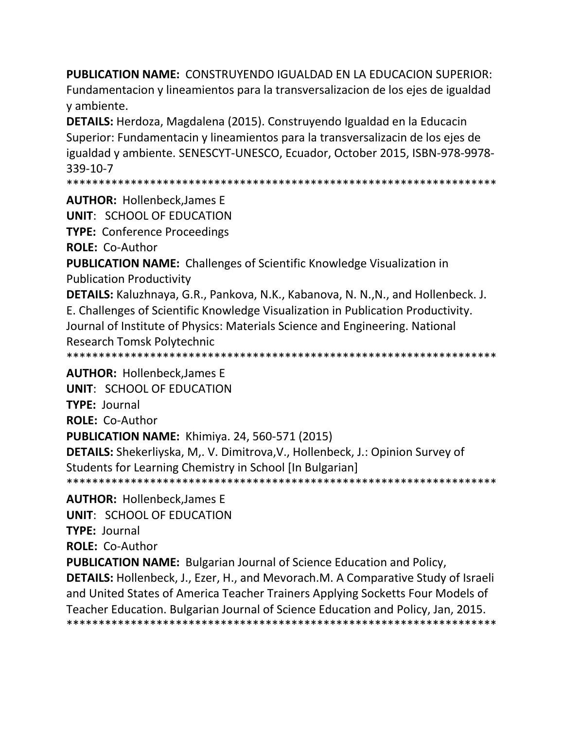**PUBLICATION NAME:** CONSTRUYENDO IGUALDAD EN LA EDUCACION SUPERIOR: Fundamentacion y lineamientos para la transversalizacion de los ejes de igualdad y ambiente.

**DETAILS:** Herdoza, Magdalena (2015). Construyendo Igualdad en la Educacin Superior: Fundamentacin y lineamientos para la transversalizacin de los ejes de igualdad y ambiente. SENESCYT-UNESCO, Ecuador, October 2015, ISBN-978-9978-339-10-7

******************************************************************

**AUTHOR:** Hollenbeck,James E

**UNIT**: SCHOOL OF EDUCATION

**TYPE:** Conference Proceedings

**ROLE:** Co-Author

**PUBLICATION NAME:** Challenges of Scientific Knowledge Visualization in Publication Productivity

**DETAILS:** Kaluzhnaya, G.R., Pankova, N.K., Kabanova, N. N.,N., and Hollenbeck. J. E. Challenges of Scientific Knowledge Visualization in Publication Productivity. Journal of Institute of Physics: Materials Science and Engineering. National Research Tomsk Polytechnic

******************************************************************

**AUTHOR:** Hollenbeck,James E

**UNIT**: SCHOOL OF EDUCATION

**TYPE:** Journal

**ROLE:** Co-Author

**PUBLICATION NAME:** Khimiya. 24, 560-571 (2015)

**DETAILS:** Shekerliyska, M,. V. Dimitrova,V., Hollenbeck, J.: Opinion Survey of Students for Learning Chemistry in School [In Bulgarian]

******************************************************************

**AUTHOR:** Hollenbeck,James E

**UNIT**: SCHOOL OF EDUCATION

**TYPE:** Journal

**ROLE:** Co-Author

**PUBLICATION NAME:** Bulgarian Journal of Science Education and Policy,

**DETAILS:** Hollenbeck, J., Ezer, H., and Mevorach.M. A Comparative Study of Israeli and United States of America Teacher Trainers Applying Socketts Four Models of Teacher Education. Bulgarian Journal of Science Education and Policy, Jan, 2015.

******************************************************************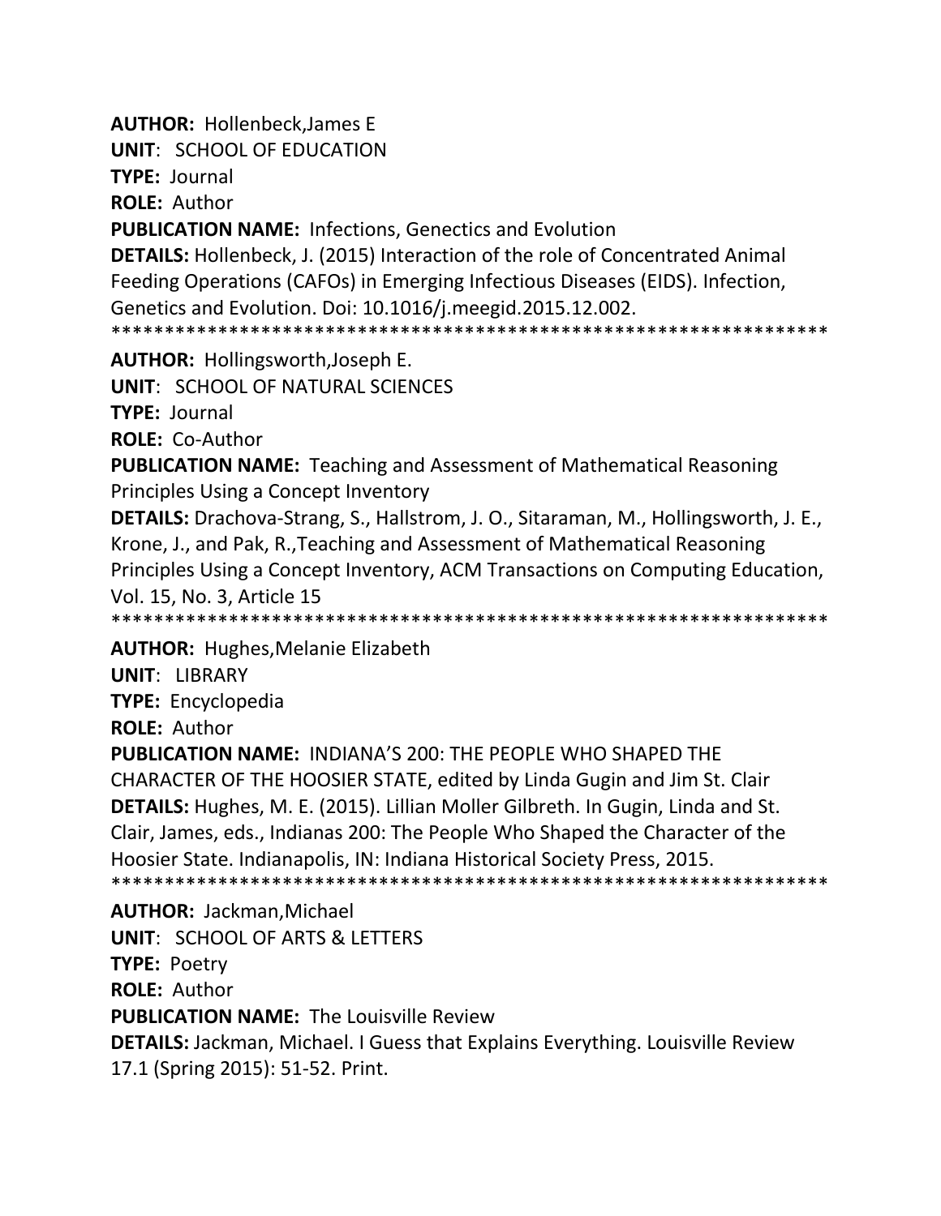**AUTHOR:** Hollenbeck,James E

**UNIT**: SCHOOL OF EDUCATION

**TYPE:** Journal

**ROLE:** Author

**PUBLICATION NAME:** Infections, Genectics and Evolution

**DETAILS:** Hollenbeck, J. (2015) Interaction of the role of Concentrated Animal Feeding Operations (CAFOs) in Emerging Infectious Diseases (EIDS). Infection, Genetics and Evolution. Doi: 10.1016/j.meegid.2015.12.002.

******************************************************************

**AUTHOR:** Hollingsworth,Joseph E.

**UNIT**: SCHOOL OF NATURAL SCIENCES

**TYPE:** Journal

**ROLE:** Co-Author

**PUBLICATION NAME:** Teaching and Assessment of Mathematical Reasoning Principles Using a Concept Inventory

**DETAILS:** Drachova-Strang, S., Hallstrom, J. O., Sitaraman, M., Hollingsworth, J. E., Krone, J., and Pak, R.,Teaching and Assessment of Mathematical Reasoning Principles Using a Concept Inventory, ACM Transactions on Computing Education, Vol. 15, No. 3, Article 15

******************************************************************

**AUTHOR:** Hughes,Melanie Elizabeth

**UNIT**: LIBRARY

**TYPE:** Encyclopedia

**ROLE:** Author

**PUBLICATION NAME:** INDIANA'S 200: THE PEOPLE WHO SHAPED THE CHARACTER OF THE HOOSIER STATE, edited by Linda Gugin and Jim St. Clair

**DETAILS:** Hughes, M. E. (2015). Lillian Moller Gilbreth. In Gugin, Linda and St. Clair, James, eds., Indianas 200: The People Who Shaped the Character of the Hoosier State. Indianapolis, IN: Indiana Historical Society Press, 2015.

******************************************************************

**AUTHOR:** Jackman,Michael

**UNIT**: SCHOOL OF ARTS & LETTERS

**TYPE:** Poetry

**ROLE:** Author

**PUBLICATION NAME:** The Louisville Review

**DETAILS:** Jackman, Michael. I Guess that Explains Everything. Louisville Review 17.1 (Spring 2015): 51-52. Print.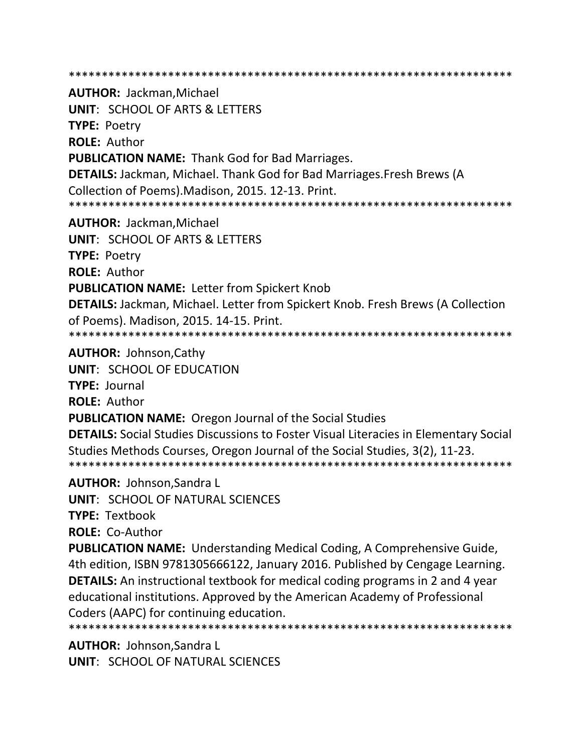*******************************************************************

**AUTHOR:** Jackman,Michael

**UNIT**: SCHOOL OF ARTS & LETTERS

**TYPE:** Poetry

**ROLE:** Author

**PUBLICATION NAME:** Thank God for Bad Marriages.

**DETAILS:** Jackman, Michael. Thank God for Bad Marriages.Fresh Brews (A Collection of Poems).Madison, 2015. 12-13. Print.

*******************************************************************

**AUTHOR:** Jackman,Michael

**UNIT**: SCHOOL OF ARTS & LETTERS

**TYPE:** Poetry

**ROLE:** Author

**PUBLICATION NAME:** Letter from Spickert Knob

**DETAILS:** Jackman, Michael. Letter from Spickert Knob. Fresh Brews (A Collection of Poems). Madison, 2015. 14-15. Print.

*******************************************************************

**AUTHOR:** Johnson,Cathy

**UNIT**: SCHOOL OF EDUCATION

**TYPE:** Journal

**ROLE:** Author

**PUBLICATION NAME:** Oregon Journal of the Social Studies

**DETAILS:** Social Studies Discussions to Foster Visual Literacies in Elementary Social Studies Methods Courses, Oregon Journal of the Social Studies, 3(2), 11-23.

*******************************************************************

**AUTHOR:** Johnson,Sandra L

**UNIT**: SCHOOL OF NATURAL SCIENCES

**TYPE:** Textbook

**ROLE:** Co-Author

**PUBLICATION NAME:** Understanding Medical Coding, A Comprehensive Guide, 4th edition, ISBN 9781305666122, January 2016. Published by Cengage Learning.

**DETAILS:** An instructional textbook for medical coding programs in 2 and 4 year educational institutions. Approved by the American Academy of Professional Coders (AAPC) for continuing education.

*******************************************************************

**AUTHOR:** Johnson,Sandra L

**UNIT**: SCHOOL OF NATURAL SCIENCES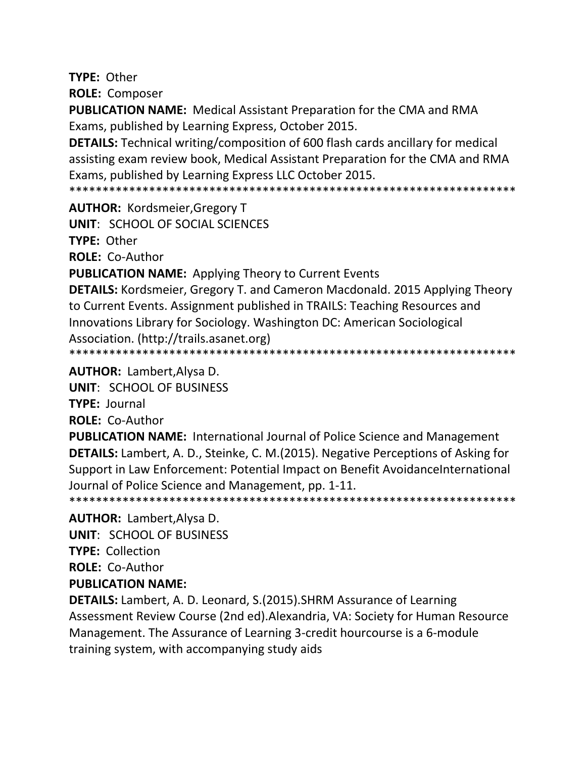**TYPE:** Other

**ROLE:** Composer

**PUBLICATION NAME:** Medical Assistant Preparation for the CMA and RMA Exams, published by Learning Express, October 2015.

**DETAILS:** Technical writing/composition of 600 flash cards ancillary for medical assisting exam review book, Medical Assistant Preparation for the CMA and RMA Exams, published by Learning Express LLC October 2015.

*******************************************************************

**AUTHOR:** Kordsmeier,Gregory T

**UNIT**: SCHOOL OF SOCIAL SCIENCES

**TYPE:** Other

**ROLE:** Co-Author

**PUBLICATION NAME:** Applying Theory to Current Events

**DETAILS:** Kordsmeier, Gregory T. and Cameron Macdonald. 2015 Applying Theory to Current Events. Assignment published in TRAILS: Teaching Resources and Innovations Library for Sociology. Washington DC: American Sociological Association. (http://trails.asanet.org)

*******************************************************************

**AUTHOR:** Lambert,Alysa D.

**UNIT**: SCHOOL OF BUSINESS

**TYPE:** Journal

**ROLE:** Co-Author

**PUBLICATION NAME:** International Journal of Police Science and Management

**DETAILS:** Lambert, A. D., Steinke, C. M.(2015). Negative Perceptions of Asking for Support in Law Enforcement: Potential Impact on Benefit AvoidanceInternational Journal of Police Science and Management, pp. 1-11.

*******************************************************************

**AUTHOR:** Lambert,Alysa D.

**UNIT**: SCHOOL OF BUSINESS

**TYPE:** Collection

**ROLE:** Co-Author

**PUBLICATION NAME:**

**DETAILS:** Lambert, A. D. Leonard, S.(2015).SHRM Assurance of Learning Assessment Review Course (2nd ed).Alexandria, VA: Society for Human Resource Management. The Assurance of Learning 3-credit hourcourse is a 6-module training system, with accompanying study aids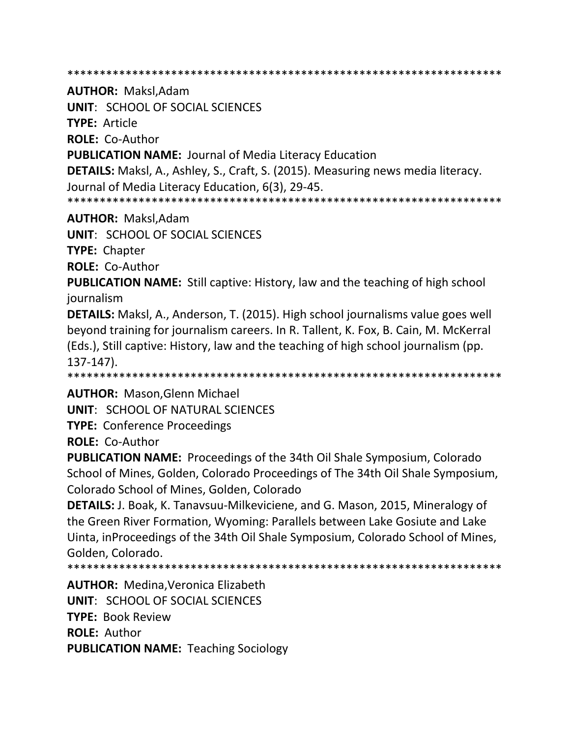*******************************************************************

**AUTHOR:** Maksl,Adam

**UNIT**: SCHOOL OF SOCIAL SCIENCES

**TYPE:** Article

**ROLE:** Co-Author

**PUBLICATION NAME:** Journal of Media Literacy Education

**DETAILS:** Maksl, A., Ashley, S., Craft, S. (2015). Measuring news media literacy. Journal of Media Literacy Education, 6(3), 29-45.

*******************************************************************

**AUTHOR:** Maksl,Adam

**UNIT**: SCHOOL OF SOCIAL SCIENCES

**TYPE:** Chapter

**ROLE:** Co-Author

**PUBLICATION NAME:** Still captive: History, law and the teaching of high school journalism

**DETAILS:** Maksl, A., Anderson, T. (2015). High school journalisms value goes well beyond training for journalism careers. In R. Tallent, K. Fox, B. Cain, M. McKerral (Eds.), Still captive: History, law and the teaching of high school journalism (pp. 137-147).

*******************************************************************

**AUTHOR:** Mason,Glenn Michael

**UNIT**: SCHOOL OF NATURAL SCIENCES

**TYPE:** Conference Proceedings

**ROLE:** Co-Author

**PUBLICATION NAME:** Proceedings of the 34th Oil Shale Symposium, Colorado School of Mines, Golden, Colorado Proceedings of The 34th Oil Shale Symposium, Colorado School of Mines, Golden, Colorado

**DETAILS:** J. Boak, K. Tanavsuu-Milkeviciene, and G. Mason, 2015, Mineralogy of the Green River Formation, Wyoming: Parallels between Lake Gosiute and Lake Uinta, inProceedings of the 34th Oil Shale Symposium, Colorado School of Mines, Golden, Colorado.

*******************************************************************

**AUTHOR:** Medina,Veronica Elizabeth

**UNIT**: SCHOOL OF SOCIAL SCIENCES

**TYPE:** Book Review

**ROLE:** Author

**PUBLICATION NAME:** Teaching Sociology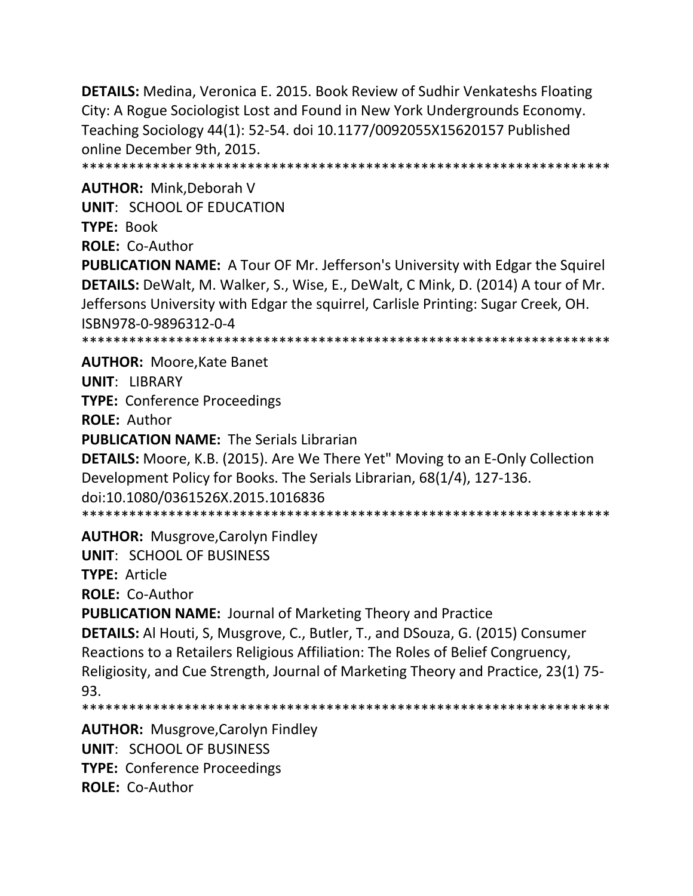**DETAILS:** Medina, Veronica E. 2015. Book Review of Sudhir Venkateshs Floating City: A Rogue Sociologist Lost and Found in New York Undergrounds Economy. Teaching Sociology 44(1): 52-54. doi 10.1177/0092055X15620157 Published online December 9th, 2015.

*******************************************************************

**AUTHOR:** Mink,Deborah V

**UNIT**: SCHOOL OF EDUCATION

**TYPE:** Book

**ROLE:** Co-Author

**PUBLICATION NAME:** A Tour OF Mr. Jefferson's University with Edgar the Squirel

**DETAILS:** DeWalt, M. Walker, S., Wise, E., DeWalt, C Mink, D. (2014) A tour of Mr. Jeffersons University with Edgar the squirrel, Carlisle Printing: Sugar Creek, OH. ISBN978-0-9896312-0-4

*******************************************************************

**AUTHOR:** Moore,Kate Banet

**UNIT**: LIBRARY

**TYPE:** Conference Proceedings

**ROLE:** Author

**PUBLICATION NAME:** The Serials Librarian

**DETAILS:** Moore, K.B. (2015). Are We There Yet" Moving to an E-Only Collection Development Policy for Books. The Serials Librarian, 68(1/4), 127-136. doi:10.1080/0361526X.2015.1016836

*******************************************************************

**AUTHOR:** Musgrove,Carolyn Findley

**UNIT**: SCHOOL OF BUSINESS

**TYPE:** Article

**ROLE:** Co-Author

**PUBLICATION NAME:** Journal of Marketing Theory and Practice

**DETAILS:** Al Houti, S, Musgrove, C., Butler, T., and DSouza, G. (2015) Consumer Reactions to a Retailers Religious Affiliation: The Roles of Belief Congruency, Religiosity, and Cue Strength, Journal of Marketing Theory and Practice, 23(1) 75-93.

*******************************************************************

**AUTHOR:** Musgrove,Carolyn Findley

**UNIT**: SCHOOL OF BUSINESS

**TYPE:** Conference Proceedings

**ROLE:** Co-Author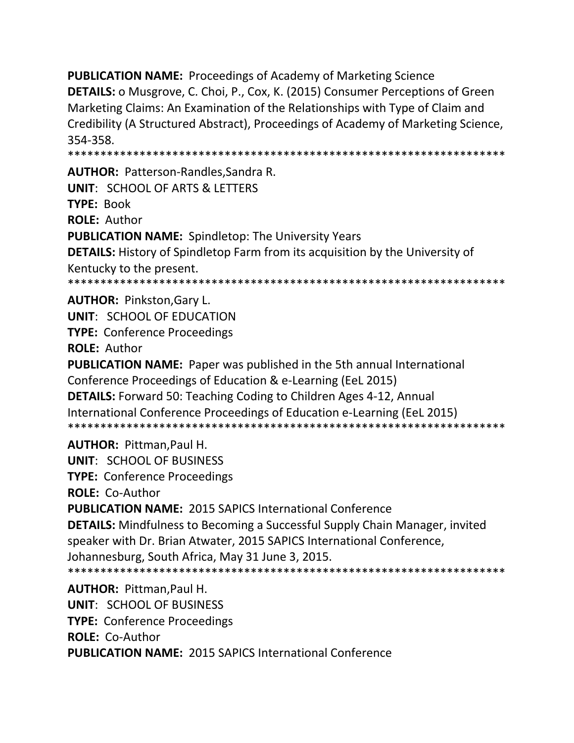**PUBLICATION NAME:** Proceedings of Academy of Marketing Science

**DETAILS:** o Musgrove, C. Choi, P., Cox, K. (2015) Consumer Perceptions of Green Marketing Claims: An Examination of the Relationships with Type of Claim and Credibility (A Structured Abstract), Proceedings of Academy of Marketing Science, 354-358.

*******************************************************************

**AUTHOR:** Patterson-Randles,Sandra R.

**UNIT**: SCHOOL OF ARTS & LETTERS

**TYPE:** Book

**ROLE:** Author

**PUBLICATION NAME:** Spindletop: The University Years

**DETAILS:** History of Spindletop Farm from its acquisition by the University of Kentucky to the present.

*******************************************************************

**AUTHOR:** Pinkston,Gary L.

**UNIT**: SCHOOL OF EDUCATION

**TYPE:** Conference Proceedings

**ROLE:** Author

**PUBLICATION NAME:** Paper was published in the 5th annual International Conference Proceedings of Education & e-Learning (EeL 2015)

**DETAILS:** Forward 50: Teaching Coding to Children Ages 4-12, Annual International Conference Proceedings of Education e-Learning (EeL 2015)

*******************************************************************

**AUTHOR:** Pittman,Paul H.

**UNIT**: SCHOOL OF BUSINESS

**TYPE:** Conference Proceedings

**ROLE:** Co-Author

**PUBLICATION NAME:** 2015 SAPICS International Conference

**DETAILS:** Mindfulness to Becoming a Successful Supply Chain Manager, invited speaker with Dr. Brian Atwater, 2015 SAPICS International Conference, Johannesburg, South Africa, May 31 June 3, 2015.

*******************************************************************

**AUTHOR:** Pittman,Paul H.

**UNIT**: SCHOOL OF BUSINESS

**TYPE:** Conference Proceedings

**ROLE:** Co-Author

**PUBLICATION NAME:** 2015 SAPICS International Conference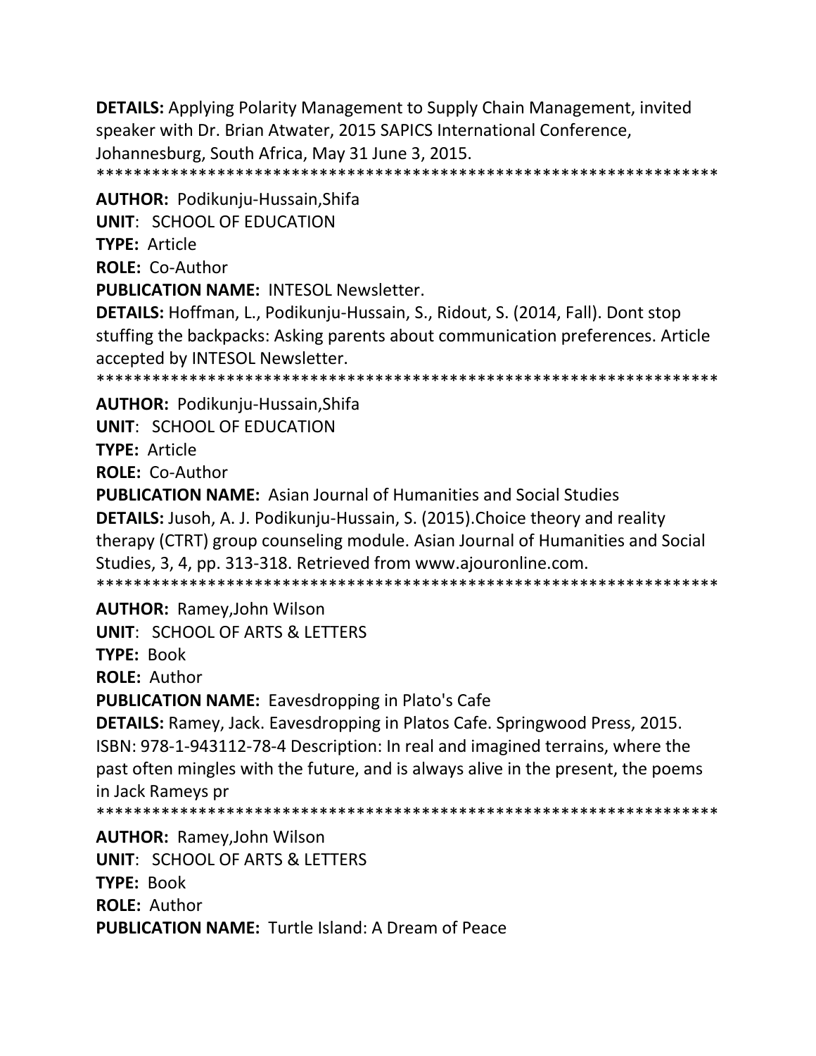**DETAILS:** Applying Polarity Management to Supply Chain Management, invited speaker with Dr. Brian Atwater, 2015 SAPICS International Conference, Johannesburg, South Africa, May 31 June 3, 2015.

*******************************************************************

**AUTHOR:** Podikunju-Hussain,Shifa

**UNIT**: SCHOOL OF EDUCATION

**TYPE:** Article

**ROLE:** Co-Author

**PUBLICATION NAME:** INTESOL Newsletter.

**DETAILS:** Hoffman, L., Podikunju-Hussain, S., Ridout, S. (2014, Fall). Dont stop stuffing the backpacks: Asking parents about communication preferences. Article accepted by INTESOL Newsletter.

*******************************************************************

**AUTHOR:** Podikunju-Hussain,Shifa

**UNIT**: SCHOOL OF EDUCATION

**TYPE:** Article

**ROLE:** Co-Author

**PUBLICATION NAME:** Asian Journal of Humanities and Social Studies

**DETAILS:** Jusoh, A. J. Podikunju-Hussain, S. (2015).Choice theory and reality therapy (CTRT) group counseling module. Asian Journal of Humanities and Social Studies, 3, 4, pp. 313-318. Retrieved from www.ajouronline.com.

*******************************************************************

**AUTHOR:** Ramey,John Wilson

**UNIT**: SCHOOL OF ARTS & LETTERS

**TYPE:** Book

**ROLE:** Author

**PUBLICATION NAME:** Eavesdropping in Plato's Cafe

**DETAILS:** Ramey, Jack. Eavesdropping in Platos Cafe. Springwood Press, 2015. ISBN: 978-1-943112-78-4 Description: In real and imagined terrains, where the past often mingles with the future, and is always alive in the present, the poems in Jack Rameys pr

*******************************************************************

**AUTHOR:** Ramey,John Wilson

**UNIT**: SCHOOL OF ARTS & LETTERS

**TYPE:** Book

**ROLE:** Author

**PUBLICATION NAME:** Turtle Island: A Dream of Peace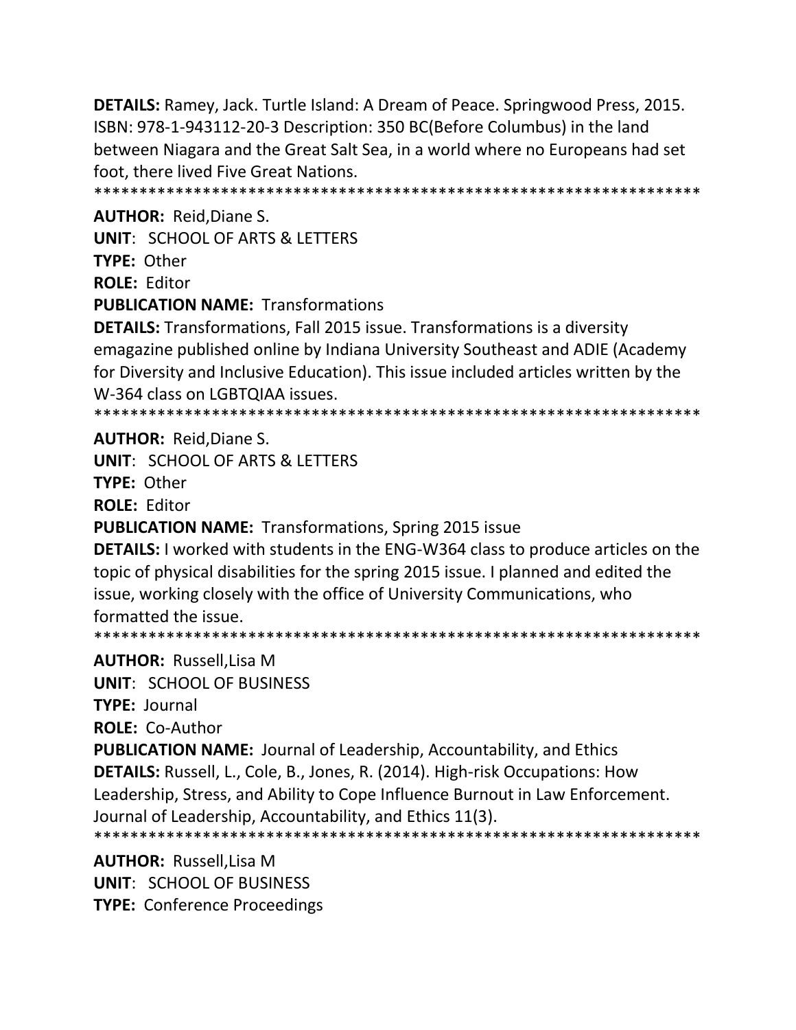**DETAILS:** Ramey, Jack. Turtle Island: A Dream of Peace. Springwood Press, 2015. ISBN: 978-1-943112-20-3 Description: 350 BC(Before Columbus) in the land between Niagara and the Great Salt Sea, in a world where no Europeans had set foot, there lived Five Great Nations.

*******************************************************************

**AUTHOR:** Reid,Diane S.

**UNIT**: SCHOOL OF ARTS & LETTERS

**TYPE:** Other

**ROLE:** Editor

**PUBLICATION NAME:** Transformations

**DETAILS:** Transformations, Fall 2015 issue. Transformations is a diversity emagazine published online by Indiana University Southeast and ADIE (Academy for Diversity and Inclusive Education). This issue included articles written by the W-364 class on LGBTQIAA issues.

*******************************************************************

**AUTHOR:** Reid,Diane S.

**UNIT**: SCHOOL OF ARTS & LETTERS

**TYPE:** Other

**ROLE:** Editor

**PUBLICATION NAME:** Transformations, Spring 2015 issue

**DETAILS:** I worked with students in the ENG-W364 class to produce articles on the topic of physical disabilities for the spring 2015 issue. I planned and edited the issue, working closely with the office of University Communications, who formatted the issue.

*******************************************************************

**AUTHOR:** Russell,Lisa M

**UNIT**: SCHOOL OF BUSINESS

**TYPE:** Journal

**ROLE:** Co-Author

**PUBLICATION NAME:** Journal of Leadership, Accountability, and Ethics

**DETAILS:** Russell, L., Cole, B., Jones, R. (2014). High-risk Occupations: How Leadership, Stress, and Ability to Cope Influence Burnout in Law Enforcement. Journal of Leadership, Accountability, and Ethics 11(3).

*******************************************************************

**AUTHOR:** Russell,Lisa M

**UNIT**: SCHOOL OF BUSINESS

**TYPE:** Conference Proceedings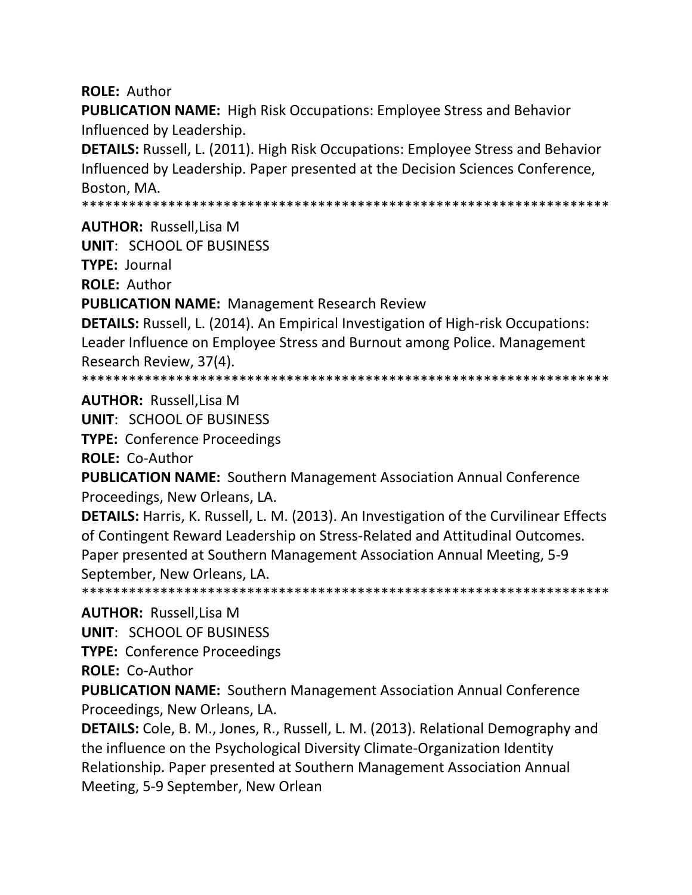**ROLE:** Author

**PUBLICATION NAME:** High Risk Occupations: Employee Stress and Behavior Influenced by Leadership.

**DETAILS:** Russell, L. (2011). High Risk Occupations: Employee Stress and Behavior Influenced by Leadership. Paper presented at the Decision Sciences Conference, Boston, MA.

*******************************************************************

**AUTHOR:** Russell,Lisa M

**UNIT**: SCHOOL OF BUSINESS

**TYPE:** Journal

**ROLE:** Author

**PUBLICATION NAME:** Management Research Review

**DETAILS:** Russell, L. (2014). An Empirical Investigation of High-risk Occupations: Leader Influence on Employee Stress and Burnout among Police. Management Research Review, 37(4).

*******************************************************************

**AUTHOR:** Russell,Lisa M

**UNIT**: SCHOOL OF BUSINESS

**TYPE:** Conference Proceedings

**ROLE:** Co-Author

**PUBLICATION NAME:** Southern Management Association Annual Conference Proceedings, New Orleans, LA.

**DETAILS:** Harris, K. Russell, L. M. (2013). An Investigation of the Curvilinear Effects of Contingent Reward Leadership on Stress-Related and Attitudinal Outcomes. Paper presented at Southern Management Association Annual Meeting, 5-9 September, New Orleans, LA.

*******************************************************************

**AUTHOR:** Russell,Lisa M

**UNIT**: SCHOOL OF BUSINESS

**TYPE:** Conference Proceedings

**ROLE:** Co-Author

**PUBLICATION NAME:** Southern Management Association Annual Conference Proceedings, New Orleans, LA.

**DETAILS:** Cole, B. M., Jones, R., Russell, L. M. (2013). Relational Demography and the influence on the Psychological Diversity Climate-Organization Identity Relationship. Paper presented at Southern Management Association Annual Meeting, 5-9 September, New Orlean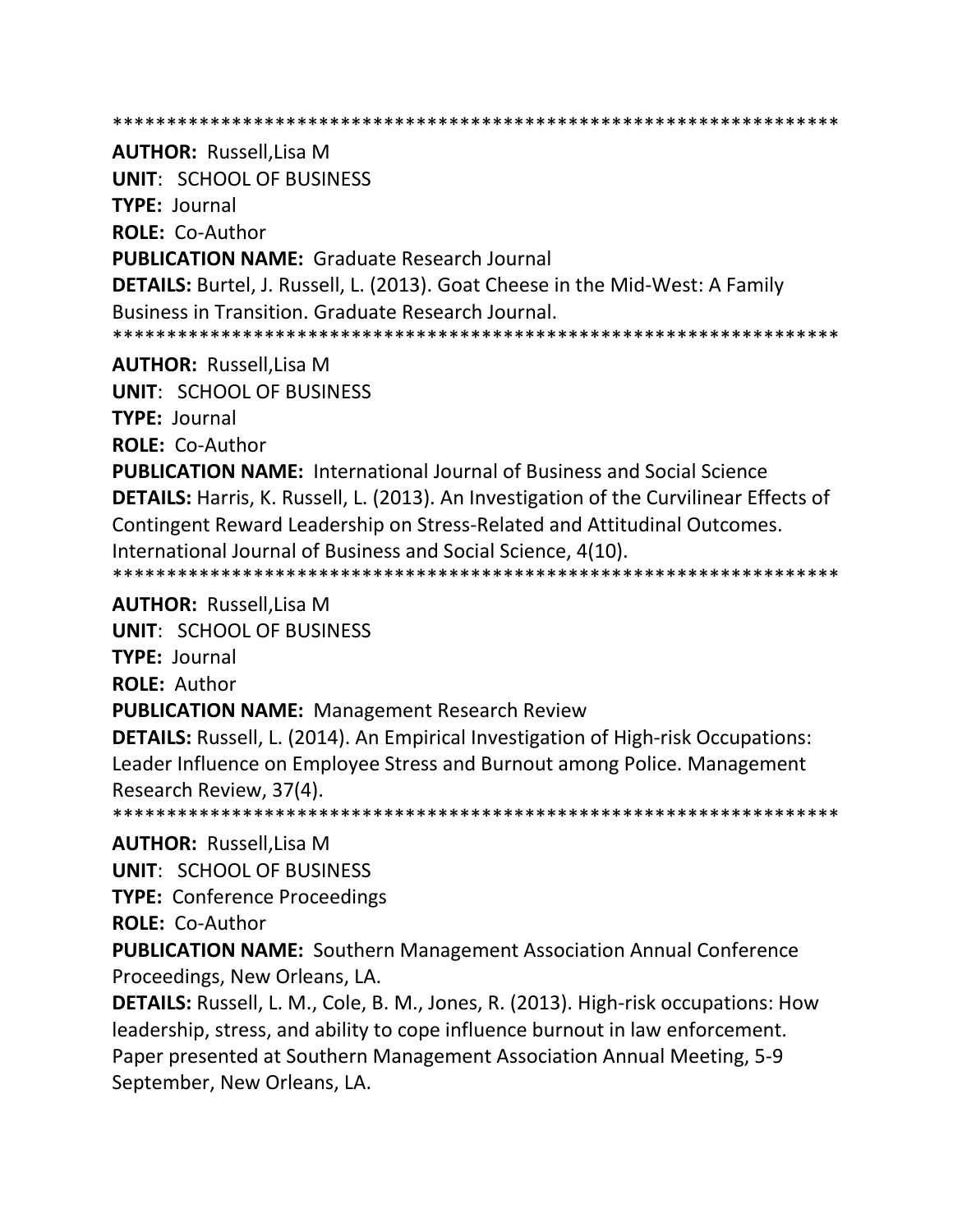*******************************************************************

**AUTHOR:** Russell,Lisa M

**UNIT**: SCHOOL OF BUSINESS

**TYPE:** Journal

**ROLE:** Co-Author

**PUBLICATION NAME:** Graduate Research Journal

**DETAILS:** Burtel, J. Russell, L. (2013). Goat Cheese in the Mid-West: A Family Business in Transition. Graduate Research Journal.

*******************************************************************

**AUTHOR:** Russell,Lisa M

**UNIT**: SCHOOL OF BUSINESS

**TYPE:** Journal

**ROLE:** Co-Author

**PUBLICATION NAME:** International Journal of Business and Social Science

**DETAILS:** Harris, K. Russell, L. (2013). An Investigation of the Curvilinear Effects of Contingent Reward Leadership on Stress-Related and Attitudinal Outcomes. International Journal of Business and Social Science, 4(10).

*******************************************************************

**AUTHOR:** Russell,Lisa M

**UNIT**: SCHOOL OF BUSINESS

**TYPE:** Journal

**ROLE:** Author

**PUBLICATION NAME:** Management Research Review

**DETAILS:** Russell, L. (2014). An Empirical Investigation of High-risk Occupations: Leader Influence on Employee Stress and Burnout among Police. Management Research Review, 37(4).

*******************************************************************

**AUTHOR:** Russell,Lisa M

**UNIT**: SCHOOL OF BUSINESS

**TYPE:** Conference Proceedings

**ROLE:** Co-Author

**PUBLICATION NAME:** Southern Management Association Annual Conference Proceedings, New Orleans, LA.

**DETAILS:** Russell, L. M., Cole, B. M., Jones, R. (2013). High-risk occupations: How leadership, stress, and ability to cope influence burnout in law enforcement. Paper presented at Southern Management Association Annual Meeting, 5-9 September, New Orleans, LA.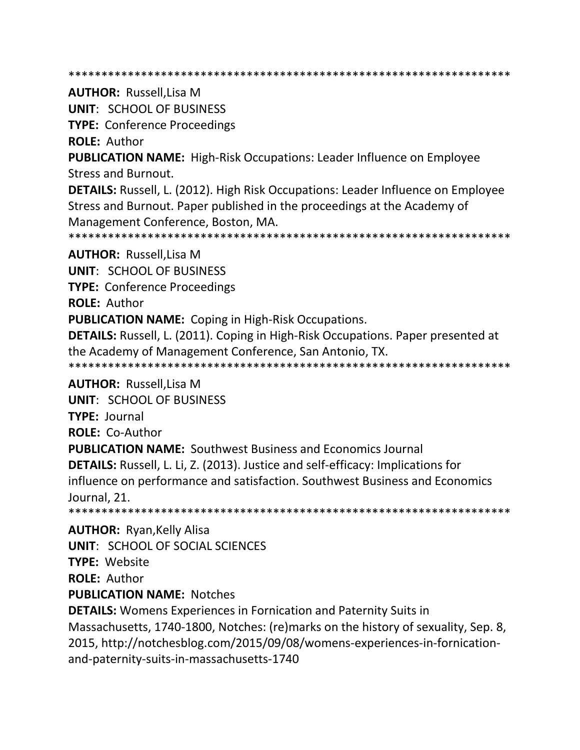*****************************************************************

**AUTHOR:** Russell,Lisa M

**UNIT**: SCHOOL OF BUSINESS

**TYPE:** Conference Proceedings

**ROLE:** Author

**PUBLICATION NAME:** High-Risk Occupations: Leader Influence on Employee Stress and Burnout.

**DETAILS:** Russell, L. (2012). High Risk Occupations: Leader Influence on Employee Stress and Burnout. Paper published in the proceedings at the Academy of Management Conference, Boston, MA.

*****************************************************************

**AUTHOR:** Russell,Lisa M

**UNIT**: SCHOOL OF BUSINESS

**TYPE:** Conference Proceedings

**ROLE:** Author

**PUBLICATION NAME:** Coping in High-Risk Occupations.

**DETAILS:** Russell, L. (2011). Coping in High-Risk Occupations. Paper presented at the Academy of Management Conference, San Antonio, TX.

*****************************************************************

**AUTHOR:** Russell,Lisa M

**UNIT**: SCHOOL OF BUSINESS

**TYPE:** Journal

**ROLE:** Co-Author

**PUBLICATION NAME:** Southwest Business and Economics Journal

**DETAILS:** Russell, L. Li, Z. (2013). Justice and self-efficacy: Implications for influence on performance and satisfaction. Southwest Business and Economics Journal, 21.

*****************************************************************

**AUTHOR:** Ryan,Kelly Alisa

**UNIT**: SCHOOL OF SOCIAL SCIENCES

**TYPE:** Website

**ROLE:** Author

**PUBLICATION NAME:** Notches

**DETAILS:** Womens Experiences in Fornication and Paternity Suits in Massachusetts, 1740-1800, Notches: (re)marks on the history of sexuality, Sep. 8, 2015, http://notchesblog.com/2015/09/08/womens-experiences-in-fornication-and-paternity-suits-in-massachusetts-1740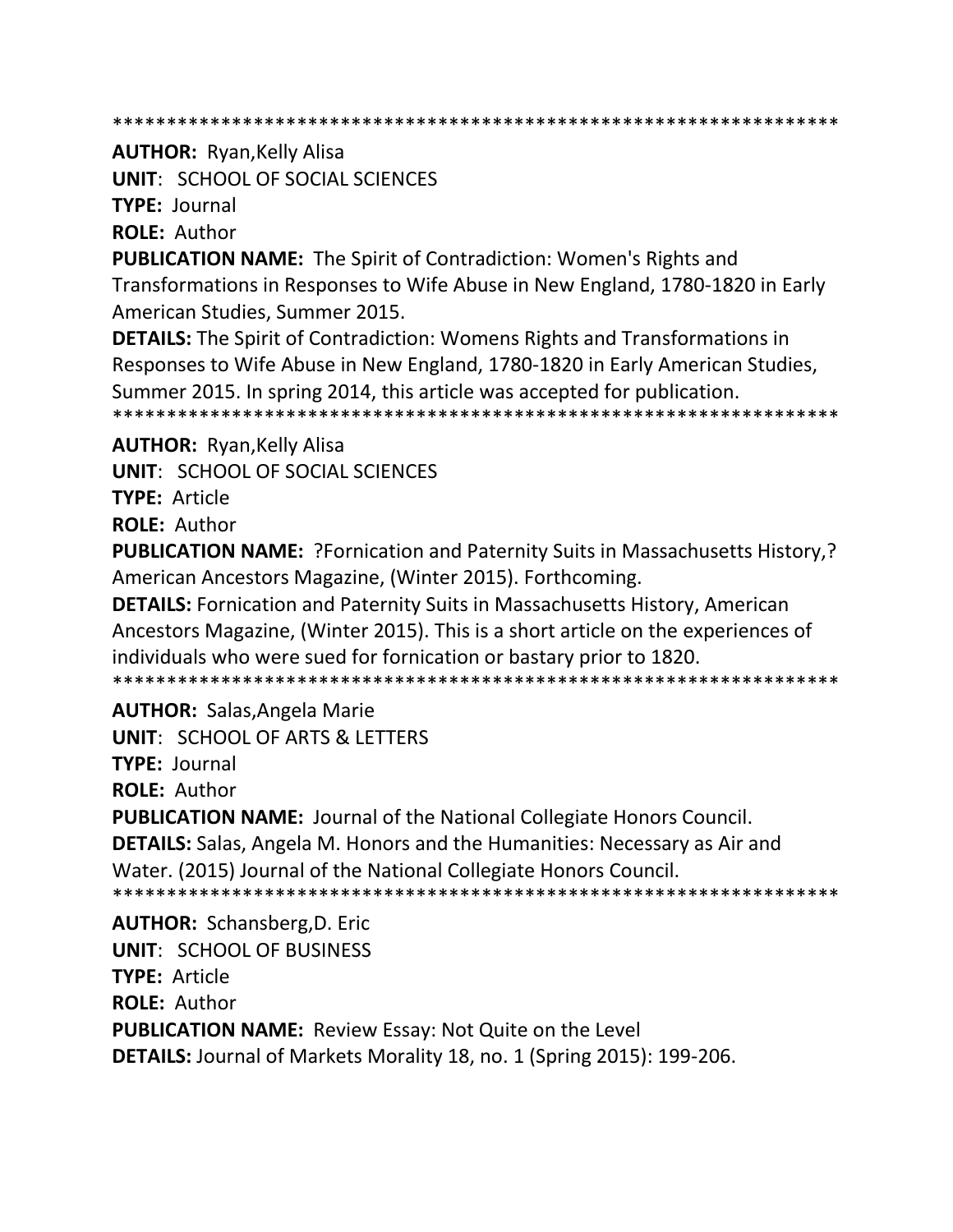******************************************************************

**AUTHOR:** Ryan,Kelly Alisa

**UNIT**: SCHOOL OF SOCIAL SCIENCES

**TYPE:** Journal

**ROLE:** Author

**PUBLICATION NAME:** The Spirit of Contradiction: Women's Rights and Transformations in Responses to Wife Abuse in New England, 1780-1820 in Early American Studies, Summer 2015.

**DETAILS:** The Spirit of Contradiction: Womens Rights and Transformations in Responses to Wife Abuse in New England, 1780-1820 in Early American Studies, Summer 2015. In spring 2014, this article was accepted for publication.

******************************************************************

**AUTHOR:** Ryan,Kelly Alisa

**UNIT**: SCHOOL OF SOCIAL SCIENCES

**TYPE:** Article

**ROLE:** Author

**PUBLICATION NAME:** ?Fornication and Paternity Suits in Massachusetts History,? American Ancestors Magazine, (Winter 2015). Forthcoming.

**DETAILS:** Fornication and Paternity Suits in Massachusetts History, American Ancestors Magazine, (Winter 2015). This is a short article on the experiences of individuals who were sued for fornication or bastary prior to 1820.

******************************************************************

**AUTHOR:** Salas,Angela Marie

**UNIT**: SCHOOL OF ARTS & LETTERS

**TYPE:** Journal

**ROLE:** Author

**PUBLICATION NAME:** Journal of the National Collegiate Honors Council.

**DETAILS:** Salas, Angela M. Honors and the Humanities: Necessary as Air and Water. (2015) Journal of the National Collegiate Honors Council.

******************************************************************

**AUTHOR:** Schansberg,D. Eric

**UNIT**: SCHOOL OF BUSINESS

**TYPE:** Article

**ROLE:** Author

**PUBLICATION NAME:** Review Essay: Not Quite on the Level

**DETAILS:** Journal of Markets Morality 18, no. 1 (Spring 2015): 199-206.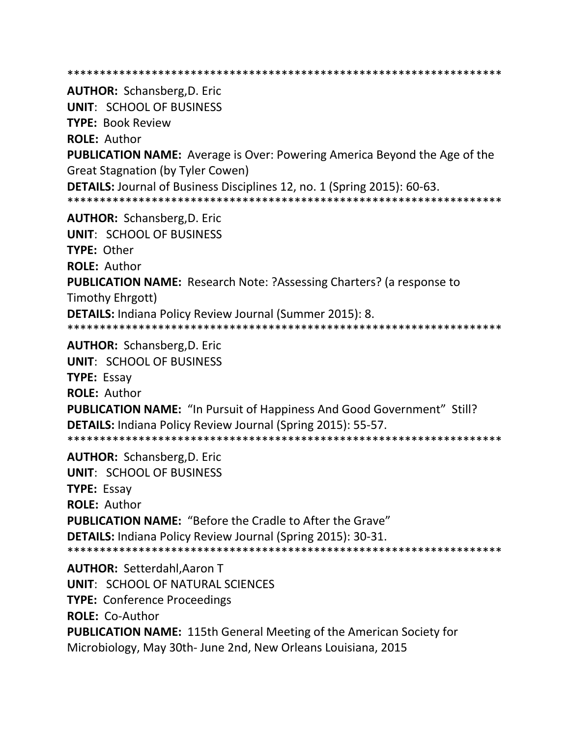*******************************************************************

**AUTHOR:** Schansberg,D. Eric

**UNIT**: SCHOOL OF BUSINESS

**TYPE:** Book Review

**ROLE:** Author

**PUBLICATION NAME:** Average is Over: Powering America Beyond the Age of the Great Stagnation (by Tyler Cowen)

**DETAILS:** Journal of Business Disciplines 12, no. 1 (Spring 2015): 60-63.

*******************************************************************

**AUTHOR:** Schansberg,D. Eric

**UNIT**: SCHOOL OF BUSINESS

**TYPE:** Other

**ROLE:** Author

**PUBLICATION NAME:** Research Note: ?Assessing Charters? (a response to Timothy Ehrgott)

**DETAILS:** Indiana Policy Review Journal (Summer 2015): 8.

*******************************************************************

**AUTHOR:** Schansberg,D. Eric

**UNIT**: SCHOOL OF BUSINESS

**TYPE:** Essay

**ROLE:** Author

**PUBLICATION NAME:** "In Pursuit of Happiness And Good Government" Still?

**DETAILS:** Indiana Policy Review Journal (Spring 2015): 55-57.

*******************************************************************

**AUTHOR:** Schansberg,D. Eric

**UNIT**: SCHOOL OF BUSINESS

**TYPE:** Essay

**ROLE:** Author

**PUBLICATION NAME:** "Before the Cradle to After the Grave"

**DETAILS:** Indiana Policy Review Journal (Spring 2015): 30-31.

*******************************************************************

**AUTHOR:** Setterdahl,Aaron T

**UNIT**: SCHOOL OF NATURAL SCIENCES

**TYPE:** Conference Proceedings

**ROLE:** Co-Author

**PUBLICATION NAME:** 115th General Meeting of the American Society for Microbiology, May 30th- June 2nd, New Orleans Louisiana, 2015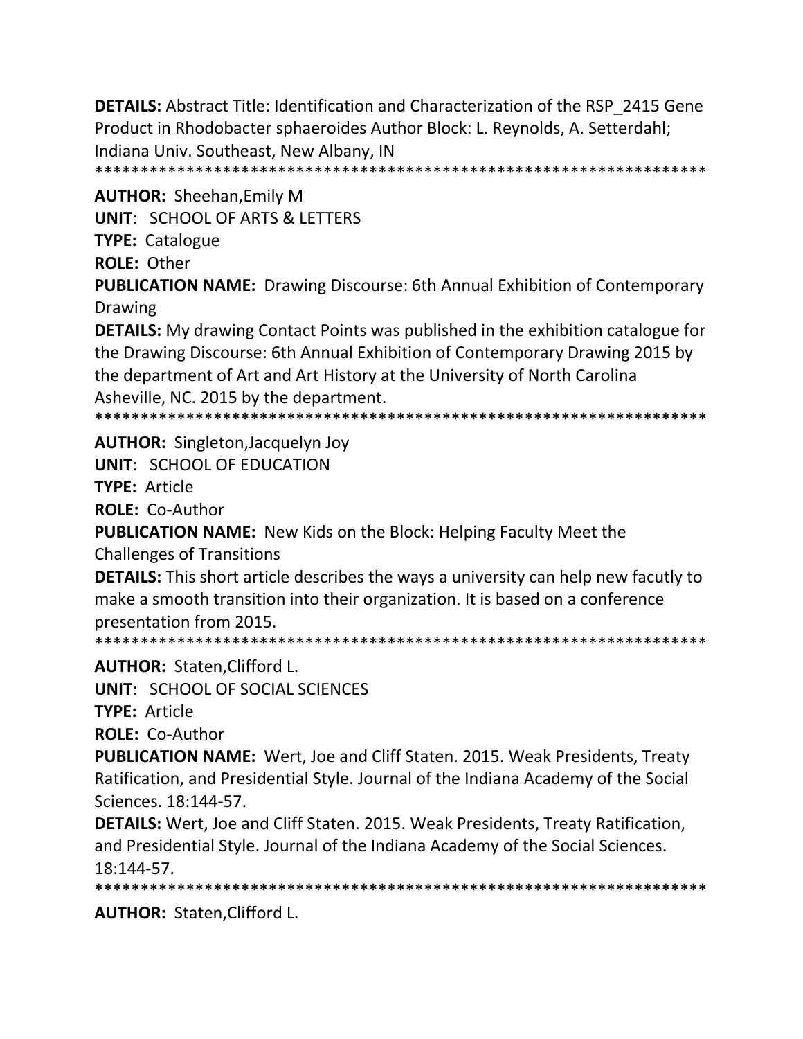**DETAILS:** Abstract Title: Identification and Characterization of the RSP_2415 Gene Product in Rhodobacter sphaeroides Author Block: L. Reynolds, A. Setterdahl; Indiana Univ. Southeast, New Albany, IN

*******************************************************************

**AUTHOR:** Sheehan,Emily M

**UNIT**: SCHOOL OF ARTS & LETTERS

**TYPE:** Catalogue

**ROLE:** Other

**PUBLICATION NAME:** Drawing Discourse: 6th Annual Exhibition of Contemporary Drawing

**DETAILS:** My drawing Contact Points was published in the exhibition catalogue for the Drawing Discourse: 6th Annual Exhibition of Contemporary Drawing 2015 by the department of Art and Art History at the University of North Carolina Asheville, NC. 2015 by the department.

*******************************************************************

**AUTHOR:** Singleton,Jacquelyn Joy

**UNIT**: SCHOOL OF EDUCATION

**TYPE:** Article

**ROLE:** Co-Author

**PUBLICATION NAME:** New Kids on the Block: Helping Faculty Meet the Challenges of Transitions

**DETAILS:** This short article describes the ways a university can help new facutly to make a smooth transition into their organization. It is based on a conference presentation from 2015.

*******************************************************************

**AUTHOR:** Staten,Clifford L.

**UNIT**: SCHOOL OF SOCIAL SCIENCES

**TYPE:** Article

**ROLE:** Co-Author

**PUBLICATION NAME:** Wert, Joe and Cliff Staten. 2015. Weak Presidents, Treaty Ratification, and Presidential Style. Journal of the Indiana Academy of the Social Sciences. 18:144-57.

**DETAILS:** Wert, Joe and Cliff Staten. 2015. Weak Presidents, Treaty Ratification, and Presidential Style. Journal of the Indiana Academy of the Social Sciences. 18:144-57.

*******************************************************************

**AUTHOR:** Staten,Clifford L.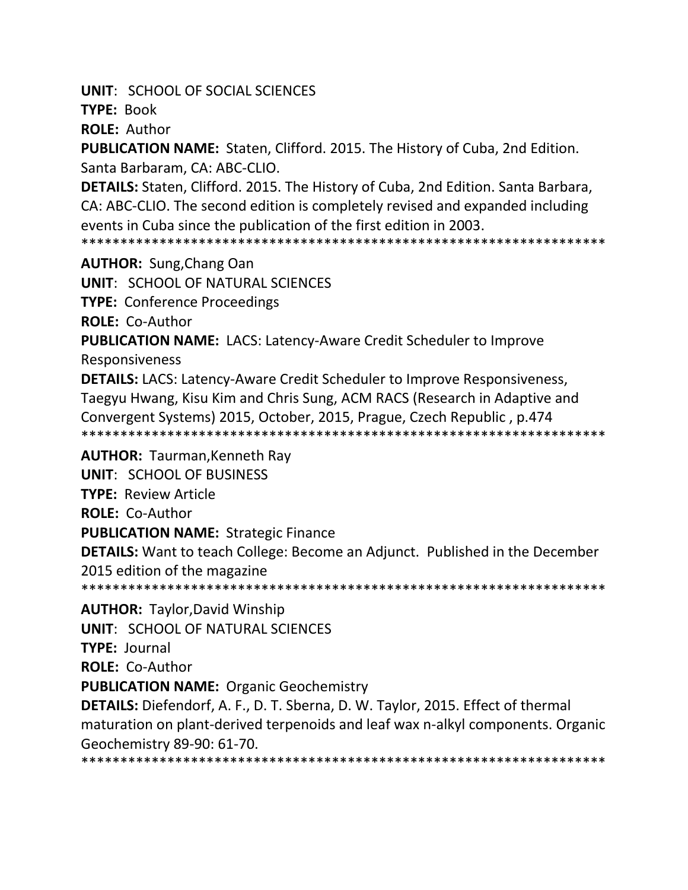**UNIT**: SCHOOL OF SOCIAL SCIENCES

**TYPE:** Book

**ROLE:** Author

**PUBLICATION NAME:** Staten, Clifford. 2015. The History of Cuba, 2nd Edition. Santa Barbaram, CA: ABC-CLIO.

**DETAILS:** Staten, Clifford. 2015. The History of Cuba, 2nd Edition. Santa Barbara, CA: ABC-CLIO. The second edition is completely revised and expanded including events in Cuba since the publication of the first edition in 2003.

*******************************************************************

**AUTHOR:** Sung,Chang Oan

**UNIT**: SCHOOL OF NATURAL SCIENCES

**TYPE:** Conference Proceedings

**ROLE:** Co-Author

**PUBLICATION NAME:** LACS: Latency-Aware Credit Scheduler to Improve Responsiveness

**DETAILS:** LACS: Latency-Aware Credit Scheduler to Improve Responsiveness, Taegyu Hwang, Kisu Kim and Chris Sung, ACM RACS (Research in Adaptive and Convergent Systems) 2015, October, 2015, Prague, Czech Republic , p.474

*******************************************************************

**AUTHOR:** Taurman,Kenneth Ray

**UNIT**: SCHOOL OF BUSINESS

**TYPE:** Review Article

**ROLE:** Co-Author

**PUBLICATION NAME:** Strategic Finance

**DETAILS:** Want to teach College: Become an Adjunct. Published in the December 2015 edition of the magazine

*******************************************************************

**AUTHOR:** Taylor,David Winship

**UNIT**: SCHOOL OF NATURAL SCIENCES

**TYPE:** Journal

**ROLE:** Co-Author

**PUBLICATION NAME:** Organic Geochemistry

**DETAILS:** Diefendorf, A. F., D. T. Sberna, D. W. Taylor, 2015. Effect of thermal maturation on plant-derived terpenoids and leaf wax n-alkyl components. Organic Geochemistry 89-90: 61-70.

*******************************************************************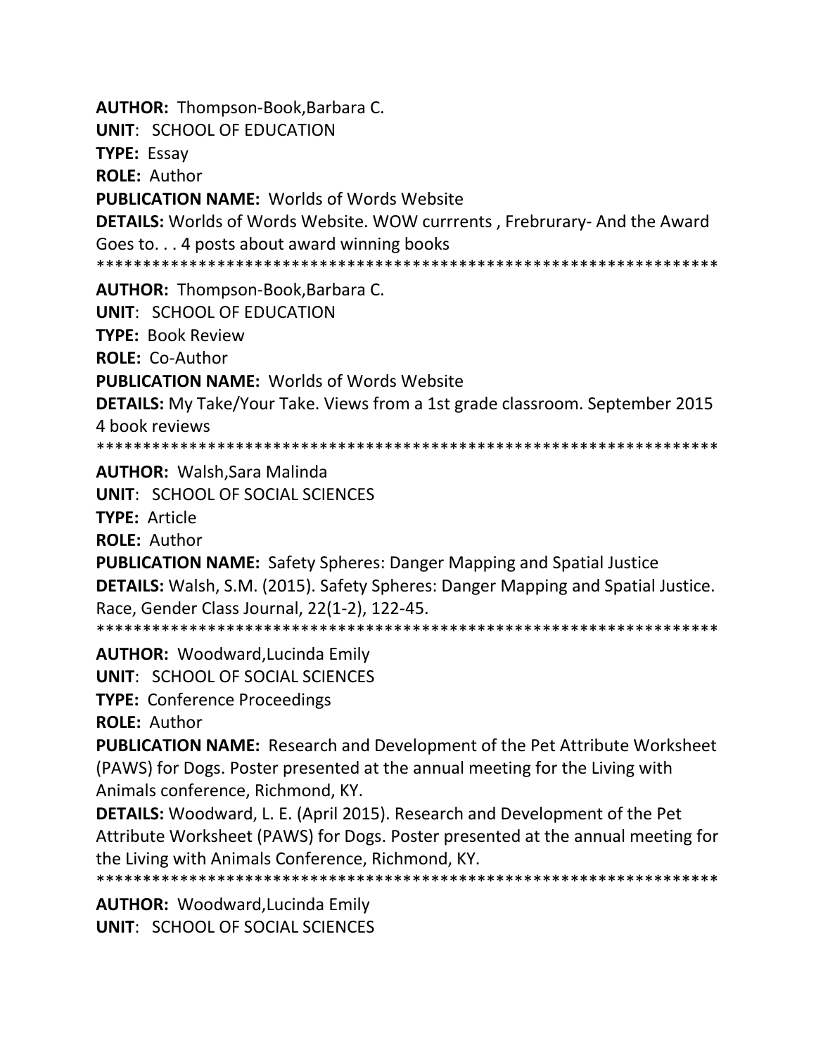**AUTHOR:** Thompson-Book,Barbara C.

**UNIT**: SCHOOL OF EDUCATION

**TYPE:** Essay

**ROLE:** Author

**PUBLICATION NAME:** Worlds of Words Website

**DETAILS:** Worlds of Words Website. WOW currrents , Frebrurary- And the Award Goes to. . . 4 posts about award winning books

*******************************************************************

**AUTHOR:** Thompson-Book,Barbara C.

**UNIT**: SCHOOL OF EDUCATION

**TYPE:** Book Review

**ROLE:** Co-Author

**PUBLICATION NAME:** Worlds of Words Website

**DETAILS:** My Take/Your Take. Views from a 1st grade classroom. September 2015 4 book reviews

*******************************************************************

**AUTHOR:** Walsh,Sara Malinda

**UNIT**: SCHOOL OF SOCIAL SCIENCES

**TYPE:** Article

**ROLE:** Author

**PUBLICATION NAME:** Safety Spheres: Danger Mapping and Spatial Justice

**DETAILS:** Walsh, S.M. (2015). Safety Spheres: Danger Mapping and Spatial Justice. Race, Gender Class Journal, 22(1-2), 122-45.

*******************************************************************

**AUTHOR:** Woodward,Lucinda Emily

**UNIT**: SCHOOL OF SOCIAL SCIENCES

**TYPE:** Conference Proceedings

**ROLE:** Author

**PUBLICATION NAME:** Research and Development of the Pet Attribute Worksheet (PAWS) for Dogs. Poster presented at the annual meeting for the Living with Animals conference, Richmond, KY.

**DETAILS:** Woodward, L. E. (April 2015). Research and Development of the Pet Attribute Worksheet (PAWS) for Dogs. Poster presented at the annual meeting for the Living with Animals Conference, Richmond, KY.

*******************************************************************

**AUTHOR:** Woodward,Lucinda Emily

**UNIT**: SCHOOL OF SOCIAL SCIENCES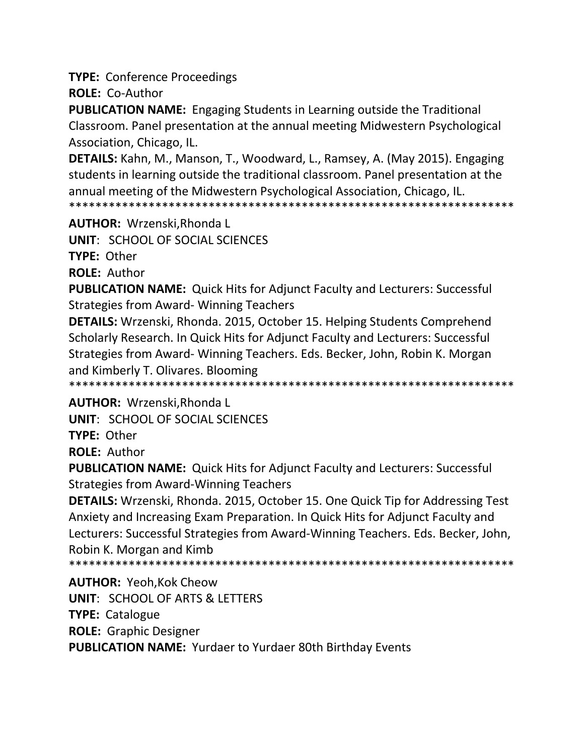**TYPE:** Conference Proceedings

**ROLE:** Co-Author

**PUBLICATION NAME:** Engaging Students in Learning outside the Traditional Classroom. Panel presentation at the annual meeting Midwestern Psychological Association, Chicago, IL.

**DETAILS:** Kahn, M., Manson, T., Woodward, L., Ramsey, A. (May 2015). Engaging students in learning outside the traditional classroom. Panel presentation at the annual meeting of the Midwestern Psychological Association, Chicago, IL.

*******************************************************************

**AUTHOR:** Wrzenski,Rhonda L

**UNIT**: SCHOOL OF SOCIAL SCIENCES

**TYPE:** Other

**ROLE:** Author

**PUBLICATION NAME:** Quick Hits for Adjunct Faculty and Lecturers: Successful Strategies from Award- Winning Teachers

**DETAILS:** Wrzenski, Rhonda. 2015, October 15. Helping Students Comprehend Scholarly Research. In Quick Hits for Adjunct Faculty and Lecturers: Successful Strategies from Award- Winning Teachers. Eds. Becker, John, Robin K. Morgan and Kimberly T. Olivares. Blooming

*******************************************************************

**AUTHOR:** Wrzenski,Rhonda L

**UNIT**: SCHOOL OF SOCIAL SCIENCES

**TYPE:** Other

**ROLE:** Author

**PUBLICATION NAME:** Quick Hits for Adjunct Faculty and Lecturers: Successful Strategies from Award-Winning Teachers

**DETAILS:** Wrzenski, Rhonda. 2015, October 15. One Quick Tip for Addressing Test Anxiety and Increasing Exam Preparation. In Quick Hits for Adjunct Faculty and Lecturers: Successful Strategies from Award-Winning Teachers. Eds. Becker, John, Robin K. Morgan and Kimb

*******************************************************************

**AUTHOR:** Yeoh,Kok Cheow

**UNIT**: SCHOOL OF ARTS & LETTERS

**TYPE:** Catalogue

**ROLE:** Graphic Designer

**PUBLICATION NAME:** Yurdaer to Yurdaer 80th Birthday Events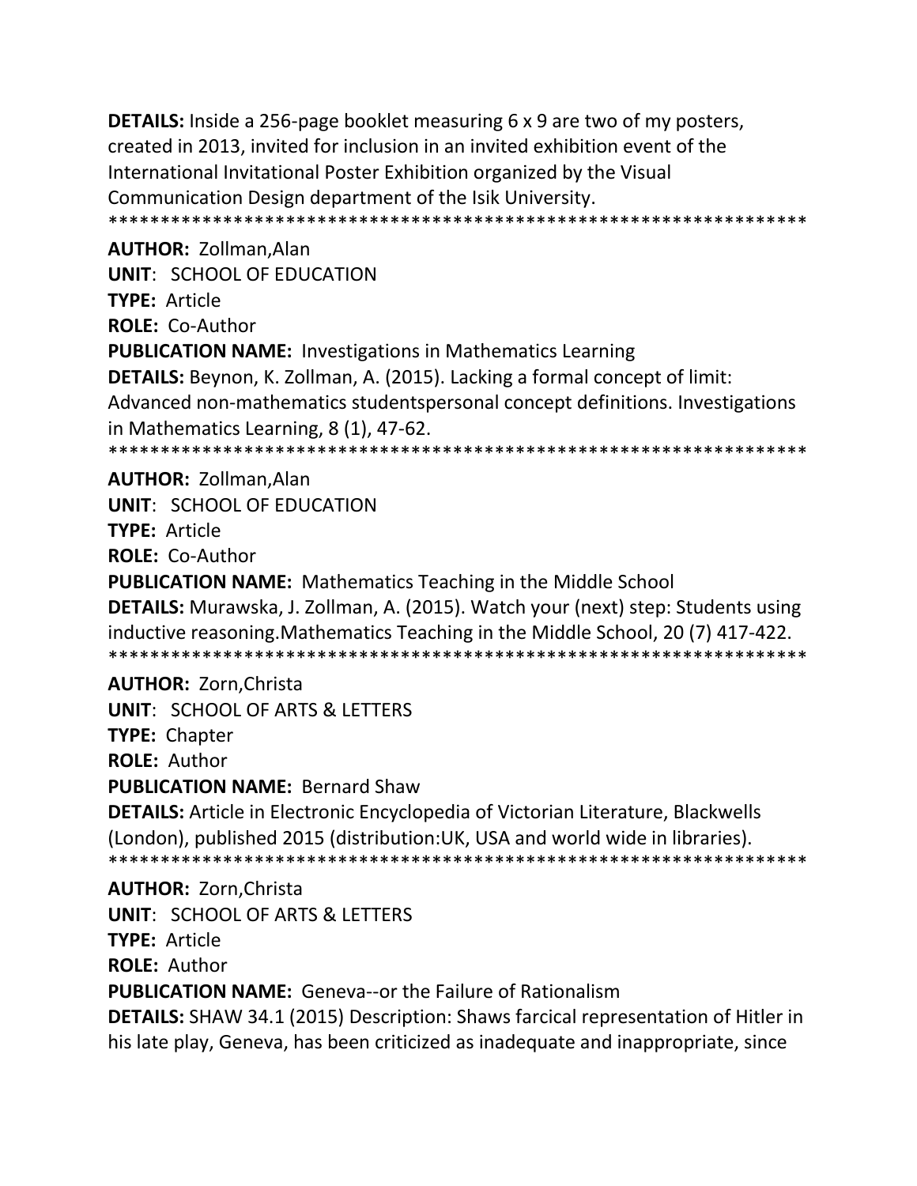**DETAILS:** Inside a 256-page booklet measuring 6 x 9 are two of my posters, created in 2013, invited for inclusion in an invited exhibition event of the International Invitational Poster Exhibition organized by the Visual Communication Design department of the Isik University.
*******************************************************************

**AUTHOR:** Zollman,Alan
**UNIT**: SCHOOL OF EDUCATION
**TYPE:** Article
**ROLE:** Co-Author
**PUBLICATION NAME:** Investigations in Mathematics Learning
**DETAILS:** Beynon, K. Zollman, A. (2015). Lacking a formal concept of limit: Advanced non-mathematics studentspersonal concept definitions. Investigations in Mathematics Learning, 8 (1), 47-62.
*******************************************************************

**AUTHOR:** Zollman,Alan
**UNIT**: SCHOOL OF EDUCATION
**TYPE:** Article
**ROLE:** Co-Author
**PUBLICATION NAME:** Mathematics Teaching in the Middle School
**DETAILS:** Murawska, J. Zollman, A. (2015). Watch your (next) step: Students using inductive reasoning.Mathematics Teaching in the Middle School, 20 (7) 417-422.
*******************************************************************

**AUTHOR:** Zorn,Christa
**UNIT**: SCHOOL OF ARTS & LETTERS
**TYPE:** Chapter
**ROLE:** Author
**PUBLICATION NAME:** Bernard Shaw
**DETAILS:** Article in Electronic Encyclopedia of Victorian Literature, Blackwells (London), published 2015 (distribution:UK, USA and world wide in libraries).
*******************************************************************

**AUTHOR:** Zorn,Christa
**UNIT**: SCHOOL OF ARTS & LETTERS
**TYPE:** Article
**ROLE:** Author
**PUBLICATION NAME:** Geneva--or the Failure of Rationalism
**DETAILS:** SHAW 34.1 (2015) Description: Shaws farcical representation of Hitler in his late play, Geneva, has been criticized as inadequate and inappropriate, since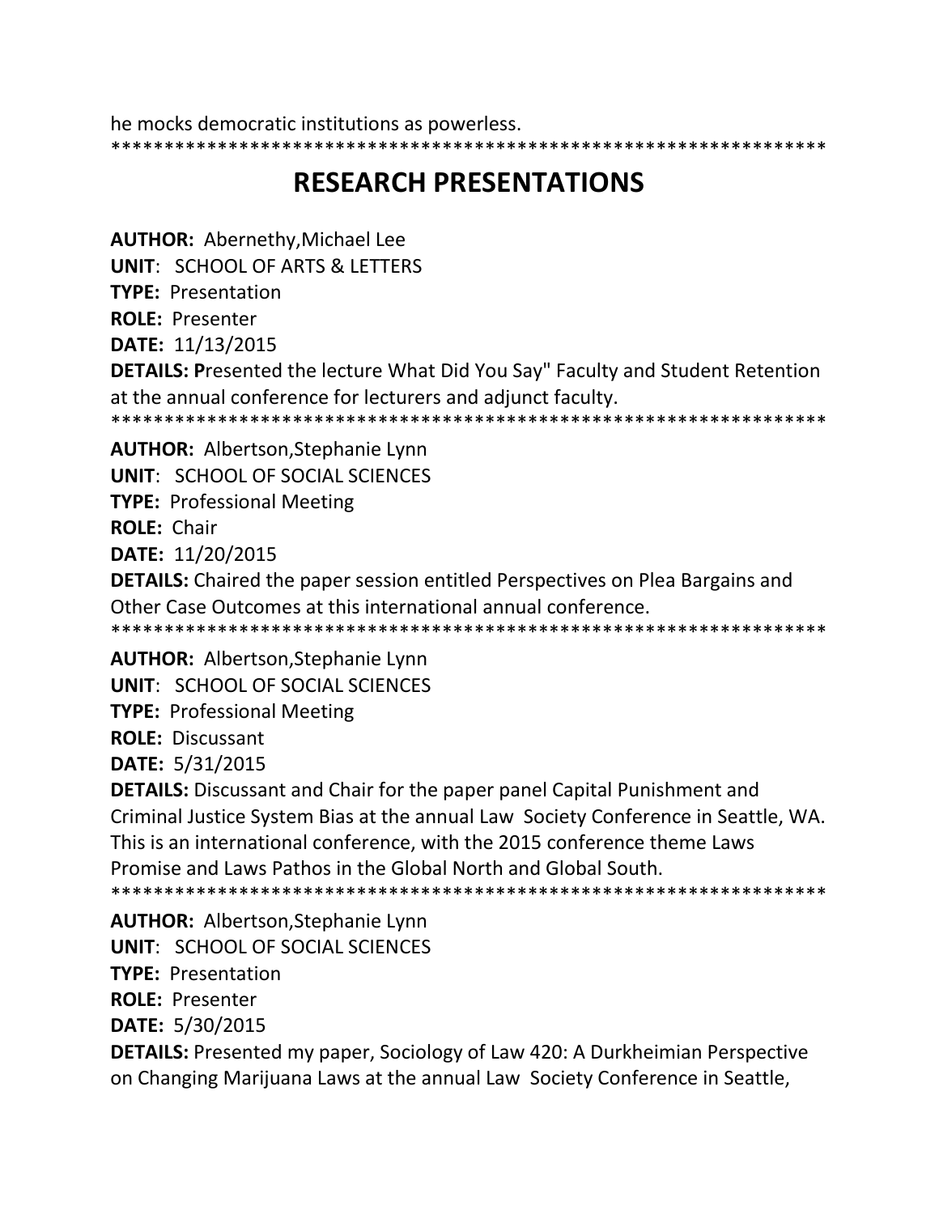he mocks democratic institutions as powerless.

*******************************************************************

# RESEARCH PRESENTATIONS

**AUTHOR:** Abernethy,Michael Lee
**UNIT**: SCHOOL OF ARTS & LETTERS
**TYPE:** Presentation
**ROLE:** Presenter
**DATE:** 11/13/2015
**DETAILS: P**resented the lecture What Did You Say" Faculty and Student Retention at the annual conference for lecturers and adjunct faculty.

*******************************************************************

**AUTHOR:** Albertson,Stephanie Lynn
**UNIT**: SCHOOL OF SOCIAL SCIENCES
**TYPE:** Professional Meeting
**ROLE:** Chair
**DATE:** 11/20/2015
**DETAILS:** Chaired the paper session entitled Perspectives on Plea Bargains and Other Case Outcomes at this international annual conference.

*******************************************************************

**AUTHOR:** Albertson,Stephanie Lynn
**UNIT**: SCHOOL OF SOCIAL SCIENCES
**TYPE:** Professional Meeting
**ROLE:** Discussant
**DATE:** 5/31/2015
**DETAILS:** Discussant and Chair for the paper panel Capital Punishment and Criminal Justice System Bias at the annual Law Society Conference in Seattle, WA. This is an international conference, with the 2015 conference theme Laws Promise and Laws Pathos in the Global North and Global South.

*******************************************************************

**AUTHOR:** Albertson,Stephanie Lynn
**UNIT**: SCHOOL OF SOCIAL SCIENCES
**TYPE:** Presentation
**ROLE:** Presenter
**DATE:** 5/30/2015
**DETAILS:** Presented my paper, Sociology of Law 420: A Durkheimian Perspective on Changing Marijuana Laws at the annual Law Society Conference in Seattle,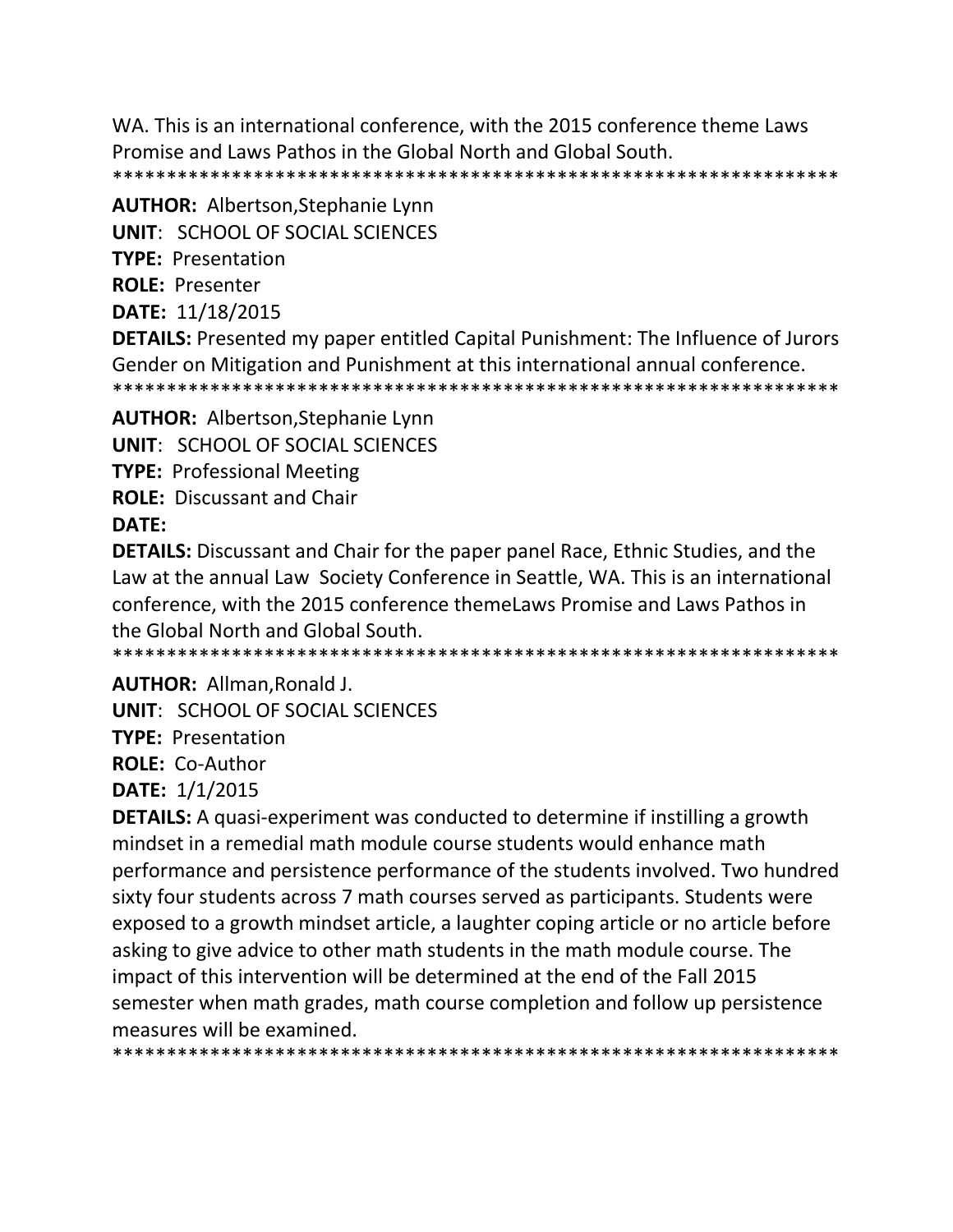WA. This is an international conference, with the 2015 conference theme Laws Promise and Laws Pathos in the Global North and Global South.

*******************************************************************

**AUTHOR:** Albertson,Stephanie Lynn

**UNIT**: SCHOOL OF SOCIAL SCIENCES

**TYPE:** Presentation

**ROLE:** Presenter

**DATE:** 11/18/2015

**DETAILS:** Presented my paper entitled Capital Punishment: The Influence of Jurors Gender on Mitigation and Punishment at this international annual conference.

*******************************************************************

**AUTHOR:** Albertson,Stephanie Lynn

**UNIT**: SCHOOL OF SOCIAL SCIENCES

**TYPE:** Professional Meeting

**ROLE:** Discussant and Chair

**DATE:**

**DETAILS:** Discussant and Chair for the paper panel Race, Ethnic Studies, and the Law at the annual Law Society Conference in Seattle, WA. This is an international conference, with the 2015 conference themeLaws Promise and Laws Pathos in the Global North and Global South.

*******************************************************************

**AUTHOR:** Allman,Ronald J.

**UNIT**: SCHOOL OF SOCIAL SCIENCES

**TYPE:** Presentation

**ROLE:** Co-Author

**DATE:** 1/1/2015

**DETAILS:** A quasi-experiment was conducted to determine if instilling a growth mindset in a remedial math module course students would enhance math performance and persistence performance of the students involved. Two hundred sixty four students across 7 math courses served as participants. Students were exposed to a growth mindset article, a laughter coping article or no article before asking to give advice to other math students in the math module course. The impact of this intervention will be determined at the end of the Fall 2015 semester when math grades, math course completion and follow up persistence measures will be examined.

*******************************************************************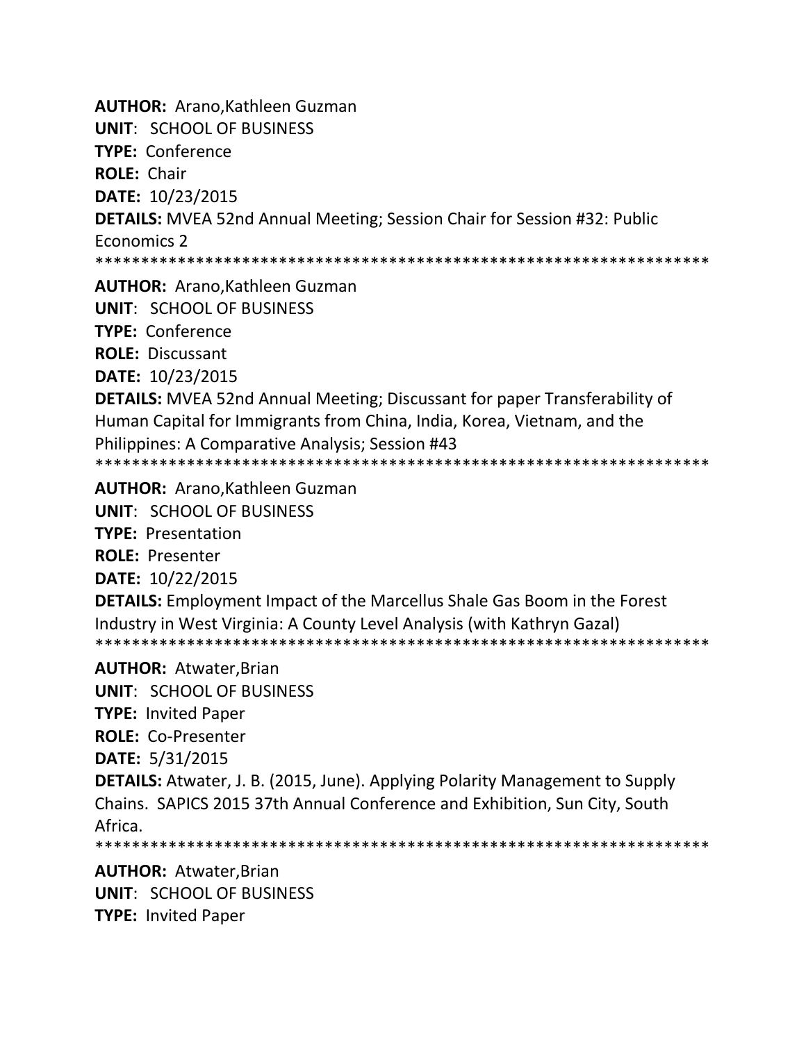**AUTHOR:** Arano,Kathleen Guzman
**UNIT**: SCHOOL OF BUSINESS
**TYPE:** Conference
**ROLE:** Chair
**DATE:** 10/23/2015
**DETAILS:** MVEA 52nd Annual Meeting; Session Chair for Session #32: Public Economics 2
******************************************************************

**AUTHOR:** Arano,Kathleen Guzman
**UNIT**: SCHOOL OF BUSINESS
**TYPE:** Conference
**ROLE:** Discussant
**DATE:** 10/23/2015
**DETAILS:** MVEA 52nd Annual Meeting; Discussant for paper Transferability of Human Capital for Immigrants from China, India, Korea, Vietnam, and the Philippines: A Comparative Analysis; Session #43
******************************************************************

**AUTHOR:** Arano,Kathleen Guzman
**UNIT**: SCHOOL OF BUSINESS
**TYPE:** Presentation
**ROLE:** Presenter
**DATE:** 10/22/2015
**DETAILS:** Employment Impact of the Marcellus Shale Gas Boom in the Forest Industry in West Virginia: A County Level Analysis (with Kathryn Gazal)
******************************************************************

**AUTHOR:** Atwater,Brian
**UNIT**: SCHOOL OF BUSINESS
**TYPE:** Invited Paper
**ROLE:** Co-Presenter
**DATE:** 5/31/2015
**DETAILS:** Atwater, J. B. (2015, June). Applying Polarity Management to Supply Chains. SAPICS 2015 37th Annual Conference and Exhibition, Sun City, South Africa.
******************************************************************

**AUTHOR:** Atwater,Brian
**UNIT**: SCHOOL OF BUSINESS
**TYPE:** Invited Paper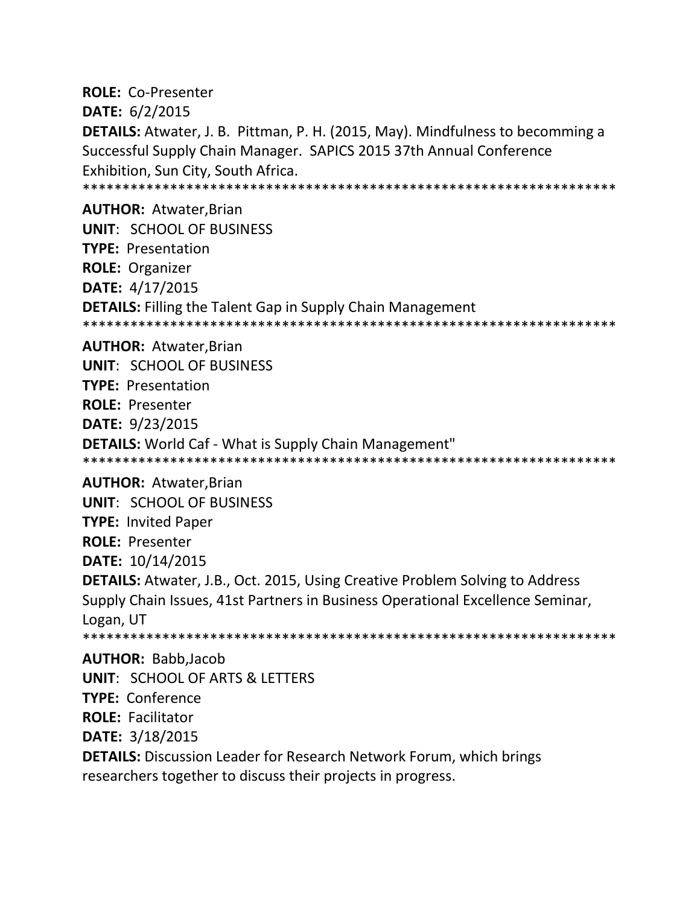**ROLE:** Co-Presenter
**DATE:** 6/2/2015
**DETAILS:** Atwater, J. B. Pittman, P. H. (2015, May). Mindfulness to becomming a Successful Supply Chain Manager. SAPICS 2015 37th Annual Conference Exhibition, Sun City, South Africa.
*******************************************************************

**AUTHOR:** Atwater,Brian
**UNIT**: SCHOOL OF BUSINESS
**TYPE:** Presentation
**ROLE:** Organizer
**DATE:** 4/17/2015
**DETAILS:** Filling the Talent Gap in Supply Chain Management
*******************************************************************

**AUTHOR:** Atwater,Brian
**UNIT**: SCHOOL OF BUSINESS
**TYPE:** Presentation
**ROLE:** Presenter
**DATE:** 9/23/2015
**DETAILS:** World Caf - What is Supply Chain Management"
*******************************************************************

**AUTHOR:** Atwater,Brian
**UNIT**: SCHOOL OF BUSINESS
**TYPE:** Invited Paper
**ROLE:** Presenter
**DATE:** 10/14/2015
**DETAILS:** Atwater, J.B., Oct. 2015, Using Creative Problem Solving to Address Supply Chain Issues, 41st Partners in Business Operational Excellence Seminar, Logan, UT
*******************************************************************

**AUTHOR:** Babb,Jacob
**UNIT**: SCHOOL OF ARTS & LETTERS
**TYPE:** Conference
**ROLE:** Facilitator
**DATE:** 3/18/2015
**DETAILS:** Discussion Leader for Research Network Forum, which brings researchers together to discuss their projects in progress.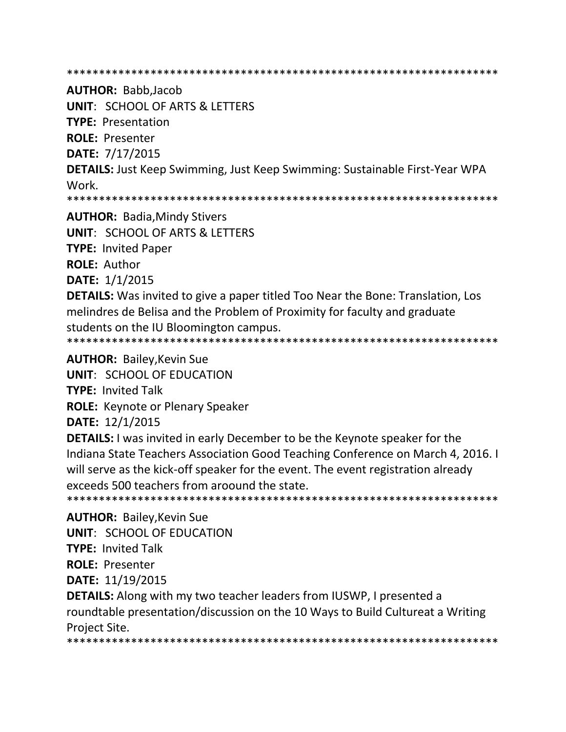*********************************************************************

**AUTHOR:** Babb,Jacob

**UNIT**: SCHOOL OF ARTS & LETTERS

**TYPE:** Presentation

**ROLE:** Presenter

**DATE:** 7/17/2015

**DETAILS:** Just Keep Swimming, Just Keep Swimming: Sustainable First-Year WPA Work.

*********************************************************************

**AUTHOR:** Badia,Mindy Stivers

**UNIT**: SCHOOL OF ARTS & LETTERS

**TYPE:** Invited Paper

**ROLE:** Author

**DATE:** 1/1/2015

**DETAILS:** Was invited to give a paper titled Too Near the Bone: Translation, Los melindres de Belisa and the Problem of Proximity for faculty and graduate students on the IU Bloomington campus.

*********************************************************************

**AUTHOR:** Bailey,Kevin Sue

**UNIT**: SCHOOL OF EDUCATION

**TYPE:** Invited Talk

**ROLE:** Keynote or Plenary Speaker

**DATE:** 12/1/2015

**DETAILS:** I was invited in early December to be the Keynote speaker for the Indiana State Teachers Association Good Teaching Conference on March 4, 2016. I will serve as the kick-off speaker for the event. The event registration already exceeds 500 teachers from aroound the state.

*********************************************************************

**AUTHOR:** Bailey,Kevin Sue

**UNIT**: SCHOOL OF EDUCATION

**TYPE:** Invited Talk

**ROLE:** Presenter

**DATE:** 11/19/2015

**DETAILS:** Along with my two teacher leaders from IUSWP, I presented a roundtable presentation/discussion on the 10 Ways to Build Cultureat a Writing Project Site.

*********************************************************************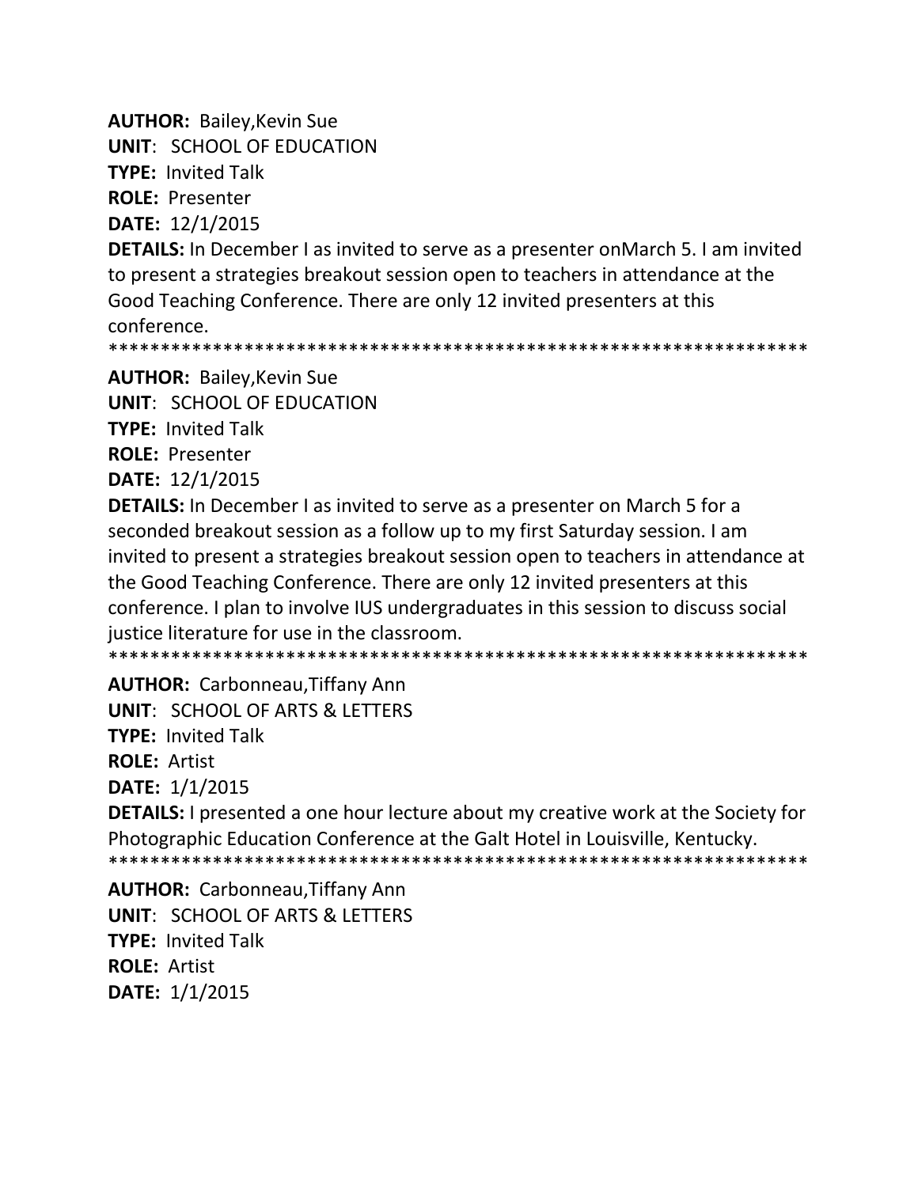**AUTHOR:** Bailey,Kevin Sue
**UNIT**: SCHOOL OF EDUCATION
**TYPE:** Invited Talk
**ROLE:** Presenter
**DATE:** 12/1/2015
**DETAILS:** In December I as invited to serve as a presenter onMarch 5. I am invited to present a strategies breakout session open to teachers in attendance at the Good Teaching Conference. There are only 12 invited presenters at this conference.
*******************************************************************

**AUTHOR:** Bailey,Kevin Sue
**UNIT**: SCHOOL OF EDUCATION
**TYPE:** Invited Talk
**ROLE:** Presenter
**DATE:** 12/1/2015
**DETAILS:** In December I as invited to serve as a presenter on March 5 for a seconded breakout session as a follow up to my first Saturday session. I am invited to present a strategies breakout session open to teachers in attendance at the Good Teaching Conference. There are only 12 invited presenters at this conference. I plan to involve IUS undergraduates in this session to discuss social justice literature for use in the classroom.
*******************************************************************

**AUTHOR:** Carbonneau,Tiffany Ann
**UNIT**: SCHOOL OF ARTS & LETTERS
**TYPE:** Invited Talk
**ROLE:** Artist
**DATE:** 1/1/2015
**DETAILS:** I presented a one hour lecture about my creative work at the Society for Photographic Education Conference at the Galt Hotel in Louisville, Kentucky.
*******************************************************************

**AUTHOR:** Carbonneau,Tiffany Ann
**UNIT**: SCHOOL OF ARTS & LETTERS
**TYPE:** Invited Talk
**ROLE:** Artist
**DATE:** 1/1/2015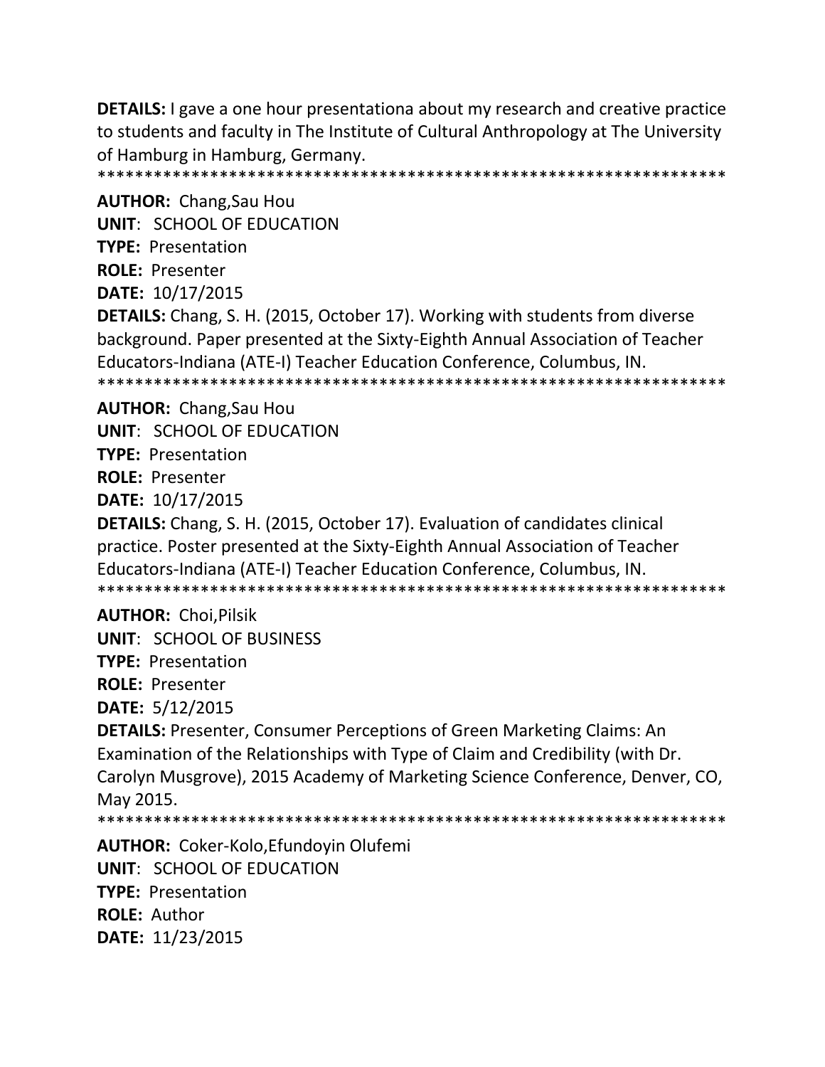**DETAILS:** I gave a one hour presentationa about my research and creative practice to students and faculty in The Institute of Cultural Anthropology at The University of Hamburg in Hamburg, Germany.

******************************************************************

**AUTHOR:** Chang,Sau Hou
**UNIT**: SCHOOL OF EDUCATION
**TYPE:** Presentation
**ROLE:** Presenter
**DATE:** 10/17/2015
**DETAILS:** Chang, S. H. (2015, October 17). Working with students from diverse background. Paper presented at the Sixty-Eighth Annual Association of Teacher Educators-Indiana (ATE-I) Teacher Education Conference, Columbus, IN.

******************************************************************

**AUTHOR:** Chang,Sau Hou
**UNIT**: SCHOOL OF EDUCATION
**TYPE:** Presentation
**ROLE:** Presenter
**DATE:** 10/17/2015
**DETAILS:** Chang, S. H. (2015, October 17). Evaluation of candidates clinical practice. Poster presented at the Sixty-Eighth Annual Association of Teacher Educators-Indiana (ATE-I) Teacher Education Conference, Columbus, IN.

******************************************************************

**AUTHOR:** Choi,Pilsik
**UNIT**: SCHOOL OF BUSINESS
**TYPE:** Presentation
**ROLE:** Presenter
**DATE:** 5/12/2015
**DETAILS:** Presenter, Consumer Perceptions of Green Marketing Claims: An Examination of the Relationships with Type of Claim and Credibility (with Dr. Carolyn Musgrove), 2015 Academy of Marketing Science Conference, Denver, CO, May 2015.

******************************************************************

**AUTHOR:** Coker-Kolo,Efundoyin Olufemi
**UNIT**: SCHOOL OF EDUCATION
**TYPE:** Presentation
**ROLE:** Author
**DATE:** 11/23/2015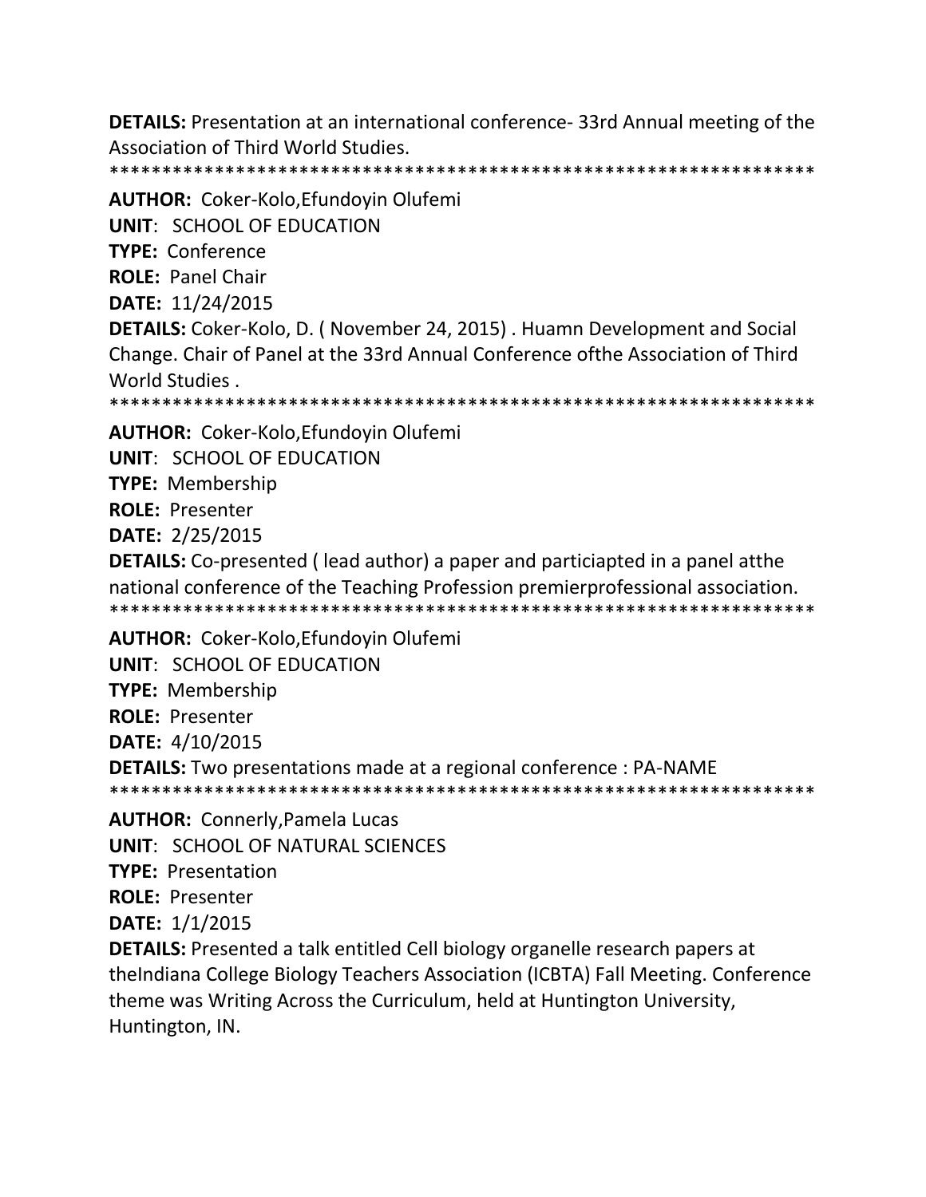**DETAILS:** Presentation at an international conference- 33rd Annual meeting of the Association of Third World Studies.

*******************************************************************

**AUTHOR:** Coker-Kolo,Efundoyin Olufemi

**UNIT**: SCHOOL OF EDUCATION

**TYPE:** Conference

**ROLE:** Panel Chair

**DATE:** 11/24/2015

**DETAILS:** Coker-Kolo, D. ( November 24, 2015) . Huamn Development and Social Change. Chair of Panel at the 33rd Annual Conference ofthe Association of Third World Studies .

*******************************************************************

**AUTHOR:** Coker-Kolo,Efundoyin Olufemi

**UNIT**: SCHOOL OF EDUCATION

**TYPE:** Membership

**ROLE:** Presenter

**DATE:** 2/25/2015

**DETAILS:** Co-presented ( lead author) a paper and particiapted in a panel atthe national conference of the Teaching Profession premierprofessional association.

*******************************************************************

**AUTHOR:** Coker-Kolo,Efundoyin Olufemi

**UNIT**: SCHOOL OF EDUCATION

**TYPE:** Membership

**ROLE:** Presenter

**DATE:** 4/10/2015

**DETAILS:** Two presentations made at a regional conference : PA-NAME

*******************************************************************

**AUTHOR:** Connerly,Pamela Lucas

**UNIT**: SCHOOL OF NATURAL SCIENCES

**TYPE:** Presentation

**ROLE:** Presenter

**DATE:** 1/1/2015

**DETAILS:** Presented a talk entitled Cell biology organelle research papers at theIndiana College Biology Teachers Association (ICBTA) Fall Meeting. Conference theme was Writing Across the Curriculum, held at Huntington University, Huntington, IN.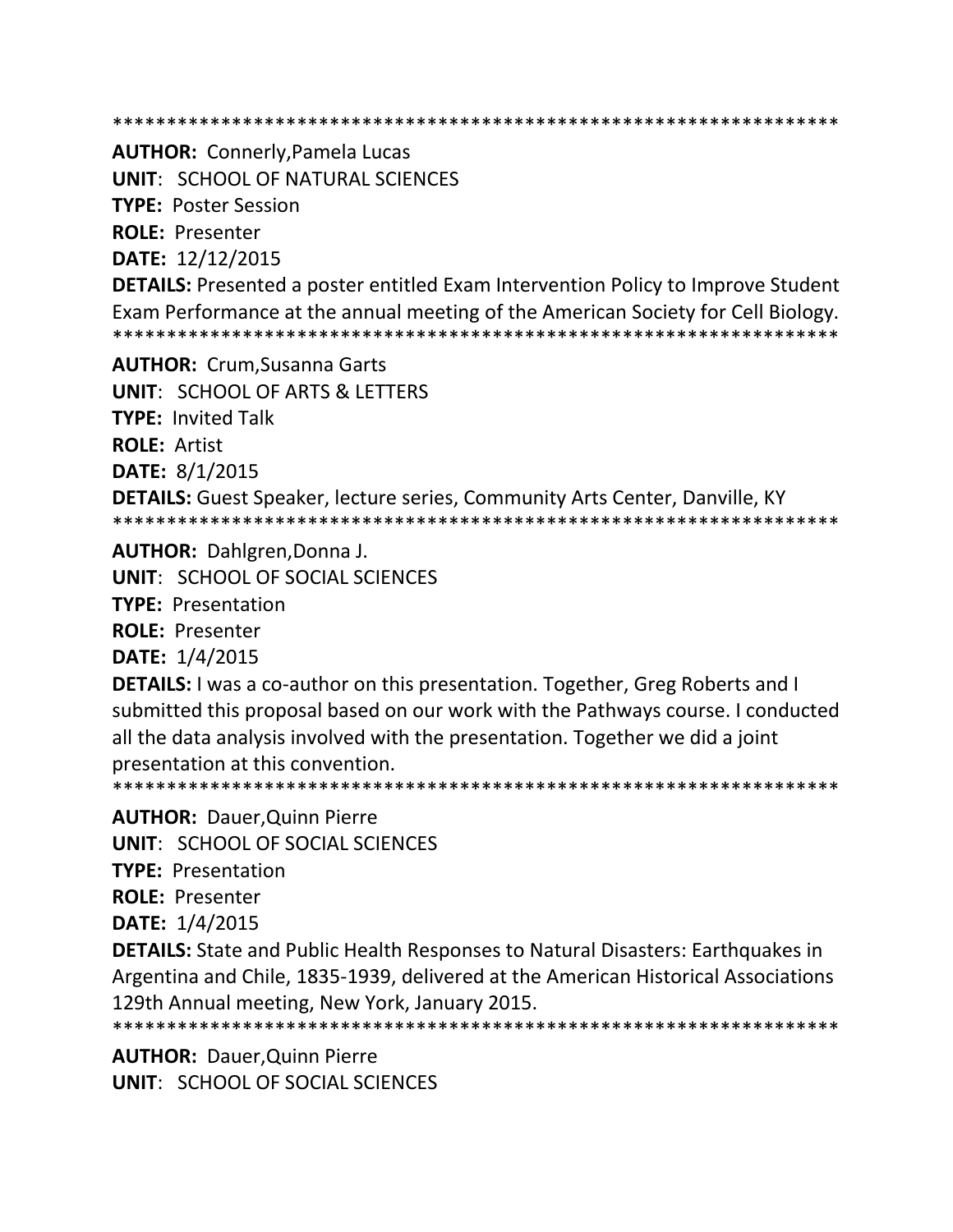*******************************************************************

**AUTHOR:** Connerly,Pamela Lucas
**UNIT**: SCHOOL OF NATURAL SCIENCES
**TYPE:** Poster Session
**ROLE:** Presenter
**DATE:** 12/12/2015
**DETAILS:** Presented a poster entitled Exam Intervention Policy to Improve Student Exam Performance at the annual meeting of the American Society for Cell Biology.

*******************************************************************

**AUTHOR:** Crum,Susanna Garts
**UNIT**: SCHOOL OF ARTS & LETTERS
**TYPE:** Invited Talk
**ROLE:** Artist
**DATE:** 8/1/2015
**DETAILS:** Guest Speaker, lecture series, Community Arts Center, Danville, KY

*******************************************************************

**AUTHOR:** Dahlgren,Donna J.
**UNIT**: SCHOOL OF SOCIAL SCIENCES
**TYPE:** Presentation
**ROLE:** Presenter
**DATE:** 1/4/2015
**DETAILS:** I was a co-author on this presentation. Together, Greg Roberts and I submitted this proposal based on our work with the Pathways course. I conducted all the data analysis involved with the presentation. Together we did a joint presentation at this convention.

*******************************************************************

**AUTHOR:** Dauer,Quinn Pierre
**UNIT**: SCHOOL OF SOCIAL SCIENCES
**TYPE:** Presentation
**ROLE:** Presenter
**DATE:** 1/4/2015
**DETAILS:** State and Public Health Responses to Natural Disasters: Earthquakes in Argentina and Chile, 1835-1939, delivered at the American Historical Associations 129th Annual meeting, New York, January 2015.

*******************************************************************

**AUTHOR:** Dauer,Quinn Pierre
**UNIT**: SCHOOL OF SOCIAL SCIENCES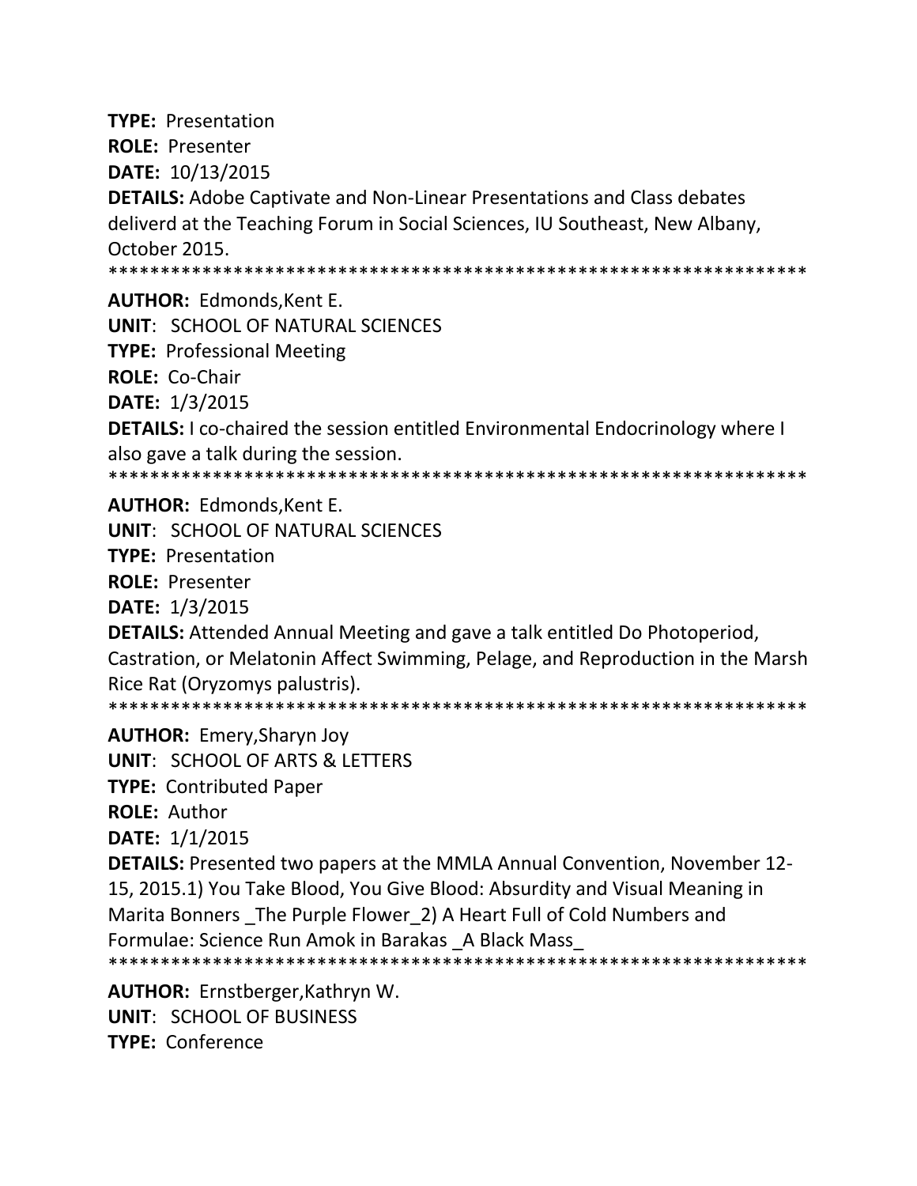**TYPE:** Presentation

**ROLE:** Presenter

**DATE:** 10/13/2015

**DETAILS:** Adobe Captivate and Non-Linear Presentations and Class debates deliverd at the Teaching Forum in Social Sciences, IU Southeast, New Albany, October 2015.

******************************************************************

**AUTHOR:** Edmonds,Kent E.

**UNIT**: SCHOOL OF NATURAL SCIENCES

**TYPE:** Professional Meeting

**ROLE:** Co-Chair

**DATE:** 1/3/2015

**DETAILS:** I co-chaired the session entitled Environmental Endocrinology where I also gave a talk during the session.

******************************************************************

**AUTHOR:** Edmonds,Kent E.

**UNIT**: SCHOOL OF NATURAL SCIENCES

**TYPE:** Presentation

**ROLE:** Presenter

**DATE:** 1/3/2015

**DETAILS:** Attended Annual Meeting and gave a talk entitled Do Photoperiod, Castration, or Melatonin Affect Swimming, Pelage, and Reproduction in the Marsh Rice Rat (Oryzomys palustris).

******************************************************************

**AUTHOR:** Emery,Sharyn Joy

**UNIT**: SCHOOL OF ARTS & LETTERS

**TYPE:** Contributed Paper

**ROLE:** Author

**DATE:** 1/1/2015

**DETAILS:** Presented two papers at the MMLA Annual Convention, November 12-15, 2015.1) You Take Blood, You Give Blood: Absurdity and Visual Meaning in Marita Bonners _The Purple Flower_2) A Heart Full of Cold Numbers and Formulae: Science Run Amok in Barakas _A Black Mass_

******************************************************************

**AUTHOR:** Ernstberger,Kathryn W.

**UNIT**: SCHOOL OF BUSINESS

**TYPE:** Conference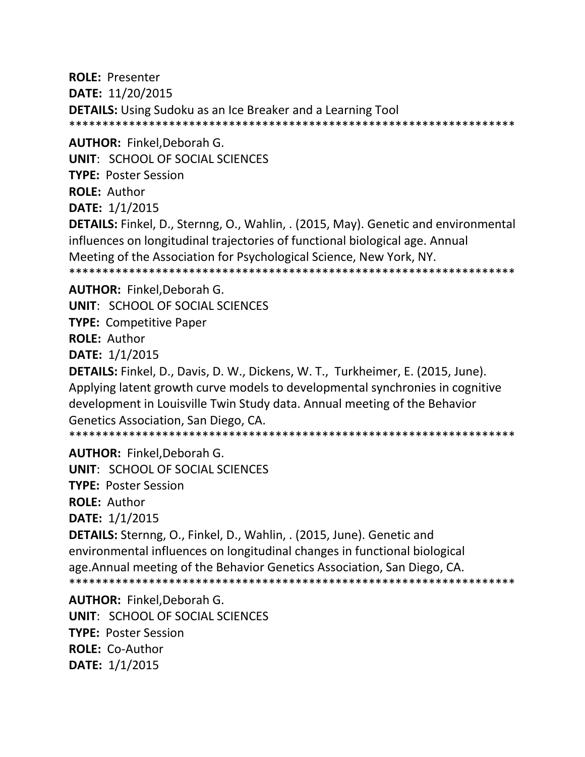**ROLE:** Presenter

**DATE:** 11/20/2015

**DETAILS:** Using Sudoku as an Ice Breaker and a Learning Tool

******************************************************************

**AUTHOR:** Finkel,Deborah G.

**UNIT**: SCHOOL OF SOCIAL SCIENCES

**TYPE:** Poster Session

**ROLE:** Author

**DATE:** 1/1/2015

**DETAILS:** Finkel, D., Sternng, O., Wahlin, . (2015, May). Genetic and environmental influences on longitudinal trajectories of functional biological age. Annual Meeting of the Association for Psychological Science, New York, NY.

******************************************************************

**AUTHOR:** Finkel,Deborah G.

**UNIT**: SCHOOL OF SOCIAL SCIENCES

**TYPE:** Competitive Paper

**ROLE:** Author

**DATE:** 1/1/2015

**DETAILS:** Finkel, D., Davis, D. W., Dickens, W. T., Turkheimer, E. (2015, June). Applying latent growth curve models to developmental synchronies in cognitive development in Louisville Twin Study data. Annual meeting of the Behavior Genetics Association, San Diego, CA.

******************************************************************

**AUTHOR:** Finkel,Deborah G.

**UNIT**: SCHOOL OF SOCIAL SCIENCES

**TYPE:** Poster Session

**ROLE:** Author

**DATE:** 1/1/2015

**DETAILS:** Sternng, O., Finkel, D., Wahlin, . (2015, June). Genetic and environmental influences on longitudinal changes in functional biological age.Annual meeting of the Behavior Genetics Association, San Diego, CA.

******************************************************************

**AUTHOR:** Finkel,Deborah G.

**UNIT**: SCHOOL OF SOCIAL SCIENCES

**TYPE:** Poster Session

**ROLE:** Co-Author

**DATE:** 1/1/2015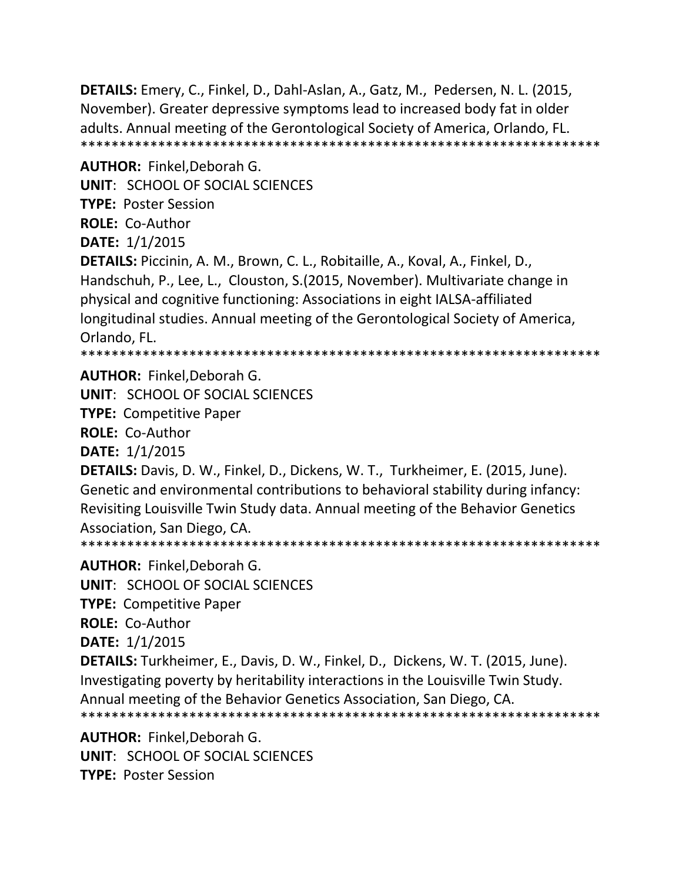**DETAILS:** Emery, C., Finkel, D., Dahl-Aslan, A., Gatz, M., Pedersen, N. L. (2015, November). Greater depressive symptoms lead to increased body fat in older adults. Annual meeting of the Gerontological Society of America, Orlando, FL.
******************************************************************

**AUTHOR:** Finkel,Deborah G.

**UNIT**: SCHOOL OF SOCIAL SCIENCES

**TYPE:** Poster Session

**ROLE:** Co-Author

**DATE:** 1/1/2015

**DETAILS:** Piccinin, A. M., Brown, C. L., Robitaille, A., Koval, A., Finkel, D., Handschuh, P., Lee, L., Clouston, S.(2015, November). Multivariate change in physical and cognitive functioning: Associations in eight IALSA-affiliated longitudinal studies. Annual meeting of the Gerontological Society of America, Orlando, FL.
******************************************************************

**AUTHOR:** Finkel,Deborah G.

**UNIT**: SCHOOL OF SOCIAL SCIENCES

**TYPE:** Competitive Paper

**ROLE:** Co-Author

**DATE:** 1/1/2015

**DETAILS:** Davis, D. W., Finkel, D., Dickens, W. T., Turkheimer, E. (2015, June). Genetic and environmental contributions to behavioral stability during infancy: Revisiting Louisville Twin Study data. Annual meeting of the Behavior Genetics Association, San Diego, CA.
******************************************************************

**AUTHOR:** Finkel,Deborah G.

**UNIT**: SCHOOL OF SOCIAL SCIENCES

**TYPE:** Competitive Paper

**ROLE:** Co-Author

**DATE:** 1/1/2015

**DETAILS:** Turkheimer, E., Davis, D. W., Finkel, D., Dickens, W. T. (2015, June). Investigating poverty by heritability interactions in the Louisville Twin Study. Annual meeting of the Behavior Genetics Association, San Diego, CA.
******************************************************************

**AUTHOR:** Finkel,Deborah G.

**UNIT**: SCHOOL OF SOCIAL SCIENCES

**TYPE:** Poster Session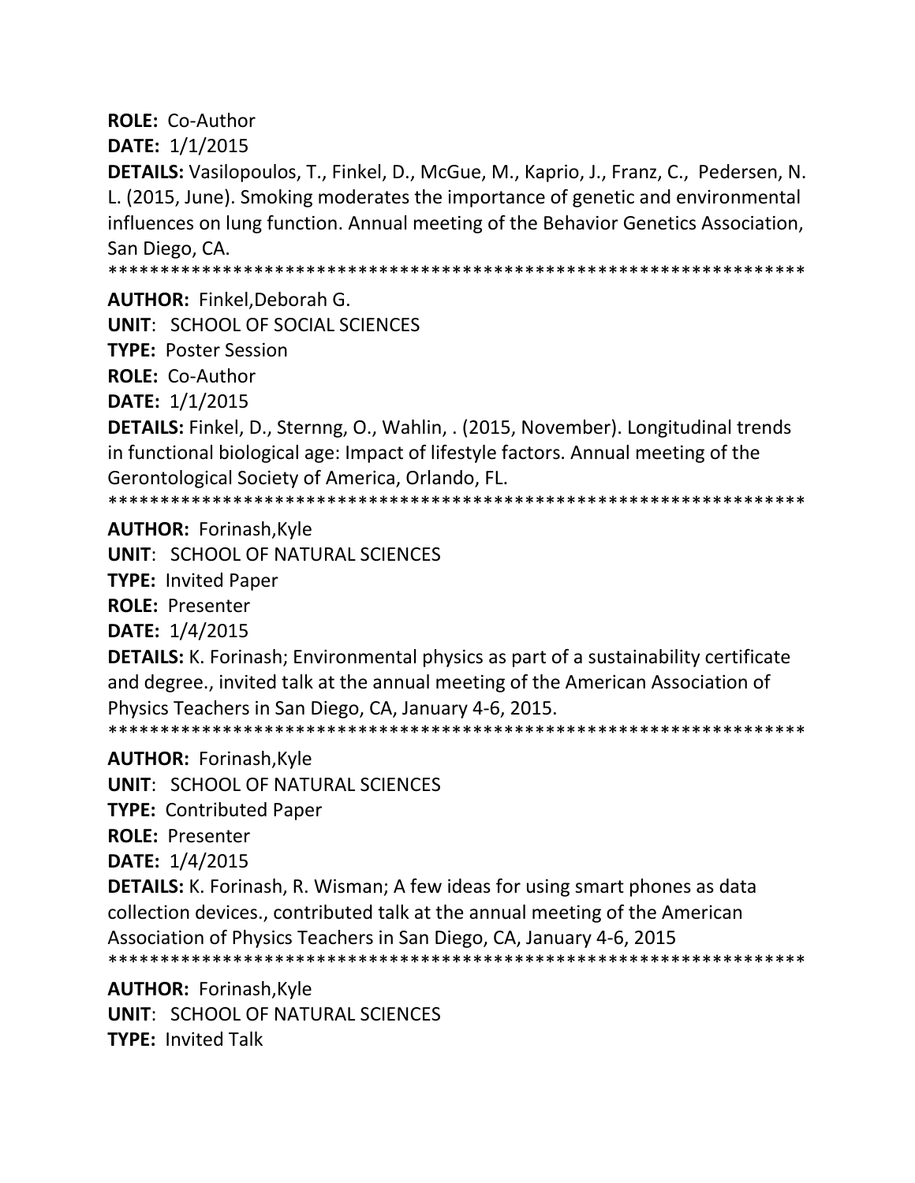**ROLE:** Co-Author

**DATE:** 1/1/2015

**DETAILS:** Vasilopoulos, T., Finkel, D., McGue, M., Kaprio, J., Franz, C., Pedersen, N. L. (2015, June). Smoking moderates the importance of genetic and environmental influences on lung function. Annual meeting of the Behavior Genetics Association, San Diego, CA.

******************************************************************

**AUTHOR:** Finkel,Deborah G.

**UNIT**: SCHOOL OF SOCIAL SCIENCES

**TYPE:** Poster Session

**ROLE:** Co-Author

**DATE:** 1/1/2015

**DETAILS:** Finkel, D., Sternng, O., Wahlin, . (2015, November). Longitudinal trends in functional biological age: Impact of lifestyle factors. Annual meeting of the Gerontological Society of America, Orlando, FL.

******************************************************************

**AUTHOR:** Forinash,Kyle

**UNIT**: SCHOOL OF NATURAL SCIENCES

**TYPE:** Invited Paper

**ROLE:** Presenter

**DATE:** 1/4/2015

**DETAILS:** K. Forinash; Environmental physics as part of a sustainability certificate and degree., invited talk at the annual meeting of the American Association of Physics Teachers in San Diego, CA, January 4-6, 2015.

******************************************************************

**AUTHOR:** Forinash,Kyle

**UNIT**: SCHOOL OF NATURAL SCIENCES

**TYPE:** Contributed Paper

**ROLE:** Presenter

**DATE:** 1/4/2015

**DETAILS:** K. Forinash, R. Wisman; A few ideas for using smart phones as data collection devices., contributed talk at the annual meeting of the American Association of Physics Teachers in San Diego, CA, January 4-6, 2015

******************************************************************

**AUTHOR:** Forinash,Kyle

**UNIT**: SCHOOL OF NATURAL SCIENCES

**TYPE:** Invited Talk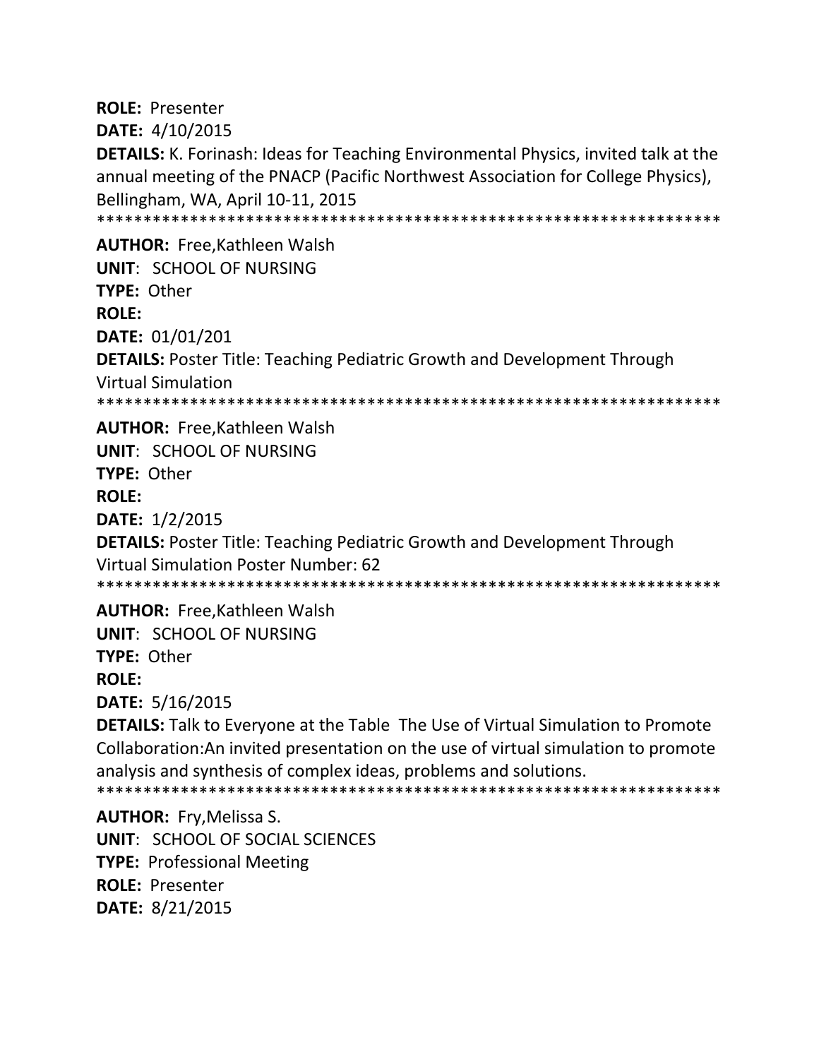**ROLE:** Presenter

**DATE:** 4/10/2015

**DETAILS:** K. Forinash: Ideas for Teaching Environmental Physics, invited talk at the annual meeting of the PNACP (Pacific Northwest Association for College Physics), Bellingham, WA, April 10-11, 2015

******************************************************************

**AUTHOR:** Free,Kathleen Walsh

**UNIT**: SCHOOL OF NURSING

**TYPE:** Other

**ROLE:**

**DATE:** 01/01/201

**DETAILS:** Poster Title: Teaching Pediatric Growth and Development Through Virtual Simulation

******************************************************************

**AUTHOR:** Free,Kathleen Walsh

**UNIT**: SCHOOL OF NURSING

**TYPE:** Other

**ROLE:**

**DATE:** 1/2/2015

**DETAILS:** Poster Title: Teaching Pediatric Growth and Development Through Virtual Simulation Poster Number: 62

******************************************************************

**AUTHOR:** Free,Kathleen Walsh

**UNIT**: SCHOOL OF NURSING

**TYPE:** Other

**ROLE:**

**DATE:** 5/16/2015

**DETAILS:** Talk to Everyone at the Table The Use of Virtual Simulation to Promote Collaboration:An invited presentation on the use of virtual simulation to promote analysis and synthesis of complex ideas, problems and solutions.

******************************************************************

**AUTHOR:** Fry,Melissa S.

**UNIT**: SCHOOL OF SOCIAL SCIENCES

**TYPE:** Professional Meeting

**ROLE:** Presenter

**DATE:** 8/21/2015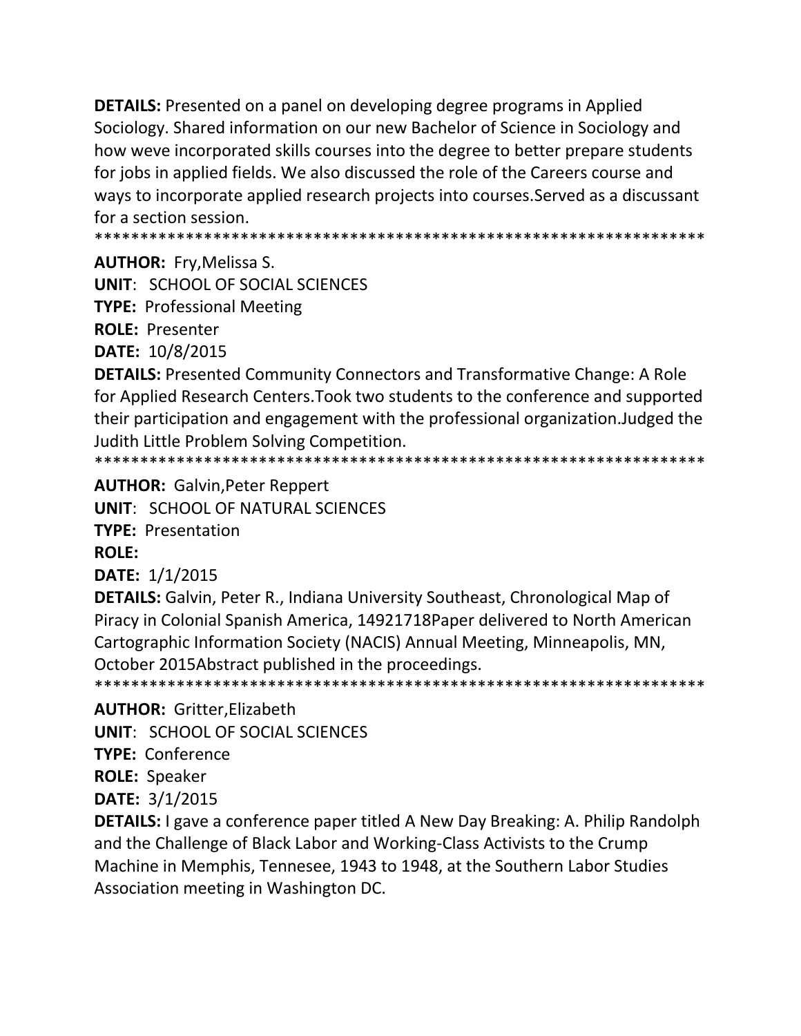**DETAILS:** Presented on a panel on developing degree programs in Applied Sociology. Shared information on our new Bachelor of Science in Sociology and how weve incorporated skills courses into the degree to better prepare students for jobs in applied fields. We also discussed the role of the Careers course and ways to incorporate applied research projects into courses.Served as a discussant for a section session.
*******************************************************************

**AUTHOR:** Fry,Melissa S.
**UNIT**: SCHOOL OF SOCIAL SCIENCES
**TYPE:** Professional Meeting
**ROLE:** Presenter
**DATE:** 10/8/2015
**DETAILS:** Presented Community Connectors and Transformative Change: A Role for Applied Research Centers.Took two students to the conference and supported their participation and engagement with the professional organization.Judged the Judith Little Problem Solving Competition.
*******************************************************************

**AUTHOR:** Galvin,Peter Reppert
**UNIT**: SCHOOL OF NATURAL SCIENCES
**TYPE:** Presentation
**ROLE:**
**DATE:** 1/1/2015
**DETAILS:** Galvin, Peter R., Indiana University Southeast, Chronological Map of Piracy in Colonial Spanish America, 14921718Paper delivered to North American Cartographic Information Society (NACIS) Annual Meeting, Minneapolis, MN, October 2015Abstract published in the proceedings.
*******************************************************************

**AUTHOR:** Gritter,Elizabeth
**UNIT**: SCHOOL OF SOCIAL SCIENCES
**TYPE:** Conference
**ROLE:** Speaker
**DATE:** 3/1/2015
**DETAILS:** I gave a conference paper titled A New Day Breaking: A. Philip Randolph and the Challenge of Black Labor and Working-Class Activists to the Crump Machine in Memphis, Tenesee, 1943 to 1948, at the Southern Labor Studies Association meeting in Washington DC.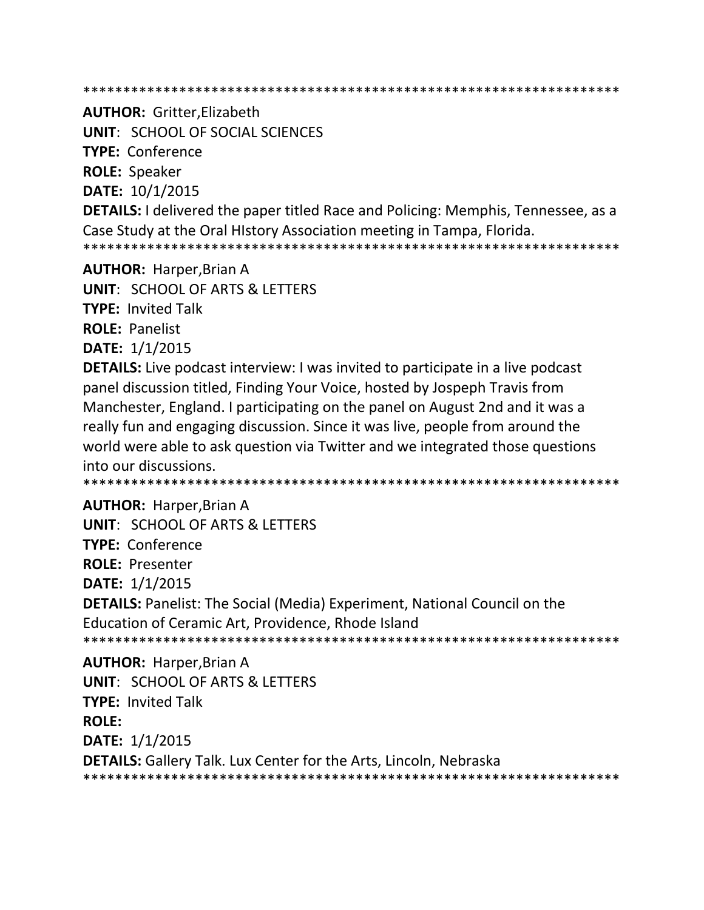*******************************************************************

**AUTHOR:** Gritter,Elizabeth

**UNIT**: SCHOOL OF SOCIAL SCIENCES

**TYPE:** Conference

**ROLE:** Speaker

**DATE:** 10/1/2015

**DETAILS:** I delivered the paper titled Race and Policing: Memphis, Tennessee, as a Case Study at the Oral HIstory Association meeting in Tampa, Florida.

*******************************************************************

**AUTHOR:** Harper,Brian A

**UNIT**: SCHOOL OF ARTS & LETTERS

**TYPE:** Invited Talk

**ROLE:** Panelist

**DATE:** 1/1/2015

**DETAILS:** Live podcast interview: I was invited to participate in a live podcast panel discussion titled, Finding Your Voice, hosted by Jospeph Travis from Manchester, England. I participating on the panel on August 2nd and it was a really fun and engaging discussion. Since it was live, people from around the world were able to ask question via Twitter and we integrated those questions into our discussions.

*******************************************************************

**AUTHOR:** Harper,Brian A

**UNIT**: SCHOOL OF ARTS & LETTERS

**TYPE:** Conference

**ROLE:** Presenter

**DATE:** 1/1/2015

**DETAILS:** Panelist: The Social (Media) Experiment, National Council on the Education of Ceramic Art, Providence, Rhode Island

*******************************************************************

**AUTHOR:** Harper,Brian A

**UNIT**: SCHOOL OF ARTS & LETTERS

**TYPE:** Invited Talk

**ROLE:**

**DATE:** 1/1/2015

**DETAILS:** Gallery Talk. Lux Center for the Arts, Lincoln, Nebraska

*******************************************************************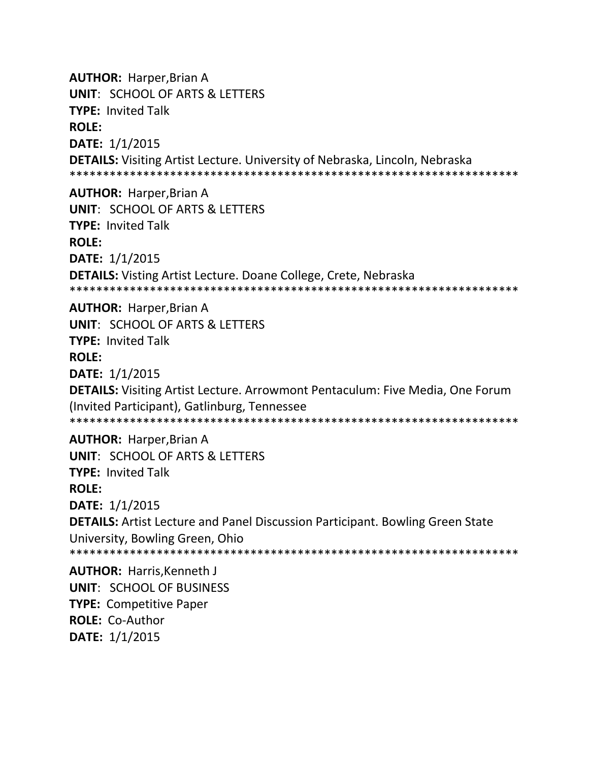**AUTHOR:** Harper,Brian A
**UNIT**: SCHOOL OF ARTS & LETTERS
**TYPE:** Invited Talk
**ROLE:**
**DATE:** 1/1/2015
**DETAILS:** Visiting Artist Lecture. University of Nebraska, Lincoln, Nebraska
*******************************************************************

**AUTHOR:** Harper,Brian A
**UNIT**: SCHOOL OF ARTS & LETTERS
**TYPE:** Invited Talk
**ROLE:**
**DATE:** 1/1/2015
**DETAILS:** Visting Artist Lecture. Doane College, Crete, Nebraska
*******************************************************************

**AUTHOR:** Harper,Brian A
**UNIT**: SCHOOL OF ARTS & LETTERS
**TYPE:** Invited Talk
**ROLE:**
**DATE:** 1/1/2015
**DETAILS:** Visiting Artist Lecture. Arrowmont Pentaculum: Five Media, One Forum (Invited Participant), Gatlinburg, Tennessee
*******************************************************************

**AUTHOR:** Harper,Brian A
**UNIT**: SCHOOL OF ARTS & LETTERS
**TYPE:** Invited Talk
**ROLE:**
**DATE:** 1/1/2015
**DETAILS:** Artist Lecture and Panel Discussion Participant. Bowling Green State University, Bowling Green, Ohio
*******************************************************************

**AUTHOR:** Harris,Kenneth J
**UNIT**: SCHOOL OF BUSINESS
**TYPE:** Competitive Paper
**ROLE:** Co-Author
**DATE:** 1/1/2015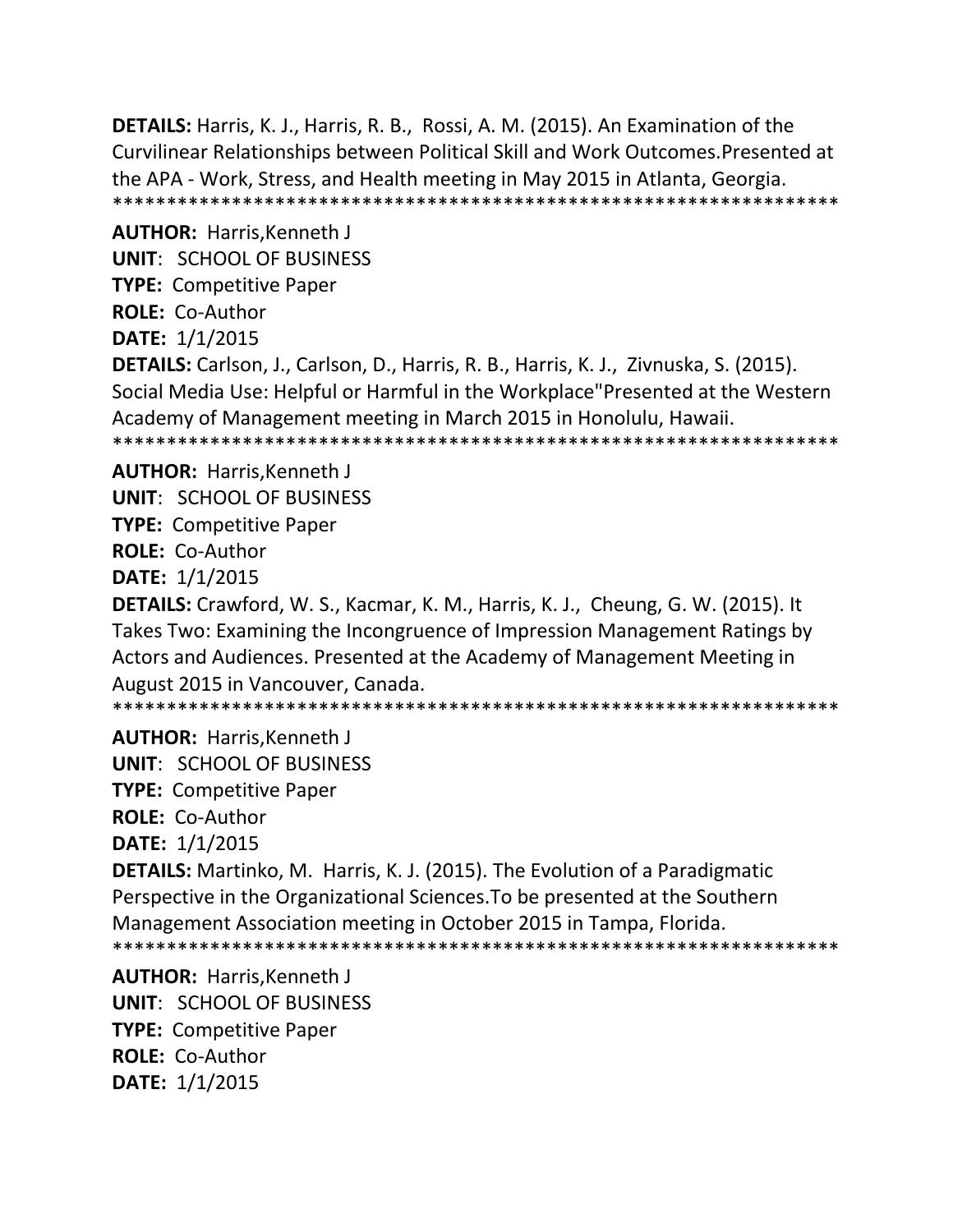**DETAILS:** Harris, K. J., Harris, R. B., Rossi, A. M. (2015). An Examination of the Curvilinear Relationships between Political Skill and Work Outcomes.Presented at the APA - Work, Stress, and Health meeting in May 2015 in Atlanta, Georgia.
*******************************************************************

**AUTHOR:** Harris,Kenneth J
**UNIT**: SCHOOL OF BUSINESS
**TYPE:** Competitive Paper
**ROLE:** Co-Author
**DATE:** 1/1/2015
**DETAILS:** Carlson, J., Carlson, D., Harris, R. B., Harris, K. J., Zivnuska, S. (2015). Social Media Use: Helpful or Harmful in the Workplace"Presented at the Western Academy of Management meeting in March 2015 in Honolulu, Hawaii.
*******************************************************************

**AUTHOR:** Harris,Kenneth J
**UNIT**: SCHOOL OF BUSINESS
**TYPE:** Competitive Paper
**ROLE:** Co-Author
**DATE:** 1/1/2015
**DETAILS:** Crawford, W. S., Kacmar, K. M., Harris, K. J., Cheung, G. W. (2015). It Takes Two: Examining the Incongruence of Impression Management Ratings by Actors and Audiences. Presented at the Academy of Management Meeting in August 2015 in Vancouver, Canada.
*******************************************************************

**AUTHOR:** Harris,Kenneth J
**UNIT**: SCHOOL OF BUSINESS
**TYPE:** Competitive Paper
**ROLE:** Co-Author
**DATE:** 1/1/2015
**DETAILS:** Martinko, M. Harris, K. J. (2015). The Evolution of a Paradigmatic Perspective in the Organizational Sciences.To be presented at the Southern Management Association meeting in October 2015 in Tampa, Florida.
*******************************************************************

**AUTHOR:** Harris,Kenneth J
**UNIT**: SCHOOL OF BUSINESS
**TYPE:** Competitive Paper
**ROLE:** Co-Author
**DATE:** 1/1/2015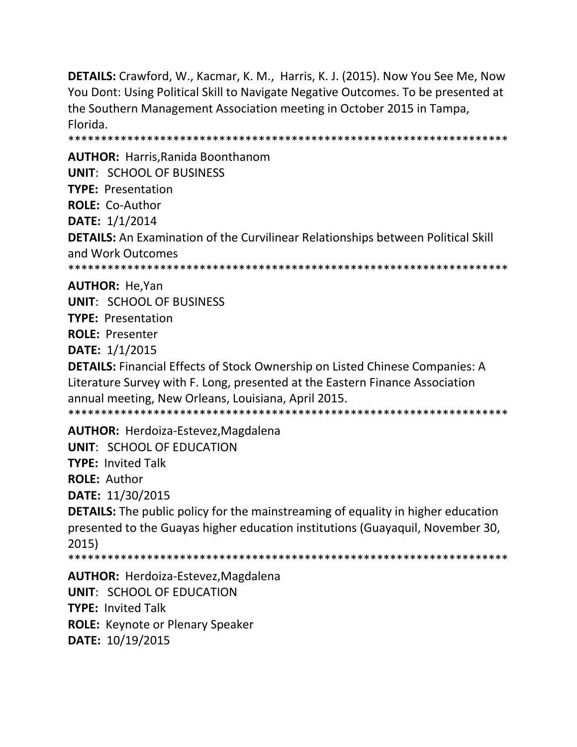**DETAILS:** Crawford, W., Kacmar, K. M., Harris, K. J. (2015). Now You See Me, Now You Dont: Using Political Skill to Navigate Negative Outcomes. To be presented at the Southern Management Association meeting in October 2015 in Tampa, Florida.

*******************************************************************

**AUTHOR:** Harris,Ranida Boonthanom

**UNIT**: SCHOOL OF BUSINESS

**TYPE:** Presentation

**ROLE:** Co-Author

**DATE:** 1/1/2014

**DETAILS:** An Examination of the Curvilinear Relationships between Political Skill and Work Outcomes

*******************************************************************

**AUTHOR:** He,Yan

**UNIT**: SCHOOL OF BUSINESS

**TYPE:** Presentation

**ROLE:** Presenter

**DATE:** 1/1/2015

**DETAILS:** Financial Effects of Stock Ownership on Listed Chinese Companies: A Literature Survey with F. Long, presented at the Eastern Finance Association annual meeting, New Orleans, Louisiana, April 2015.

*******************************************************************

**AUTHOR:** Herdoiza-Estevez,Magdalena

**UNIT**: SCHOOL OF EDUCATION

**TYPE:** Invited Talk

**ROLE:** Author

**DATE:** 11/30/2015

**DETAILS:** The public policy for the mainstreaming of equality in higher education presented to the Guayas higher education institutions (Guayaquil, November 30, 2015)

*******************************************************************

**AUTHOR:** Herdoiza-Estevez,Magdalena

**UNIT**: SCHOOL OF EDUCATION

**TYPE:** Invited Talk

**ROLE:** Keynote or Plenary Speaker

**DATE:** 10/19/2015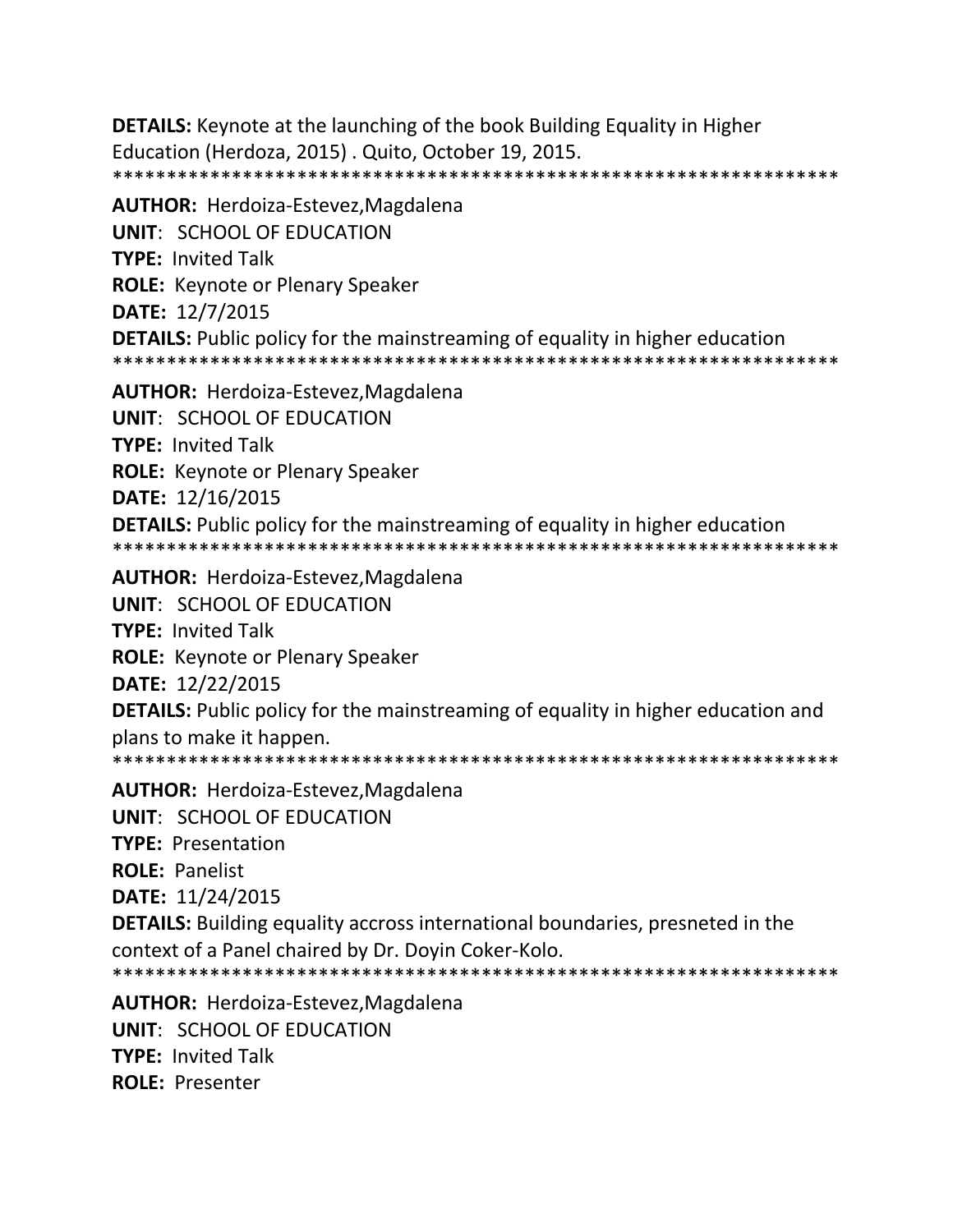**DETAILS:** Keynote at the launching of the book Building Equality in Higher Education (Herdoza, 2015) . Quito, October 19, 2015.
********************************************************************

**AUTHOR:** Herdoiza-Estevez,Magdalena
**UNIT**: SCHOOL OF EDUCATION
**TYPE:** Invited Talk
**ROLE:** Keynote or Plenary Speaker
**DATE:** 12/7/2015
**DETAILS:** Public policy for the mainstreaming of equality in higher education
********************************************************************

**AUTHOR:** Herdoiza-Estevez,Magdalena
**UNIT**: SCHOOL OF EDUCATION
**TYPE:** Invited Talk
**ROLE:** Keynote or Plenary Speaker
**DATE:** 12/16/2015
**DETAILS:** Public policy for the mainstreaming of equality in higher education
********************************************************************

**AUTHOR:** Herdoiza-Estevez,Magdalena
**UNIT**: SCHOOL OF EDUCATION
**TYPE:** Invited Talk
**ROLE:** Keynote or Plenary Speaker
**DATE:** 12/22/2015
**DETAILS:** Public policy for the mainstreaming of equality in higher education and plans to make it happen.
********************************************************************

**AUTHOR:** Herdoiza-Estevez,Magdalena
**UNIT**: SCHOOL OF EDUCATION
**TYPE:** Presentation
**ROLE:** Panelist
**DATE:** 11/24/2015
**DETAILS:** Building equality accross international boundaries, presneted in the context of a Panel chaired by Dr. Doyin Coker-Kolo.
********************************************************************

**AUTHOR:** Herdoiza-Estevez,Magdalena
**UNIT**: SCHOOL OF EDUCATION
**TYPE:** Invited Talk
**ROLE:** Presenter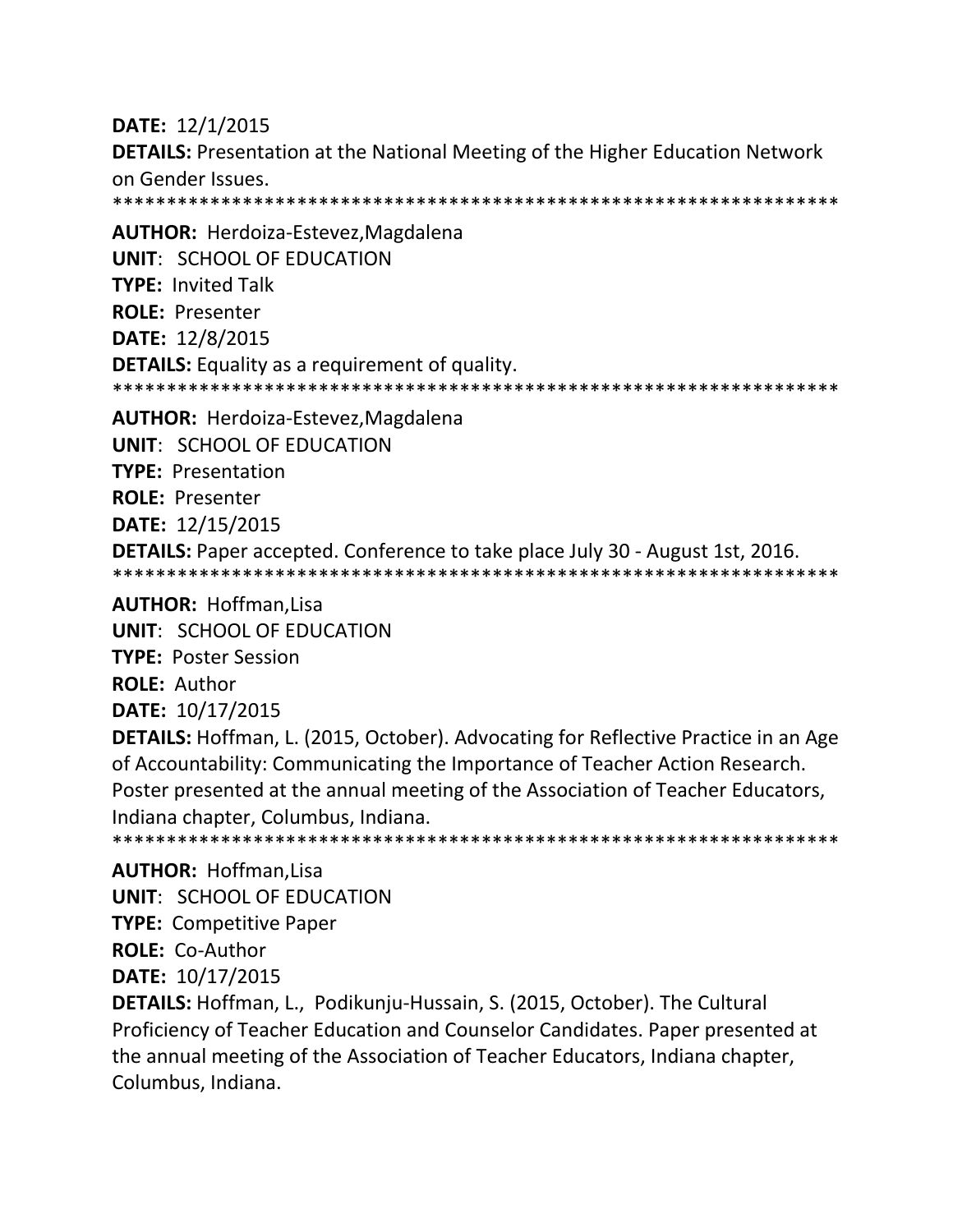**DATE:** 12/1/2015

**DETAILS:** Presentation at the National Meeting of the Higher Education Network on Gender Issues.

*******************************************************************

**AUTHOR:** Herdoiza-Estevez,Magdalena

**UNIT**: SCHOOL OF EDUCATION

**TYPE:** Invited Talk

**ROLE:** Presenter

**DATE:** 12/8/2015

**DETAILS:** Equality as a requirement of quality.

*******************************************************************

**AUTHOR:** Herdoiza-Estevez,Magdalena

**UNIT**: SCHOOL OF EDUCATION

**TYPE:** Presentation

**ROLE:** Presenter

**DATE:** 12/15/2015

**DETAILS:** Paper accepted. Conference to take place July 30 - August 1st, 2016.

*******************************************************************

**AUTHOR:** Hoffman,Lisa

**UNIT**: SCHOOL OF EDUCATION

**TYPE:** Poster Session

**ROLE:** Author

**DATE:** 10/17/2015

**DETAILS:** Hoffman, L. (2015, October). Advocating for Reflective Practice in an Age of Accountability: Communicating the Importance of Teacher Action Research. Poster presented at the annual meeting of the Association of Teacher Educators, Indiana chapter, Columbus, Indiana.

*******************************************************************

**AUTHOR:** Hoffman,Lisa

**UNIT**: SCHOOL OF EDUCATION

**TYPE:** Competitive Paper

**ROLE:** Co-Author

**DATE:** 10/17/2015

**DETAILS:** Hoffman, L., Podikunju-Hussain, S. (2015, October). The Cultural Proficiency of Teacher Education and Counselor Candidates. Paper presented at the annual meeting of the Association of Teacher Educators, Indiana chapter, Columbus, Indiana.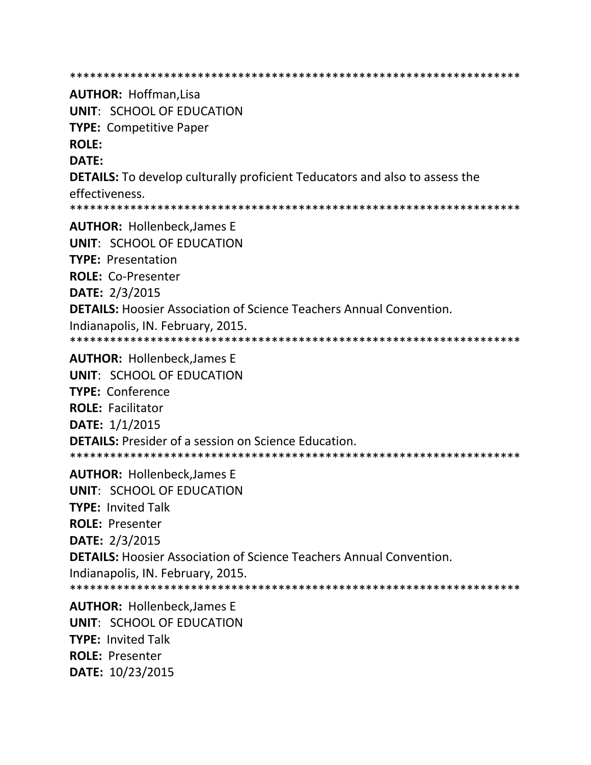*********************************************************************

**AUTHOR:** Hoffman,Lisa
**UNIT**: SCHOOL OF EDUCATION
**TYPE:** Competitive Paper
**ROLE:**
**DATE:**
**DETAILS:** To develop culturally proficient Teducators and also to assess the effectiveness.

*********************************************************************

**AUTHOR:** Hollenbeck,James E
**UNIT**: SCHOOL OF EDUCATION
**TYPE:** Presentation
**ROLE:** Co-Presenter
**DATE:** 2/3/2015
**DETAILS:** Hoosier Association of Science Teachers Annual Convention. Indianapolis, IN. February, 2015.

*********************************************************************

**AUTHOR:** Hollenbeck,James E
**UNIT**: SCHOOL OF EDUCATION
**TYPE:** Conference
**ROLE:** Facilitator
**DATE:** 1/1/2015
**DETAILS:** Presider of a session on Science Education.

*********************************************************************

**AUTHOR:** Hollenbeck,James E
**UNIT**: SCHOOL OF EDUCATION
**TYPE:** Invited Talk
**ROLE:** Presenter
**DATE:** 2/3/2015
**DETAILS:** Hoosier Association of Science Teachers Annual Convention. Indianapolis, IN. February, 2015.

*********************************************************************

**AUTHOR:** Hollenbeck,James E
**UNIT**: SCHOOL OF EDUCATION
**TYPE:** Invited Talk
**ROLE:** Presenter
**DATE:** 10/23/2015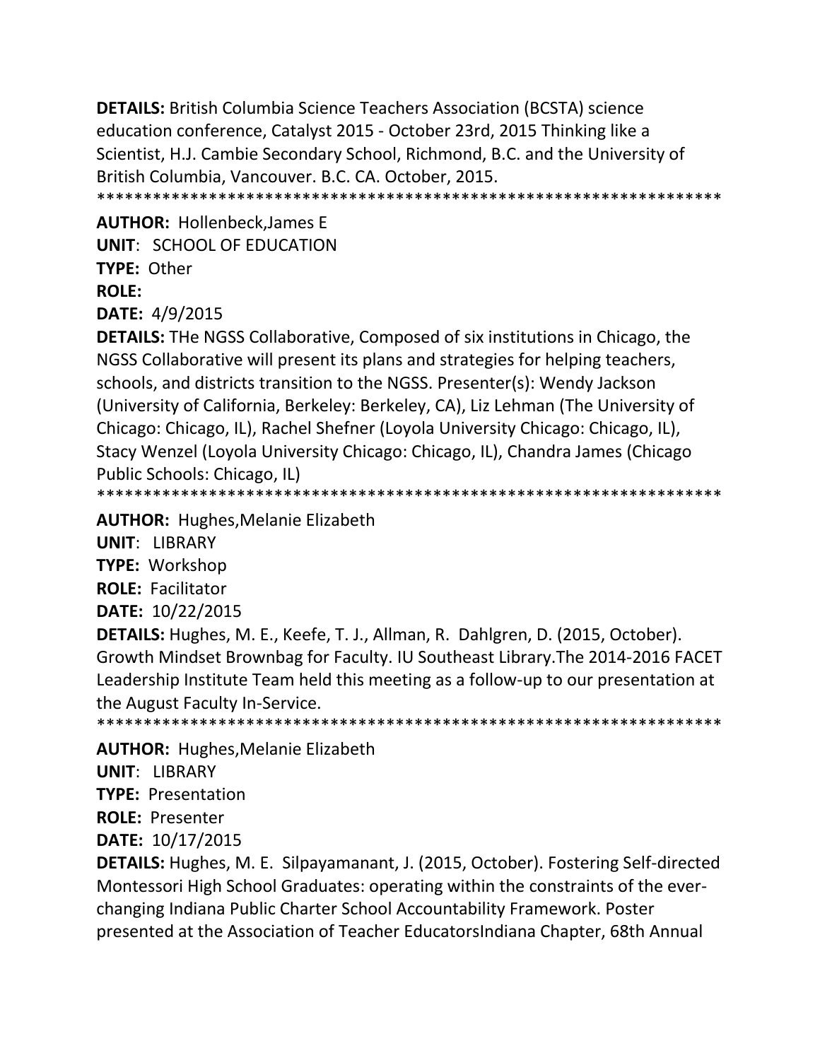**DETAILS:** British Columbia Science Teachers Association (BCSTA) science education conference, Catalyst 2015 - October 23rd, 2015 Thinking like a Scientist, H.J. Cambie Secondary School, Richmond, B.C. and the University of British Columbia, Vancouver. B.C. CA. October, 2015.
*******************************************************************

**AUTHOR:** Hollenbeck,James E

**UNIT**: SCHOOL OF EDUCATION

**TYPE:** Other

**ROLE:**

**DATE:** 4/9/2015

**DETAILS:** THe NGSS Collaborative, Composed of six institutions in Chicago, the NGSS Collaborative will present its plans and strategies for helping teachers, schools, and districts transition to the NGSS. Presenter(s): Wendy Jackson (University of California, Berkeley: Berkeley, CA), Liz Lehman (The University of Chicago: Chicago, IL), Rachel Shefner (Loyola University Chicago: Chicago, IL), Stacy Wenzel (Loyola University Chicago: Chicago, IL), Chandra James (Chicago Public Schools: Chicago, IL)
*******************************************************************

**AUTHOR:** Hughes,Melanie Elizabeth

**UNIT**: LIBRARY

**TYPE:** Workshop

**ROLE:** Facilitator

**DATE:** 10/22/2015

**DETAILS:** Hughes, M. E., Keefe, T. J., Allman, R. Dahlgren, D. (2015, October). Growth Mindset Brownbag for Faculty. IU Southeast Library.The 2014-2016 FACET Leadership Institute Team held this meeting as a follow-up to our presentation at the August Faculty In-Service.
*******************************************************************

**AUTHOR:** Hughes,Melanie Elizabeth

**UNIT**: LIBRARY

**TYPE:** Presentation

**ROLE:** Presenter

**DATE:** 10/17/2015

**DETAILS:** Hughes, M. E. Silpayamanant, J. (2015, October). Fostering Self-directed Montessori High School Graduates: operating within the constraints of the ever-changing Indiana Public Charter School Accountability Framework. Poster presented at the Association of Teacher EducatorsIndiana Chapter, 68th Annual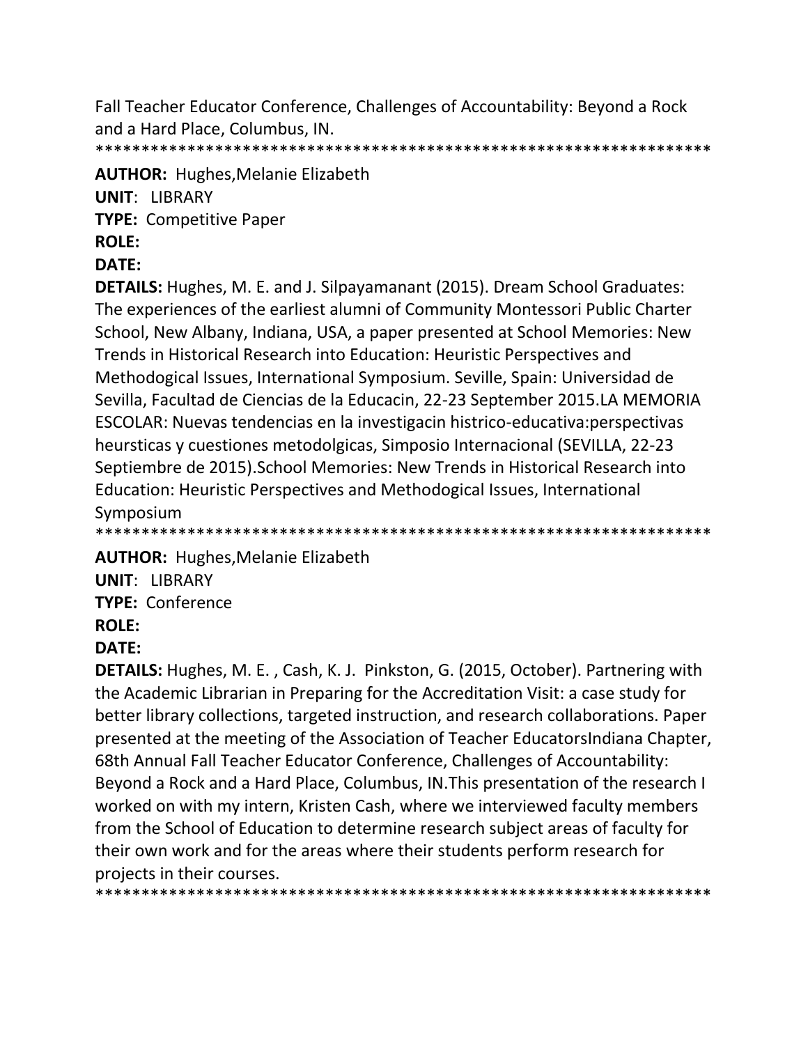Fall Teacher Educator Conference, Challenges of Accountability: Beyond a Rock and a Hard Place, Columbus, IN.
********************************************************************

**AUTHOR:** Hughes,Melanie Elizabeth
**UNIT**: LIBRARY
**TYPE:** Competitive Paper
**ROLE:**
**DATE:**
**DETAILS:** Hughes, M. E. and J. Silpayamanant (2015). Dream School Graduates: The experiences of the earliest alumni of Community Montessori Public Charter School, New Albany, Indiana, USA, a paper presented at School Memories: New Trends in Historical Research into Education: Heuristic Perspectives and Methodogical Issues, International Symposium. Seville, Spain: Universidad de Sevilla, Facultad de Ciencias de la Educacin, 22-23 September 2015.LA MEMORIA ESCOLAR: Nuevas tendencias en la investigacin histrico-educativa:perspectivas heursticas y cuestiones metodolgicas, Simposio Internacional (SEVILLA, 22-23 Septiembre de 2015).School Memories: New Trends in Historical Research into Education: Heuristic Perspectives and Methodogical Issues, International Symposium
********************************************************************

**AUTHOR:** Hughes,Melanie Elizabeth
**UNIT**: LIBRARY
**TYPE:** Conference
**ROLE:**
**DATE:**
**DETAILS:** Hughes, M. E. , Cash, K. J. Pinkston, G. (2015, October). Partnering with the Academic Librarian in Preparing for the Accreditation Visit: a case study for better library collections, targeted instruction, and research collaborations. Paper presented at the meeting of the Association of Teacher EducatorsIndiana Chapter, 68th Annual Fall Teacher Educator Conference, Challenges of Accountability: Beyond a Rock and a Hard Place, Columbus, IN.This presentation of the research I worked on with my intern, Kristen Cash, where we interviewed faculty members from the School of Education to determine research subject areas of faculty for their own work and for the areas where their students perform research for projects in their courses.
********************************************************************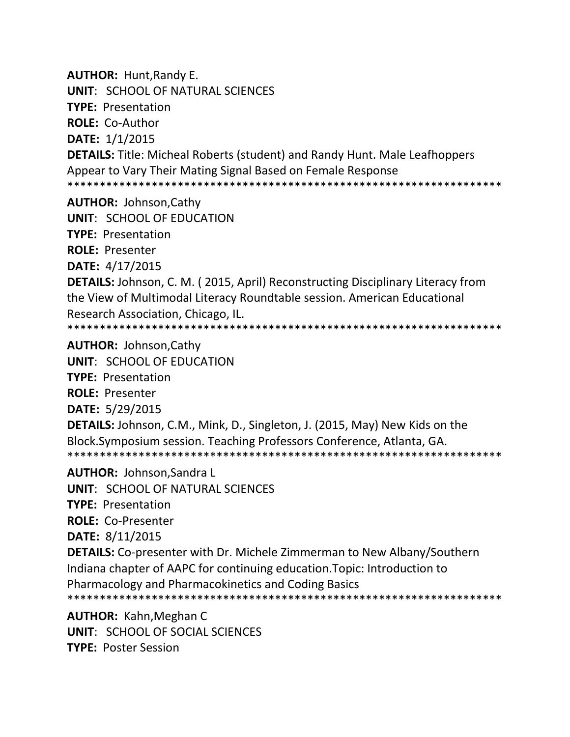**AUTHOR:** Hunt,Randy E.
**UNIT**: SCHOOL OF NATURAL SCIENCES
**TYPE:** Presentation
**ROLE:** Co-Author
**DATE:** 1/1/2015
**DETAILS:** Title: Micheal Roberts (student) and Randy Hunt. Male Leafhoppers Appear to Vary Their Mating Signal Based on Female Response
*******************************************************************

**AUTHOR:** Johnson,Cathy
**UNIT**: SCHOOL OF EDUCATION
**TYPE:** Presentation
**ROLE:** Presenter
**DATE:** 4/17/2015
**DETAILS:** Johnson, C. M. ( 2015, April) Reconstructing Disciplinary Literacy from the View of Multimodal Literacy Roundtable session. American Educational Research Association, Chicago, IL.
*******************************************************************

**AUTHOR:** Johnson,Cathy
**UNIT**: SCHOOL OF EDUCATION
**TYPE:** Presentation
**ROLE:** Presenter
**DATE:** 5/29/2015
**DETAILS:** Johnson, C.M., Mink, D., Singleton, J. (2015, May) New Kids on the Block.Symposium session. Teaching Professors Conference, Atlanta, GA.
*******************************************************************

**AUTHOR:** Johnson,Sandra L
**UNIT**: SCHOOL OF NATURAL SCIENCES
**TYPE:** Presentation
**ROLE:** Co-Presenter
**DATE:** 8/11/2015
**DETAILS:** Co-presenter with Dr. Michele Zimmerman to New Albany/Southern Indiana chapter of AAPC for continuing education.Topic: Introduction to Pharmacology and Pharmacokinetics and Coding Basics
*******************************************************************

**AUTHOR:** Kahn,Meghan C
**UNIT**: SCHOOL OF SOCIAL SCIENCES
**TYPE:** Poster Session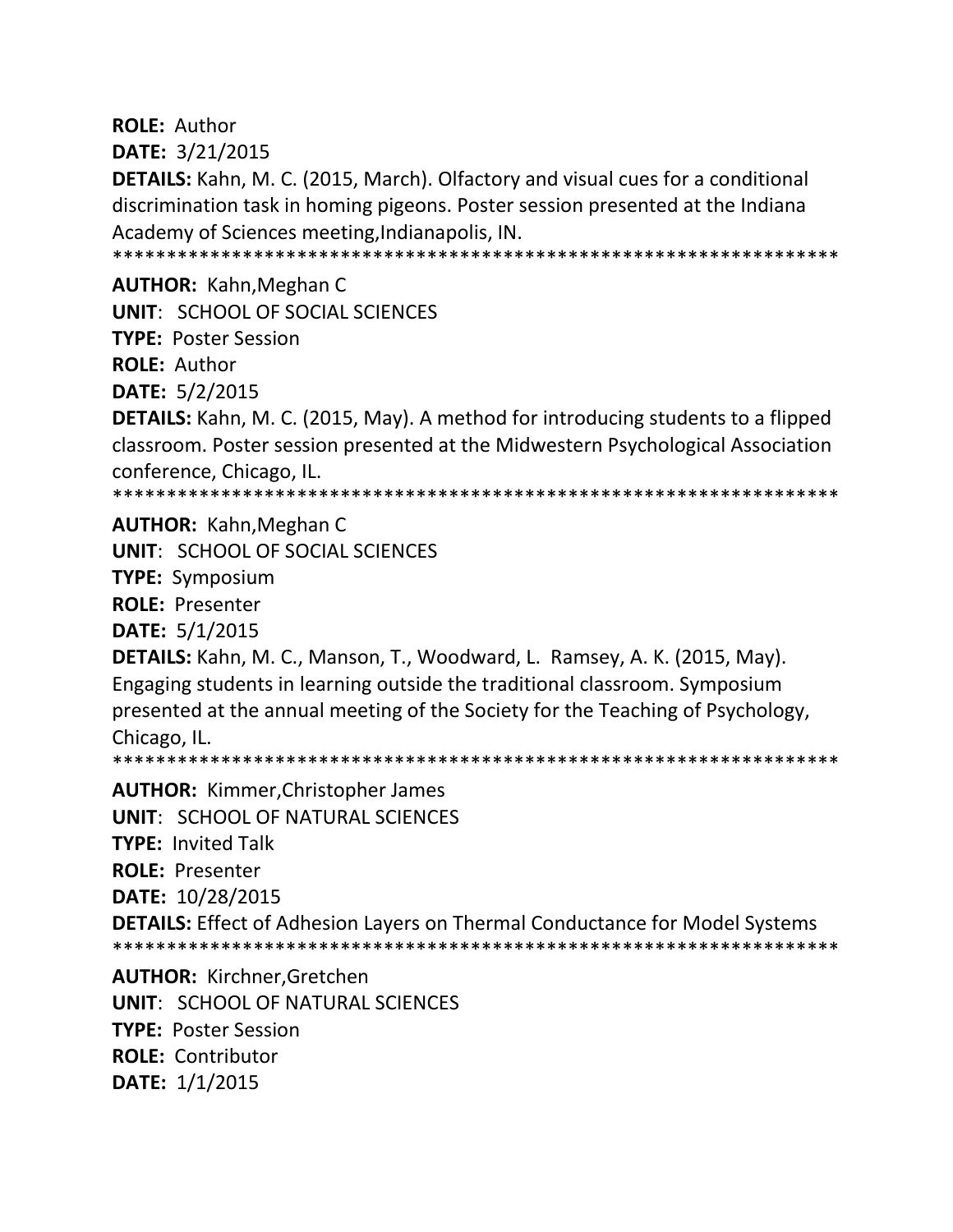**ROLE:** Author

**DATE:** 3/21/2015

**DETAILS:** Kahn, M. C. (2015, March). Olfactory and visual cues for a conditional discrimination task in homing pigeons. Poster session presented at the Indiana Academy of Sciences meeting,Indianapolis, IN.

******************************************************************

**AUTHOR:** Kahn,Meghan C

**UNIT**: SCHOOL OF SOCIAL SCIENCES

**TYPE:** Poster Session

**ROLE:** Author

**DATE:** 5/2/2015

**DETAILS:** Kahn, M. C. (2015, May). A method for introducing students to a flipped classroom. Poster session presented at the Midwestern Psychological Association conference, Chicago, IL.

******************************************************************

**AUTHOR:** Kahn,Meghan C

**UNIT**: SCHOOL OF SOCIAL SCIENCES

**TYPE:** Symposium

**ROLE:** Presenter

**DATE:** 5/1/2015

**DETAILS:** Kahn, M. C., Manson, T., Woodward, L. Ramsey, A. K. (2015, May). Engaging students in learning outside the traditional classroom. Symposium presented at the annual meeting of the Society for the Teaching of Psychology, Chicago, IL.

******************************************************************

**AUTHOR:** Kimmer,Christopher James

**UNIT**: SCHOOL OF NATURAL SCIENCES

**TYPE:** Invited Talk

**ROLE:** Presenter

**DATE:** 10/28/2015

**DETAILS:** Effect of Adhesion Layers on Thermal Conductance for Model Systems

******************************************************************

**AUTHOR:** Kirchner,Gretchen

**UNIT**: SCHOOL OF NATURAL SCIENCES

**TYPE:** Poster Session

**ROLE:** Contributor

**DATE:** 1/1/2015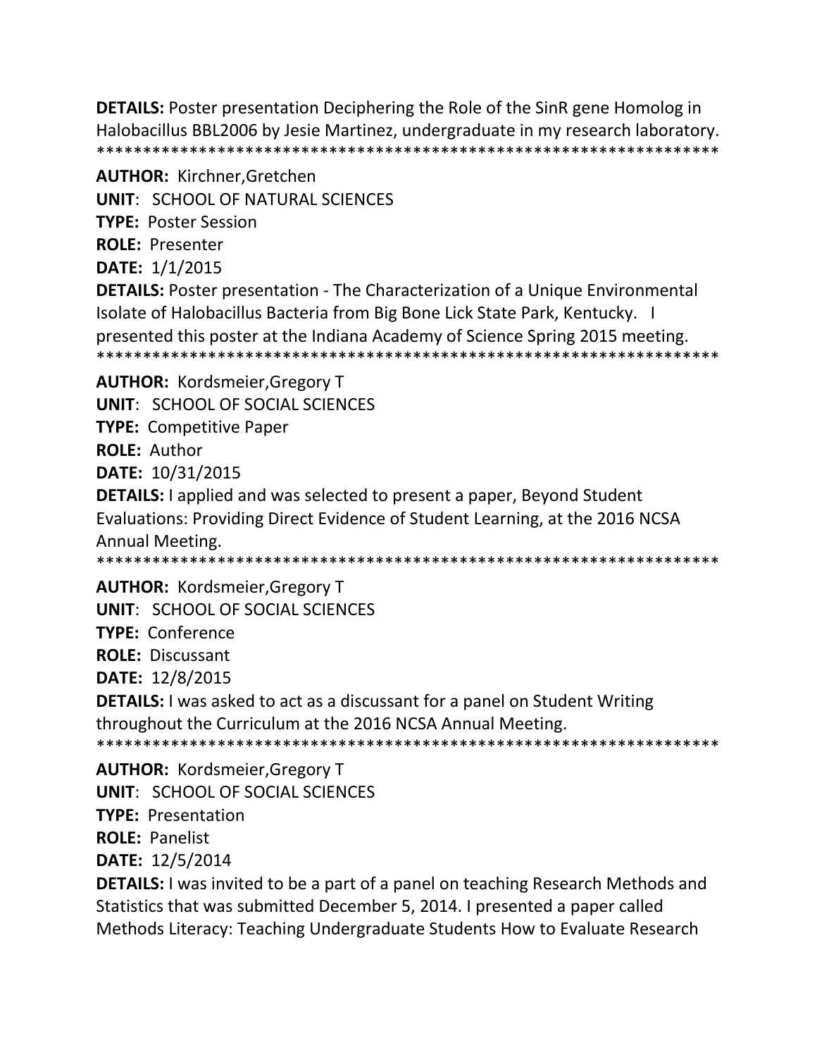**DETAILS:** Poster presentation Deciphering the Role of the SinR gene Homolog in Halobacillus BBL2006 by Jesie Martinez, undergraduate in my research laboratory.
*******************************************************************

**AUTHOR:** Kirchner,Gretchen

**UNIT**: SCHOOL OF NATURAL SCIENCES

**TYPE:** Poster Session

**ROLE:** Presenter

**DATE:** 1/1/2015

**DETAILS:** Poster presentation - The Characterization of a Unique Environmental Isolate of Halobacillus Bacteria from Big Bone Lick State Park, Kentucky. I presented this poster at the Indiana Academy of Science Spring 2015 meeting.
*******************************************************************

**AUTHOR:** Kordsmeier,Gregory T

**UNIT**: SCHOOL OF SOCIAL SCIENCES

**TYPE:** Competitive Paper

**ROLE:** Author

**DATE:** 10/31/2015

**DETAILS:** I applied and was selected to present a paper, Beyond Student Evaluations: Providing Direct Evidence of Student Learning, at the 2016 NCSA Annual Meeting.
*******************************************************************

**AUTHOR:** Kordsmeier,Gregory T

**UNIT**: SCHOOL OF SOCIAL SCIENCES

**TYPE:** Conference

**ROLE:** Discussant

**DATE:** 12/8/2015

**DETAILS:** I was asked to act as a discussant for a panel on Student Writing throughout the Curriculum at the 2016 NCSA Annual Meeting.
*******************************************************************

**AUTHOR:** Kordsmeier,Gregory T

**UNIT**: SCHOOL OF SOCIAL SCIENCES

**TYPE:** Presentation

**ROLE:** Panelist

**DATE:** 12/5/2014

**DETAILS:** I was invited to be a part of a panel on teaching Research Methods and Statistics that was submitted December 5, 2014. I presented a paper called Methods Literacy: Teaching Undergraduate Students How to Evaluate Research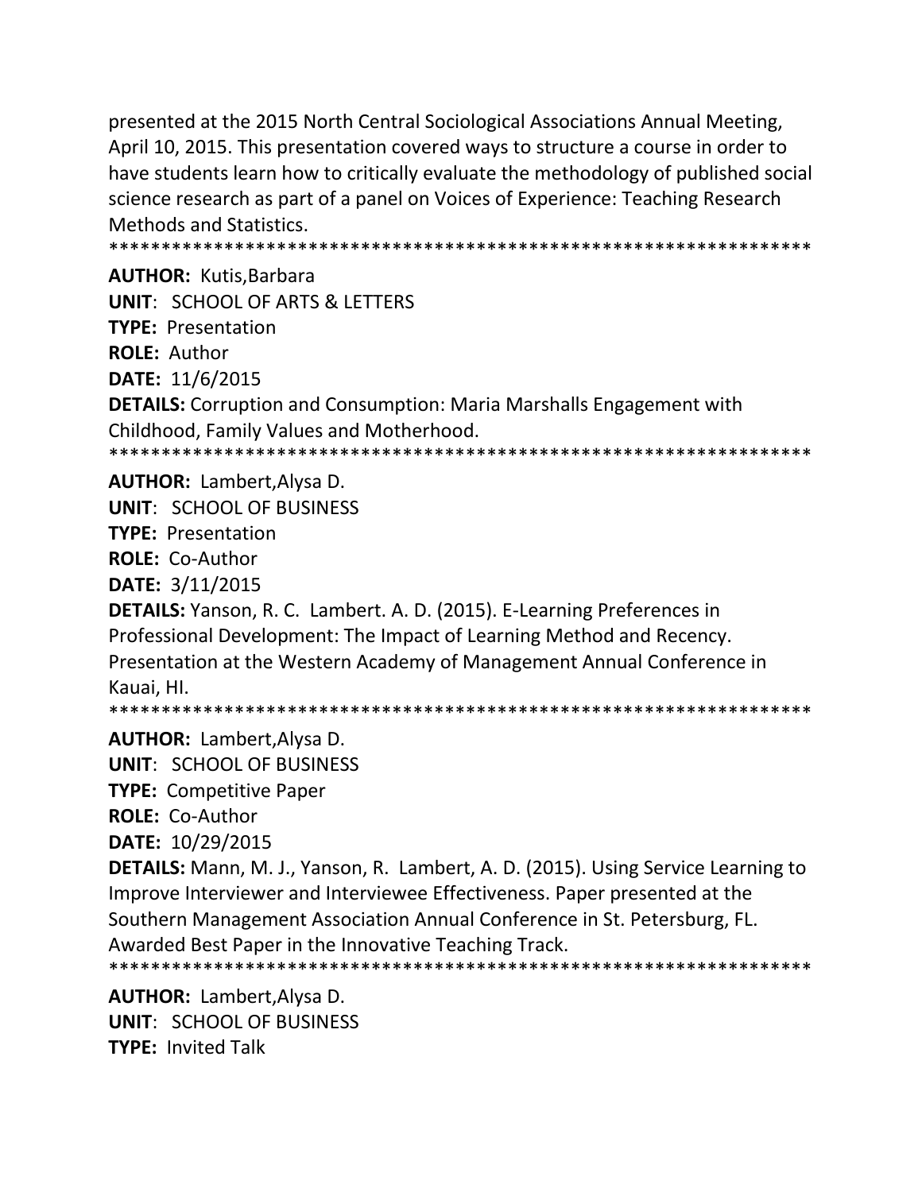presented at the 2015 North Central Sociological Associations Annual Meeting, April 10, 2015. This presentation covered ways to structure a course in order to have students learn how to critically evaluate the methodology of published social science research as part of a panel on Voices of Experience: Teaching Research Methods and Statistics.

******************************************************************

**AUTHOR:** Kutis,Barbara

**UNIT**: SCHOOL OF ARTS & LETTERS

**TYPE:** Presentation

**ROLE:** Author

**DATE:** 11/6/2015

**DETAILS:** Corruption and Consumption: Maria Marshalls Engagement with Childhood, Family Values and Motherhood.

******************************************************************

**AUTHOR:** Lambert,Alysa D.

**UNIT**: SCHOOL OF BUSINESS

**TYPE:** Presentation

**ROLE:** Co-Author

**DATE:** 3/11/2015

**DETAILS:** Yanson, R. C. Lambert. A. D. (2015). E-Learning Preferences in Professional Development: The Impact of Learning Method and Recency. Presentation at the Western Academy of Management Annual Conference in Kauai, HI.

******************************************************************

**AUTHOR:** Lambert,Alysa D.

**UNIT**: SCHOOL OF BUSINESS

**TYPE:** Competitive Paper

**ROLE:** Co-Author

**DATE:** 10/29/2015

**DETAILS:** Mann, M. J., Yanson, R. Lambert, A. D. (2015). Using Service Learning to Improve Interviewer and Interviewee Effectiveness. Paper presented at the Southern Management Association Annual Conference in St. Petersburg, FL. Awarded Best Paper in the Innovative Teaching Track.

******************************************************************

**AUTHOR:** Lambert,Alysa D.

**UNIT**: SCHOOL OF BUSINESS

**TYPE:** Invited Talk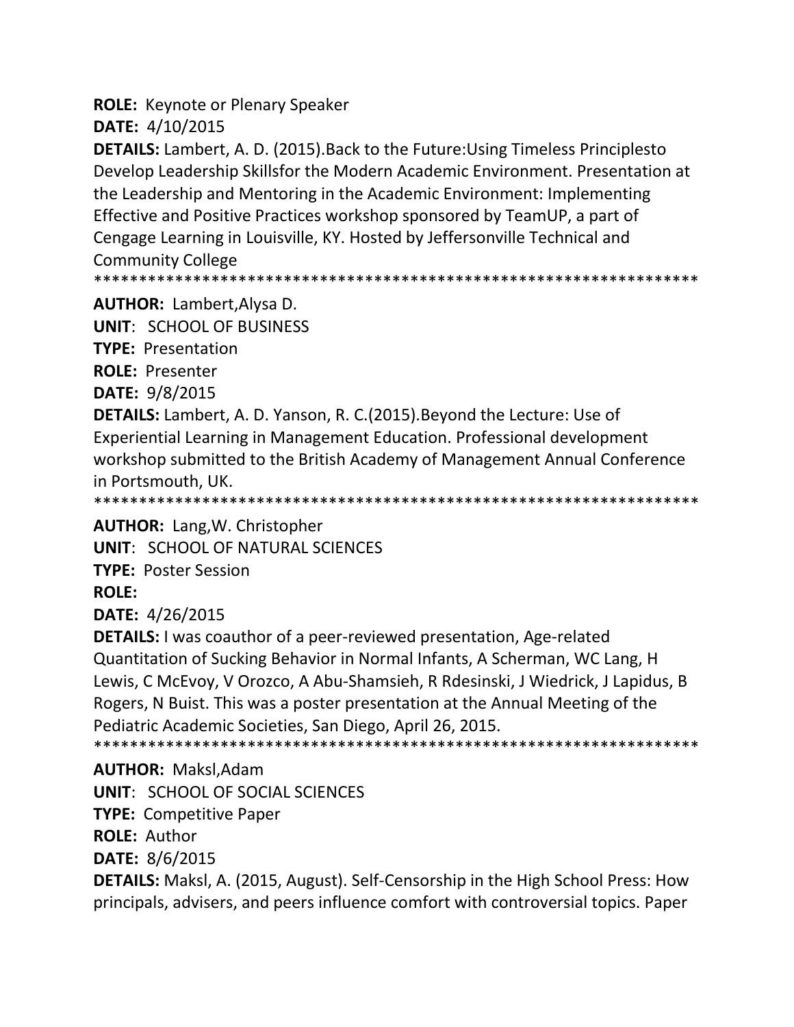**ROLE:** Keynote or Plenary Speaker

**DATE:** 4/10/2015

**DETAILS:** Lambert, A. D. (2015).Back to the Future:Using Timeless Principlesto Develop Leadership Skillsfor the Modern Academic Environment. Presentation at the Leadership and Mentoring in the Academic Environment: Implementing Effective and Positive Practices workshop sponsored by TeamUP, a part of Cengage Learning in Louisville, KY. Hosted by Jeffersonville Technical and Community College

*******************************************************************

**AUTHOR:** Lambert,Alysa D.

**UNIT**: SCHOOL OF BUSINESS

**TYPE:** Presentation

**ROLE:** Presenter

**DATE:** 9/8/2015

**DETAILS:** Lambert, A. D. Yanson, R. C.(2015).Beyond the Lecture: Use of Experiential Learning in Management Education. Professional development workshop submitted to the British Academy of Management Annual Conference in Portsmouth, UK.

*******************************************************************

**AUTHOR:** Lang,W. Christopher

**UNIT**: SCHOOL OF NATURAL SCIENCES

**TYPE:** Poster Session

**ROLE:**

**DATE:** 4/26/2015

**DETAILS:** I was coauthor of a peer-reviewed presentation, Age-related Quantitation of Sucking Behavior in Normal Infants, A Scherman, WC Lang, H Lewis, C McEvoy, V Orozco, A Abu-Shamsieh, R Rdesinski, J Wiedrick, J Lapidus, B Rogers, N Buist. This was a poster presentation at the Annual Meeting of the Pediatric Academic Societies, San Diego, April 26, 2015.

*******************************************************************

**AUTHOR:** Maksl,Adam

**UNIT**: SCHOOL OF SOCIAL SCIENCES

**TYPE:** Competitive Paper

**ROLE:** Author

**DATE:** 8/6/2015

**DETAILS:** Maksl, A. (2015, August). Self-Censorship in the High School Press: How principals, advisers, and peers influence comfort with controversial topics. Paper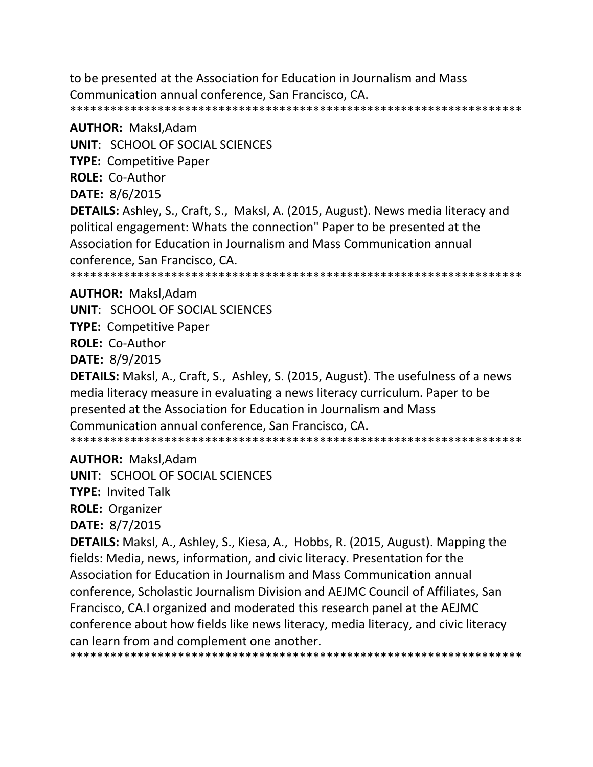to be presented at the Association for Education in Journalism and Mass Communication annual conference, San Francisco, CA.

********************************************************************

**AUTHOR:** Maksl,Adam

**UNIT**: SCHOOL OF SOCIAL SCIENCES

**TYPE:** Competitive Paper

**ROLE:** Co-Author

**DATE:** 8/6/2015

**DETAILS:** Ashley, S., Craft, S., Maksl, A. (2015, August). News media literacy and political engagement: Whats the connection" Paper to be presented at the Association for Education in Journalism and Mass Communication annual conference, San Francisco, CA.

********************************************************************

**AUTHOR:** Maksl,Adam

**UNIT**: SCHOOL OF SOCIAL SCIENCES

**TYPE:** Competitive Paper

**ROLE:** Co-Author

**DATE:** 8/9/2015

**DETAILS:** Maksl, A., Craft, S., Ashley, S. (2015, August). The usefulness of a news media literacy measure in evaluating a news literacy curriculum. Paper to be presented at the Association for Education in Journalism and Mass Communication annual conference, San Francisco, CA.

********************************************************************

**AUTHOR:** Maksl,Adam

**UNIT**: SCHOOL OF SOCIAL SCIENCES

**TYPE:** Invited Talk

**ROLE:** Organizer

**DATE:** 8/7/2015

**DETAILS:** Maksl, A., Ashley, S., Kiesa, A., Hobbs, R. (2015, August). Mapping the fields: Media, news, information, and civic literacy. Presentation for the Association for Education in Journalism and Mass Communication annual conference, Scholastic Journalism Division and AEJMC Council of Affiliates, San Francisco, CA.I organized and moderated this research panel at the AEJMC conference about how fields like news literacy, media literacy, and civic literacy can learn from and complement one another.

********************************************************************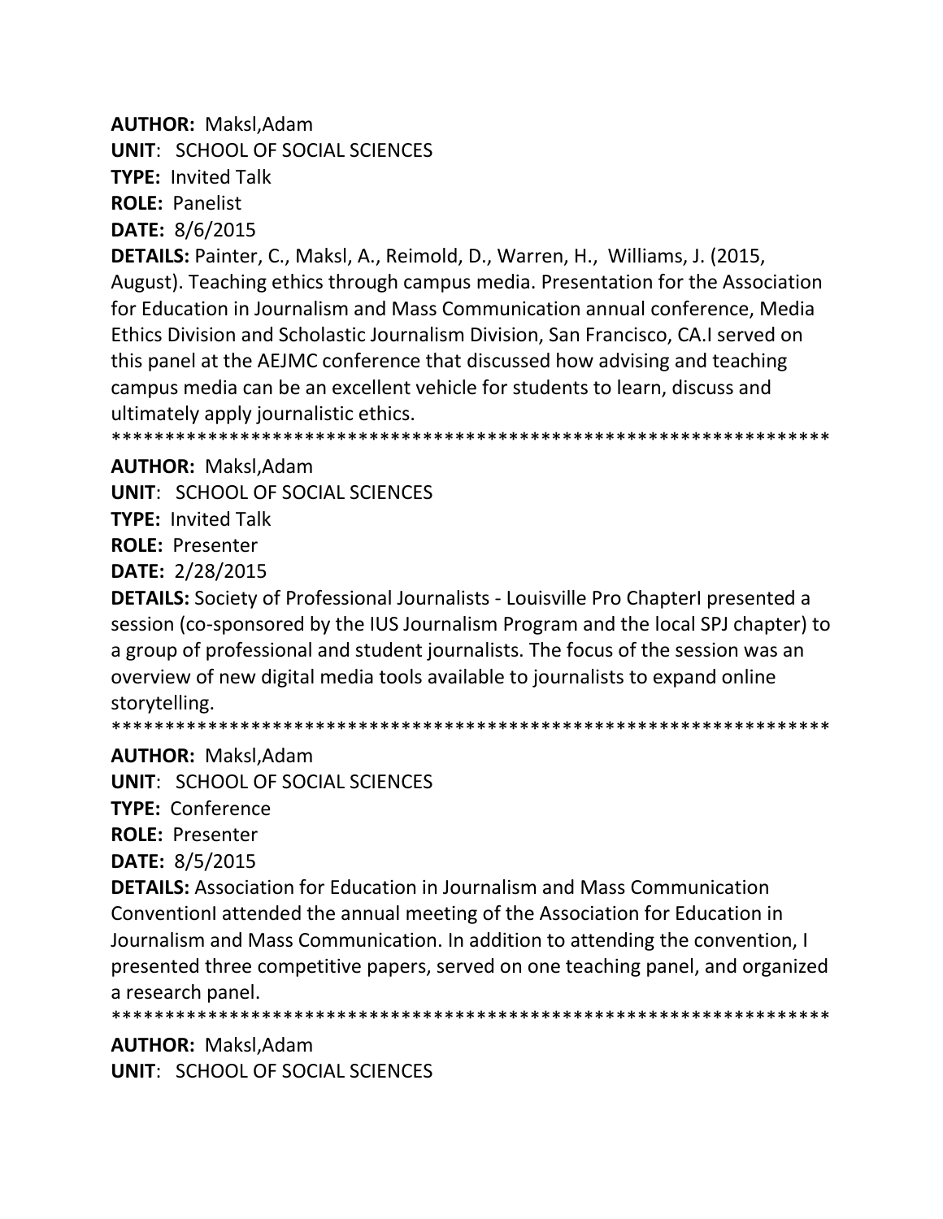**AUTHOR:** Maksl,Adam

**UNIT**: SCHOOL OF SOCIAL SCIENCES

**TYPE:** Invited Talk

**ROLE:** Panelist

**DATE:** 8/6/2015

**DETAILS:** Painter, C., Maksl, A., Reimold, D., Warren, H., Williams, J. (2015, August). Teaching ethics through campus media. Presentation for the Association for Education in Journalism and Mass Communication annual conference, Media Ethics Division and Scholastic Journalism Division, San Francisco, CA.I served on this panel at the AEJMC conference that discussed how advising and teaching campus media can be an excellent vehicle for students to learn, discuss and ultimately apply journalistic ethics.

******************************************************************

**AUTHOR:** Maksl,Adam

**UNIT**: SCHOOL OF SOCIAL SCIENCES

**TYPE:** Invited Talk

**ROLE:** Presenter

**DATE:** 2/28/2015

**DETAILS:** Society of Professional Journalists - Louisville Pro ChapterI presented a session (co-sponsored by the IUS Journalism Program and the local SPJ chapter) to a group of professional and student journalists. The focus of the session was an overview of new digital media tools available to journalists to expand online storytelling.

******************************************************************

**AUTHOR:** Maksl,Adam

**UNIT**: SCHOOL OF SOCIAL SCIENCES

**TYPE:** Conference

**ROLE:** Presenter

**DATE:** 8/5/2015

**DETAILS:** Association for Education in Journalism and Mass Communication ConventionI attended the annual meeting of the Association for Education in Journalism and Mass Communication. In addition to attending the convention, I presented three competitive papers, served on one teaching panel, and organized a research panel.

******************************************************************

**AUTHOR:** Maksl,Adam

**UNIT**: SCHOOL OF SOCIAL SCIENCES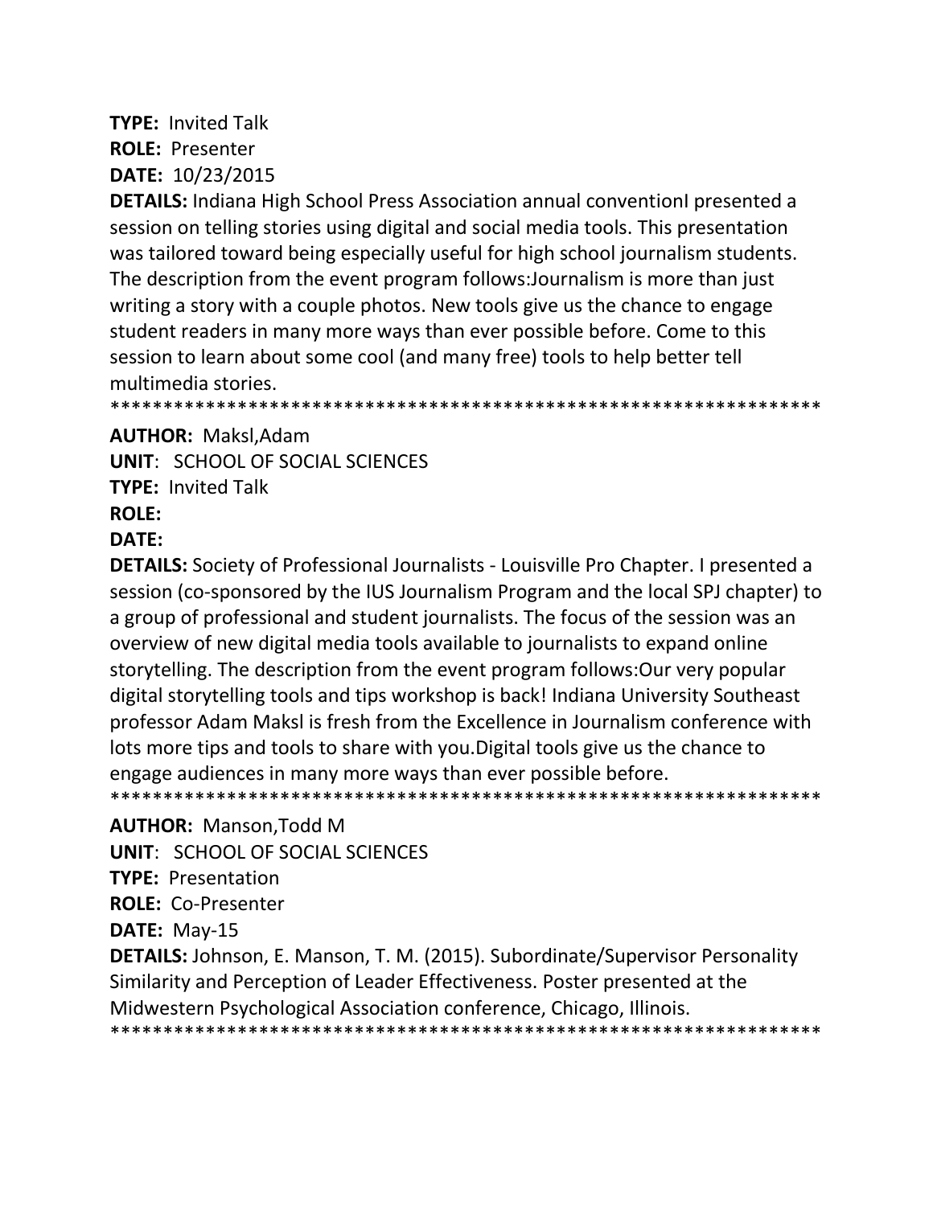**TYPE:** Invited Talk
**ROLE:** Presenter
**DATE:** 10/23/2015
**DETAILS:** Indiana High School Press Association annual conventionI presented a session on telling stories using digital and social media tools. This presentation was tailored toward being especially useful for high school journalism students. The description from the event program follows:Journalism is more than just writing a story with a couple photos. New tools give us the chance to engage student readers in many more ways than ever possible before. Come to this session to learn about some cool (and many free) tools to help better tell multimedia stories.
*******************************************************************

**AUTHOR:** Maksl,Adam
**UNIT**: SCHOOL OF SOCIAL SCIENCES
**TYPE:** Invited Talk
**ROLE:**
**DATE:**
**DETAILS:** Society of Professional Journalists - Louisville Pro Chapter. I presented a session (co-sponsored by the IUS Journalism Program and the local SPJ chapter) to a group of professional and student journalists. The focus of the session was an overview of new digital media tools available to journalists to expand online storytelling. The description from the event program follows:Our very popular digital storytelling tools and tips workshop is back! Indiana University Southeast professor Adam Maksl is fresh from the Excellence in Journalism conference with lots more tips and tools to share with you.Digital tools give us the chance to engage audiences in many more ways than ever possible before.
*******************************************************************

**AUTHOR:** Manson,Todd M
**UNIT**: SCHOOL OF SOCIAL SCIENCES
**TYPE:** Presentation
**ROLE:** Co-Presenter
**DATE:** May-15
**DETAILS:** Johnson, E. Manson, T. M. (2015). Subordinate/Supervisor Personality Similarity and Perception of Leader Effectiveness. Poster presented at the Midwestern Psychological Association conference, Chicago, Illinois.
*******************************************************************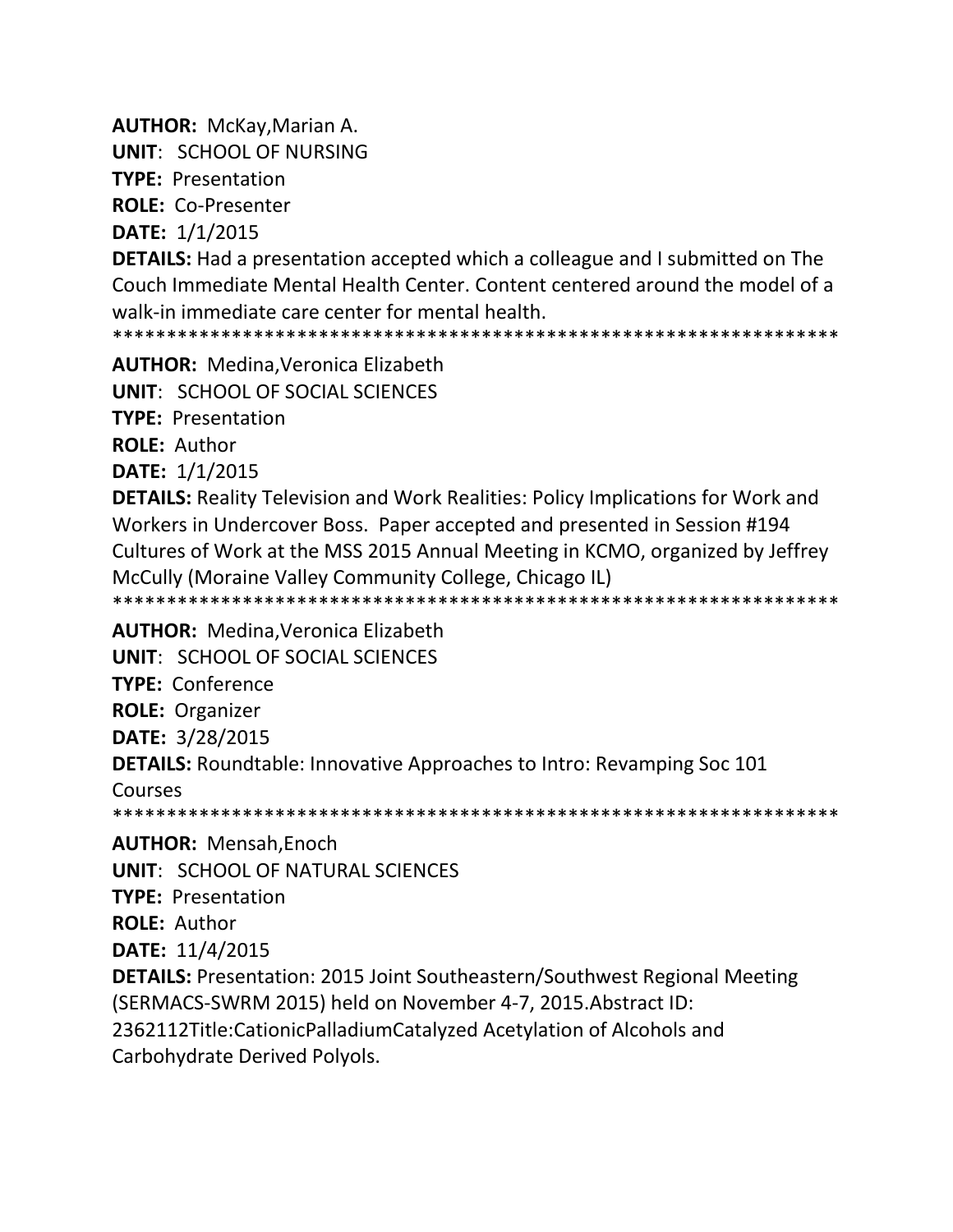**AUTHOR:** McKay,Marian A.

**UNIT**: SCHOOL OF NURSING

**TYPE:** Presentation

**ROLE:** Co-Presenter

**DATE:** 1/1/2015

**DETAILS:** Had a presentation accepted which a colleague and I submitted on The Couch Immediate Mental Health Center. Content centered around the model of a walk-in immediate care center for mental health.

*******************************************************************

**AUTHOR:** Medina,Veronica Elizabeth

**UNIT**: SCHOOL OF SOCIAL SCIENCES

**TYPE:** Presentation

**ROLE:** Author

**DATE:** 1/1/2015

**DETAILS:** Reality Television and Work Realities: Policy Implications for Work and Workers in Undercover Boss. Paper accepted and presented in Session #194 Cultures of Work at the MSS 2015 Annual Meeting in KCMO, organized by Jeffrey McCully (Moraine Valley Community College, Chicago IL)

*******************************************************************

**AUTHOR:** Medina,Veronica Elizabeth

**UNIT**: SCHOOL OF SOCIAL SCIENCES

**TYPE:** Conference

**ROLE:** Organizer

**DATE:** 3/28/2015

**DETAILS:** Roundtable: Innovative Approaches to Intro: Revamping Soc 101 Courses

*******************************************************************

**AUTHOR:** Mensah,Enoch

**UNIT**: SCHOOL OF NATURAL SCIENCES

**TYPE:** Presentation

**ROLE:** Author

**DATE:** 11/4/2015

**DETAILS:** Presentation: 2015 Joint Southeastern/Southwest Regional Meeting (SERMACS-SWRM 2015) held on November 4-7, 2015.Abstract ID: 2362112Title:CationicPalladiumCatalyzed Acetylation of Alcohols and Carbohydrate Derived Polyols.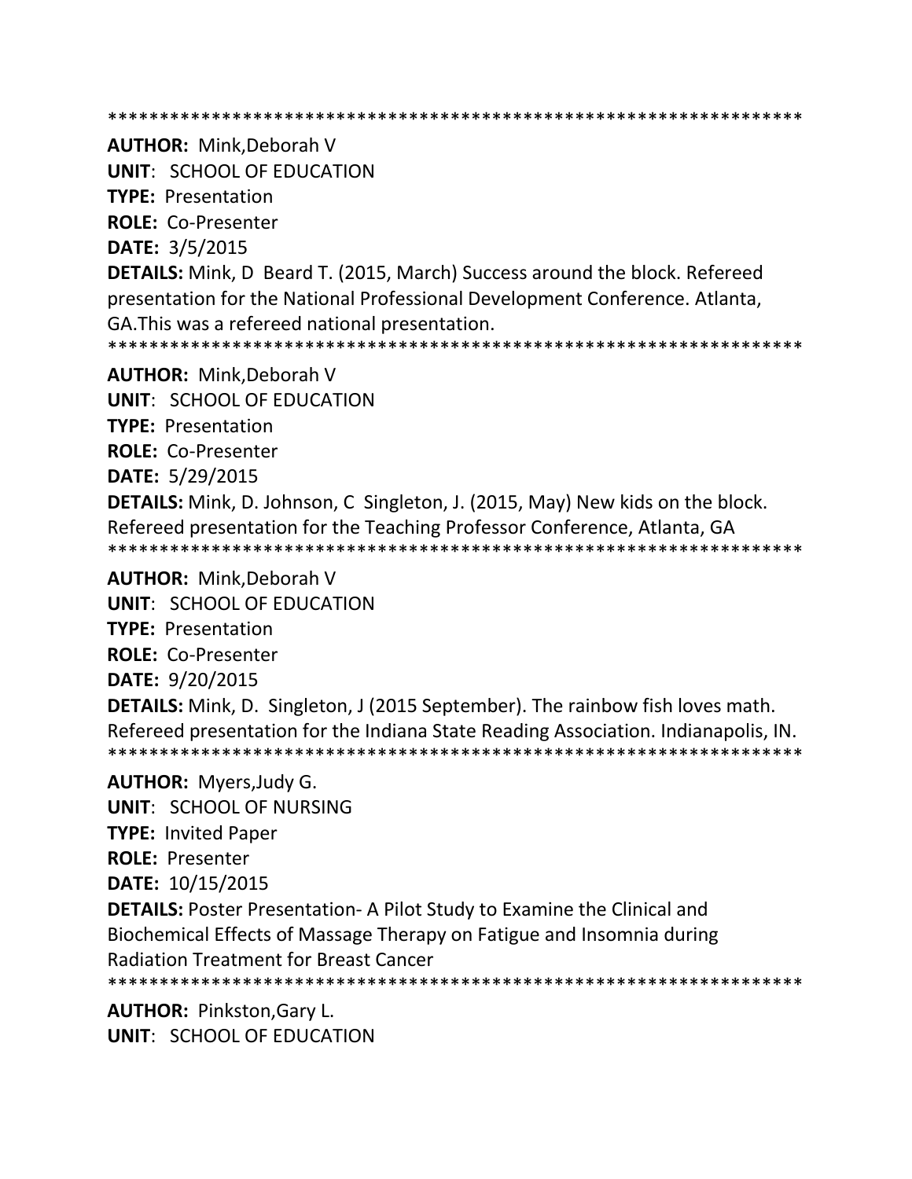********************************************************************

**AUTHOR:** Mink,Deborah V

**UNIT**: SCHOOL OF EDUCATION

**TYPE:** Presentation

**ROLE:** Co-Presenter

**DATE:** 3/5/2015

**DETAILS:** Mink, D Beard T. (2015, March) Success around the block. Refereed presentation for the National Professional Development Conference. Atlanta, GA.This was a refereed national presentation.

********************************************************************

**AUTHOR:** Mink,Deborah V

**UNIT**: SCHOOL OF EDUCATION

**TYPE:** Presentation

**ROLE:** Co-Presenter

**DATE:** 5/29/2015

**DETAILS:** Mink, D. Johnson, C Singleton, J. (2015, May) New kids on the block. Refereed presentation for the Teaching Professor Conference, Atlanta, GA

********************************************************************

**AUTHOR:** Mink,Deborah V

**UNIT**: SCHOOL OF EDUCATION

**TYPE:** Presentation

**ROLE:** Co-Presenter

**DATE:** 9/20/2015

**DETAILS:** Mink, D. Singleton, J (2015 September). The rainbow fish loves math. Refereed presentation for the Indiana State Reading Association. Indianapolis, IN.

********************************************************************

**AUTHOR:** Myers,Judy G.

**UNIT**: SCHOOL OF NURSING

**TYPE:** Invited Paper

**ROLE:** Presenter

**DATE:** 10/15/2015

**DETAILS:** Poster Presentation- A Pilot Study to Examine the Clinical and Biochemical Effects of Massage Therapy on Fatigue and Insomnia during Radiation Treatment for Breast Cancer

********************************************************************

**AUTHOR:** Pinkston,Gary L.

**UNIT**: SCHOOL OF EDUCATION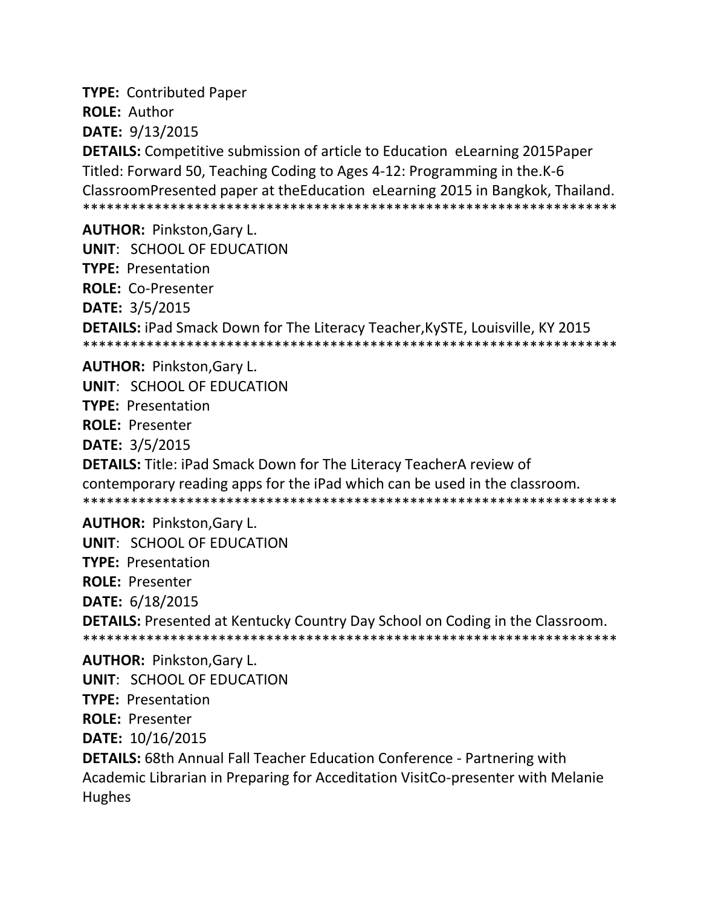**TYPE:** Contributed Paper

**ROLE:** Author

**DATE:** 9/13/2015

**DETAILS:** Competitive submission of article to Education eLearning 2015Paper Titled: Forward 50, Teaching Coding to Ages 4-12: Programming in the.K-6 ClassroomPresented paper at theEducation eLearning 2015 in Bangkok, Thailand.
*********************************************************************

**AUTHOR:** Pinkston,Gary L.

**UNIT**: SCHOOL OF EDUCATION

**TYPE:** Presentation

**ROLE:** Co-Presenter

**DATE:** 3/5/2015

**DETAILS:** iPad Smack Down for The Literacy Teacher,KySTE, Louisville, KY 2015
*********************************************************************

**AUTHOR:** Pinkston,Gary L.

**UNIT**: SCHOOL OF EDUCATION

**TYPE:** Presentation

**ROLE:** Presenter

**DATE:** 3/5/2015

**DETAILS:** Title: iPad Smack Down for The Literacy TeacherA review of contemporary reading apps for the iPad which can be used in the classroom.
*********************************************************************

**AUTHOR:** Pinkston,Gary L.

**UNIT**: SCHOOL OF EDUCATION

**TYPE:** Presentation

**ROLE:** Presenter

**DATE:** 6/18/2015

**DETAILS:** Presented at Kentucky Country Day School on Coding in the Classroom.
*********************************************************************

**AUTHOR:** Pinkston,Gary L.

**UNIT**: SCHOOL OF EDUCATION

**TYPE:** Presentation

**ROLE:** Presenter

**DATE:** 10/16/2015

**DETAILS:** 68th Annual Fall Teacher Education Conference - Partnering with Academic Librarian in Preparing for Acceditation VisitCo-presenter with Melanie Hughes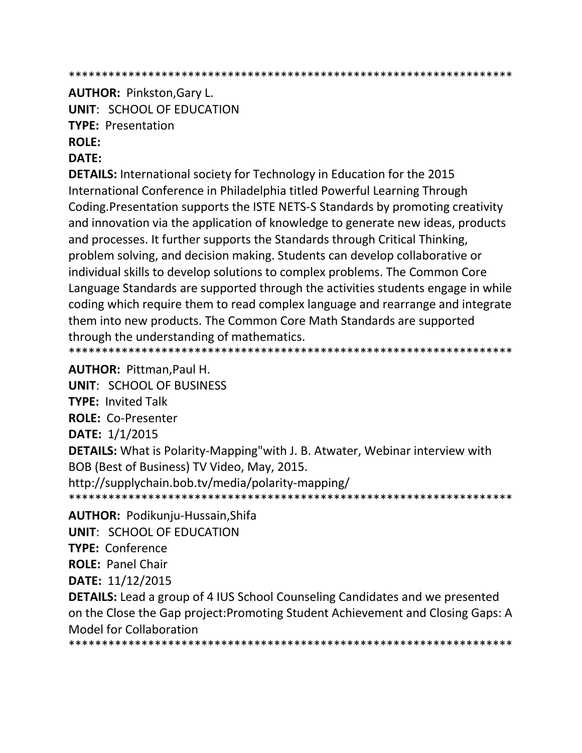*******************************************************************

**AUTHOR:** Pinkston,Gary L.  
**UNIT**: SCHOOL OF EDUCATION  
**TYPE:** Presentation  
**ROLE:**  
**DATE:**  
**DETAILS:** International society for Technology in Education for the 2015 International Conference in Philadelphia titled Powerful Learning Through Coding.Presentation supports the ISTE NETS-S Standards by promoting creativity and innovation via the application of knowledge to generate new ideas, products and processes. It further supports the Standards through Critical Thinking, problem solving, and decision making. Students can develop collaborative or individual skills to develop solutions to complex problems. The Common Core Language Standards are supported through the activities students engage in while coding which require them to read complex language and rearrange and integrate them into new products. The Common Core Math Standards are supported through the understanding of mathematics.

*******************************************************************

**AUTHOR:** Pittman,Paul H.  
**UNIT**: SCHOOL OF BUSINESS  
**TYPE:** Invited Talk  
**ROLE:** Co-Presenter  
**DATE:** 1/1/2015  
**DETAILS:** What is Polarity-Mapping"with J. B. Atwater, Webinar interview with BOB (Best of Business) TV Video, May, 2015.  
http://supplychain.bob.tv/media/polarity-mapping/

*******************************************************************

**AUTHOR:** Podikunju-Hussain,Shifa  
**UNIT**: SCHOOL OF EDUCATION  
**TYPE:** Conference  
**ROLE:** Panel Chair  
**DATE:** 11/12/2015  
**DETAILS:** Lead a group of 4 IUS School Counseling Candidates and we presented on the Close the Gap project:Promoting Student Achievement and Closing Gaps: A Model for Collaboration

*******************************************************************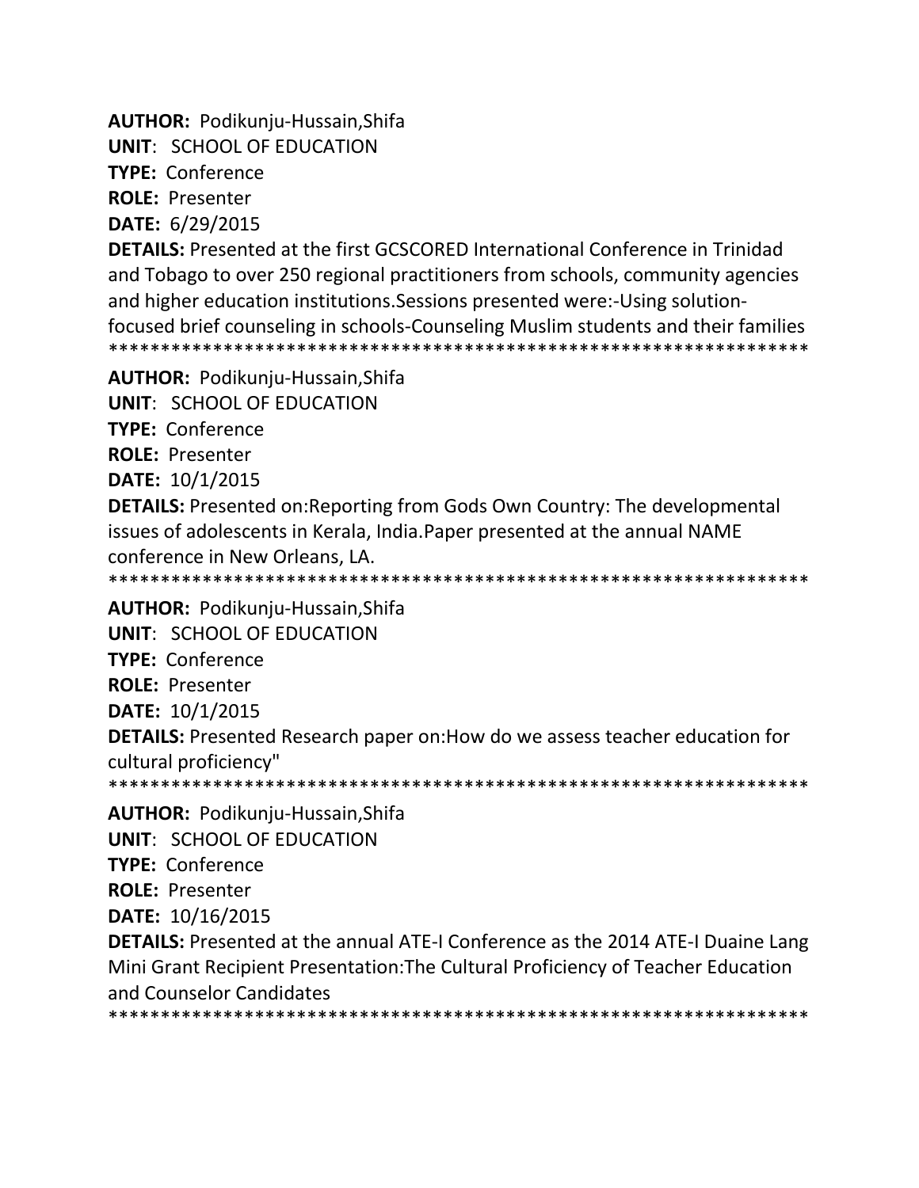**AUTHOR:** Podikunju-Hussain,Shifa
**UNIT**: SCHOOL OF EDUCATION
**TYPE:** Conference
**ROLE:** Presenter
**DATE:** 6/29/2015
**DETAILS:** Presented at the first GCSCORED International Conference in Trinidad and Tobago to over 250 regional practitioners from schools, community agencies and higher education institutions.Sessions presented were:-Using solution-focused brief counseling in schools-Counseling Muslim students and their families
******************************************************************

**AUTHOR:** Podikunju-Hussain,Shifa
**UNIT**: SCHOOL OF EDUCATION
**TYPE:** Conference
**ROLE:** Presenter
**DATE:** 10/1/2015
**DETAILS:** Presented on:Reporting from Gods Own Country: The developmental issues of adolescents in Kerala, India.Paper presented at the annual NAME conference in New Orleans, LA.
******************************************************************

**AUTHOR:** Podikunju-Hussain,Shifa
**UNIT**: SCHOOL OF EDUCATION
**TYPE:** Conference
**ROLE:** Presenter
**DATE:** 10/1/2015
**DETAILS:** Presented Research paper on:How do we assess teacher education for cultural proficiency"
******************************************************************

**AUTHOR:** Podikunju-Hussain,Shifa
**UNIT**: SCHOOL OF EDUCATION
**TYPE:** Conference
**ROLE:** Presenter
**DATE:** 10/16/2015
**DETAILS:** Presented at the annual ATE-I Conference as the 2014 ATE-I Duaine Lang Mini Grant Recipient Presentation:The Cultural Proficiency of Teacher Education and Counselor Candidates
******************************************************************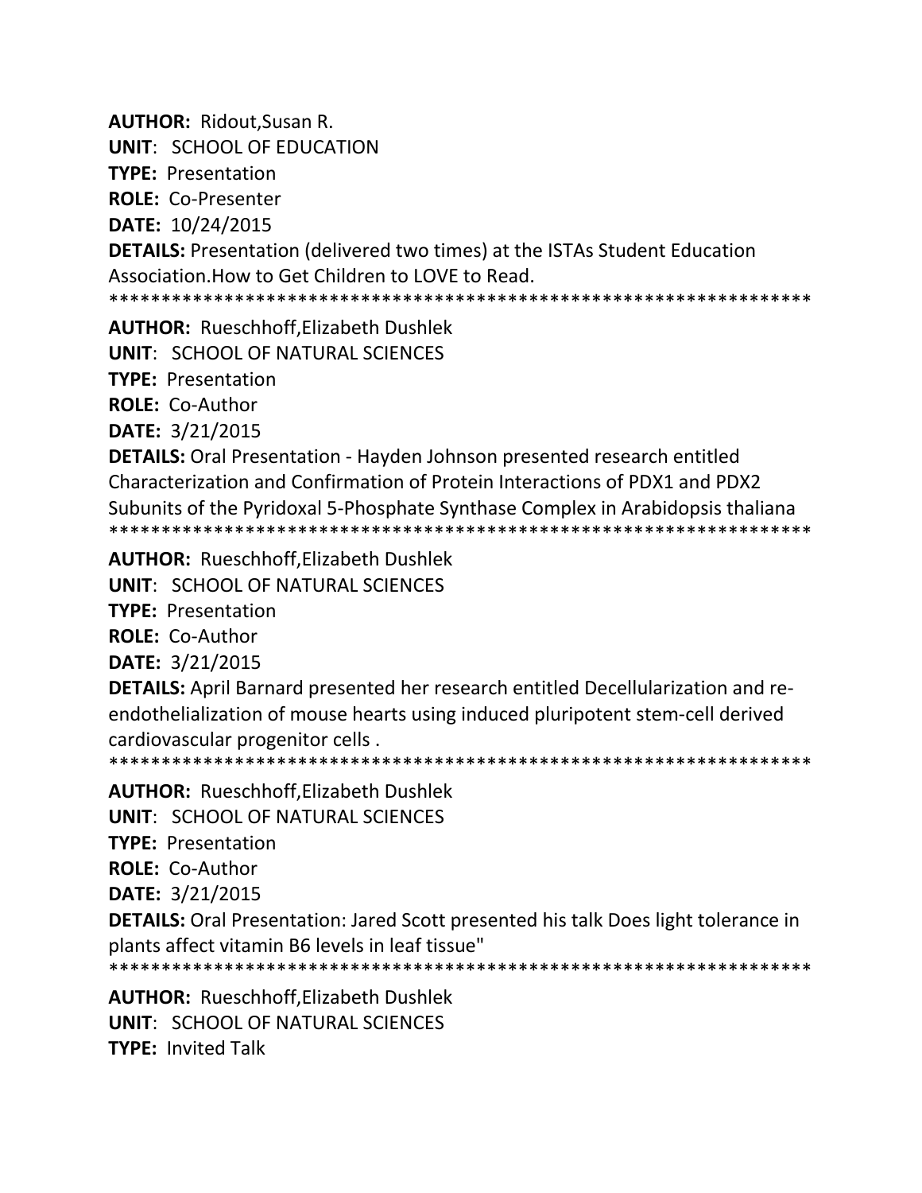**AUTHOR:** Ridout,Susan R.
**UNIT**: SCHOOL OF EDUCATION
**TYPE:** Presentation
**ROLE:** Co-Presenter
**DATE:** 10/24/2015
**DETAILS:** Presentation (delivered two times) at the ISTAs Student Education Association.How to Get Children to LOVE to Read.
*********************************************************************
**AUTHOR:** Rueschhoff,Elizabeth Dushlek
**UNIT**: SCHOOL OF NATURAL SCIENCES
**TYPE:** Presentation
**ROLE:** Co-Author
**DATE:** 3/21/2015
**DETAILS:** Oral Presentation - Hayden Johnson presented research entitled Characterization and Confirmation of Protein Interactions of PDX1 and PDX2 Subunits of the Pyridoxal 5-Phosphate Synthase Complex in Arabidopsis thaliana
*********************************************************************
**AUTHOR:** Rueschhoff,Elizabeth Dushlek
**UNIT**: SCHOOL OF NATURAL SCIENCES
**TYPE:** Presentation
**ROLE:** Co-Author
**DATE:** 3/21/2015
**DETAILS:** April Barnard presented her research entitled Decellularization and re-endothelialization of mouse hearts using induced pluripotent stem-cell derived cardiovascular progenitor cells .
*********************************************************************
**AUTHOR:** Rueschhoff,Elizabeth Dushlek
**UNIT**: SCHOOL OF NATURAL SCIENCES
**TYPE:** Presentation
**ROLE:** Co-Author
**DATE:** 3/21/2015
**DETAILS:** Oral Presentation: Jared Scott presented his talk Does light tolerance in plants affect vitamin B6 levels in leaf tissue"
*********************************************************************
**AUTHOR:** Rueschhoff,Elizabeth Dushlek
**UNIT**: SCHOOL OF NATURAL SCIENCES
**TYPE:** Invited Talk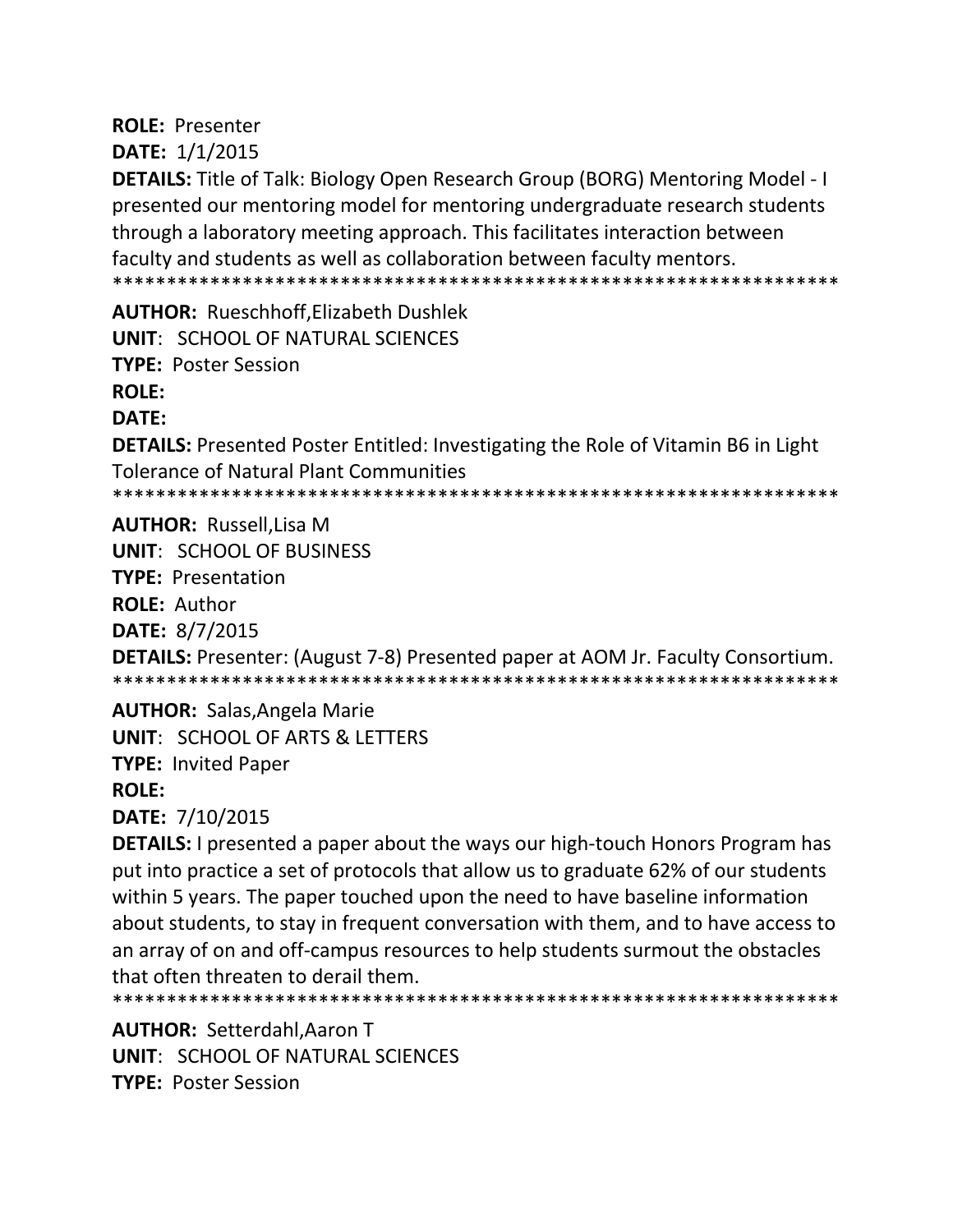**ROLE:** Presenter

**DATE:** 1/1/2015

**DETAILS:** Title of Talk: Biology Open Research Group (BORG) Mentoring Model - I presented our mentoring model for mentoring undergraduate research students through a laboratory meeting approach. This facilitates interaction between faculty and students as well as collaboration between faculty mentors.

*********************************************************************

**AUTHOR:** Rueschhoff,Elizabeth Dushlek

**UNIT**: SCHOOL OF NATURAL SCIENCES

**TYPE:** Poster Session

**ROLE:**

**DATE:**

**DETAILS:** Presented Poster Entitled: Investigating the Role of Vitamin B6 in Light Tolerance of Natural Plant Communities

*********************************************************************

**AUTHOR:** Russell,Lisa M

**UNIT**: SCHOOL OF BUSINESS

**TYPE:** Presentation

**ROLE:** Author

**DATE:** 8/7/2015

**DETAILS:** Presenter: (August 7-8) Presented paper at AOM Jr. Faculty Consortium.

*********************************************************************

**AUTHOR:** Salas,Angela Marie

**UNIT**: SCHOOL OF ARTS & LETTERS

**TYPE:** Invited Paper

**ROLE:**

**DATE:** 7/10/2015

**DETAILS:** I presented a paper about the ways our high-touch Honors Program has put into practice a set of protocols that allow us to graduate 62% of our students within 5 years. The paper touched upon the need to have baseline information about students, to stay in frequent conversation with them, and to have access to an array of on and off-campus resources to help students surmout the obstacles that often threaten to derail them.

*********************************************************************

**AUTHOR:** Setterdahl,Aaron T

**UNIT**: SCHOOL OF NATURAL SCIENCES

**TYPE:** Poster Session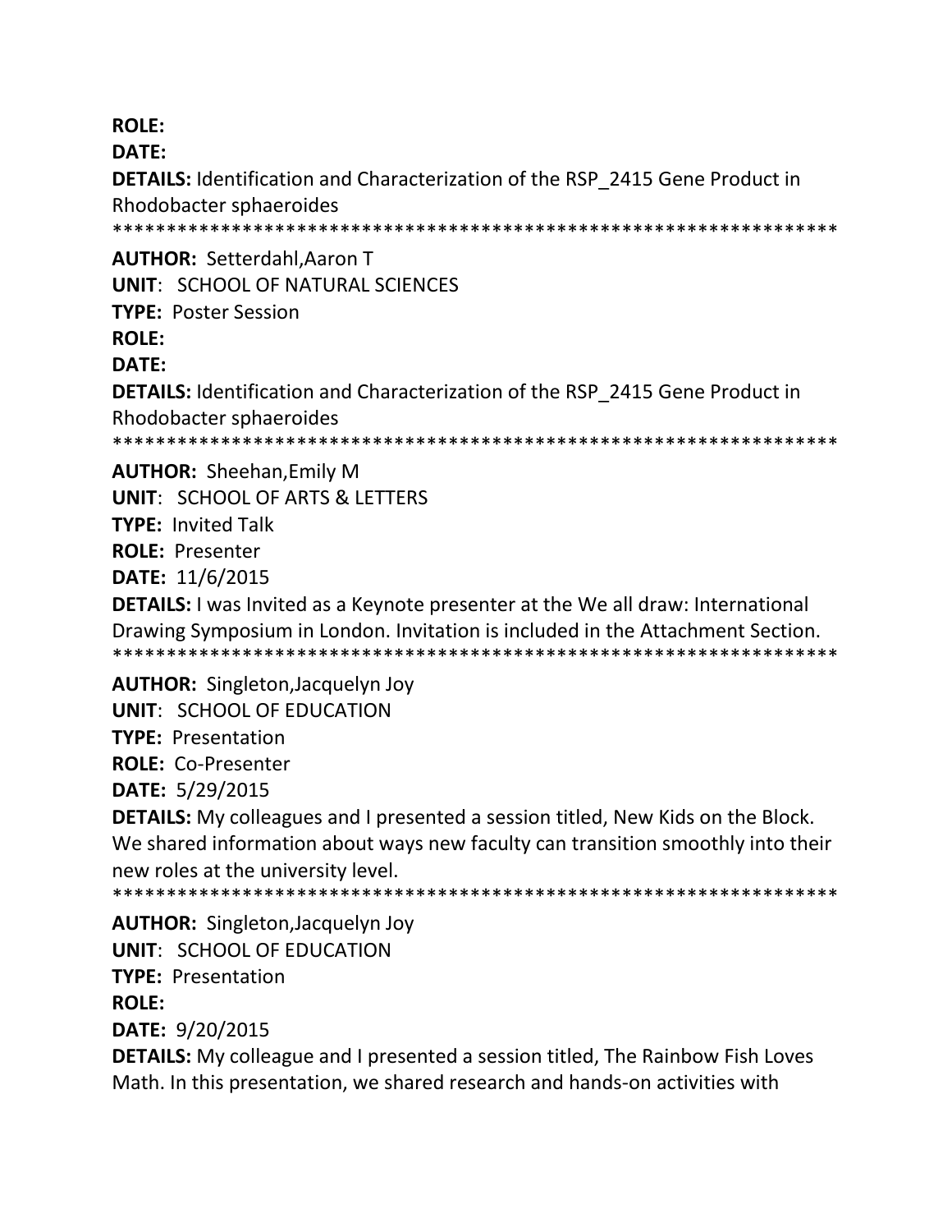**ROLE:**

**DATE:**

**DETAILS:** Identification and Characterization of the RSP_2415 Gene Product in Rhodobacter sphaeroides

*******************************************************************

**AUTHOR:** Setterdahl,Aaron T

**UNIT**: SCHOOL OF NATURAL SCIENCES

**TYPE:** Poster Session

**ROLE:**

**DATE:**

**DETAILS:** Identification and Characterization of the RSP_2415 Gene Product in Rhodobacter sphaeroides

*******************************************************************

**AUTHOR:** Sheehan,Emily M

**UNIT**: SCHOOL OF ARTS & LETTERS

**TYPE:** Invited Talk

**ROLE:** Presenter

**DATE:** 11/6/2015

**DETAILS:** I was Invited as a Keynote presenter at the We all draw: International Drawing Symposium in London. Invitation is included in the Attachment Section.

*******************************************************************

**AUTHOR:** Singleton,Jacquelyn Joy

**UNIT**: SCHOOL OF EDUCATION

**TYPE:** Presentation

**ROLE:** Co-Presenter

**DATE:** 5/29/2015

**DETAILS:** My colleagues and I presented a session titled, New Kids on the Block. We shared information about ways new faculty can transition smoothly into their new roles at the university level.

*******************************************************************

**AUTHOR:** Singleton,Jacquelyn Joy

**UNIT**: SCHOOL OF EDUCATION

**TYPE:** Presentation

**ROLE:**

**DATE:** 9/20/2015

**DETAILS:** My colleague and I presented a session titled, The Rainbow Fish Loves Math. In this presentation, we shared research and hands-on activities with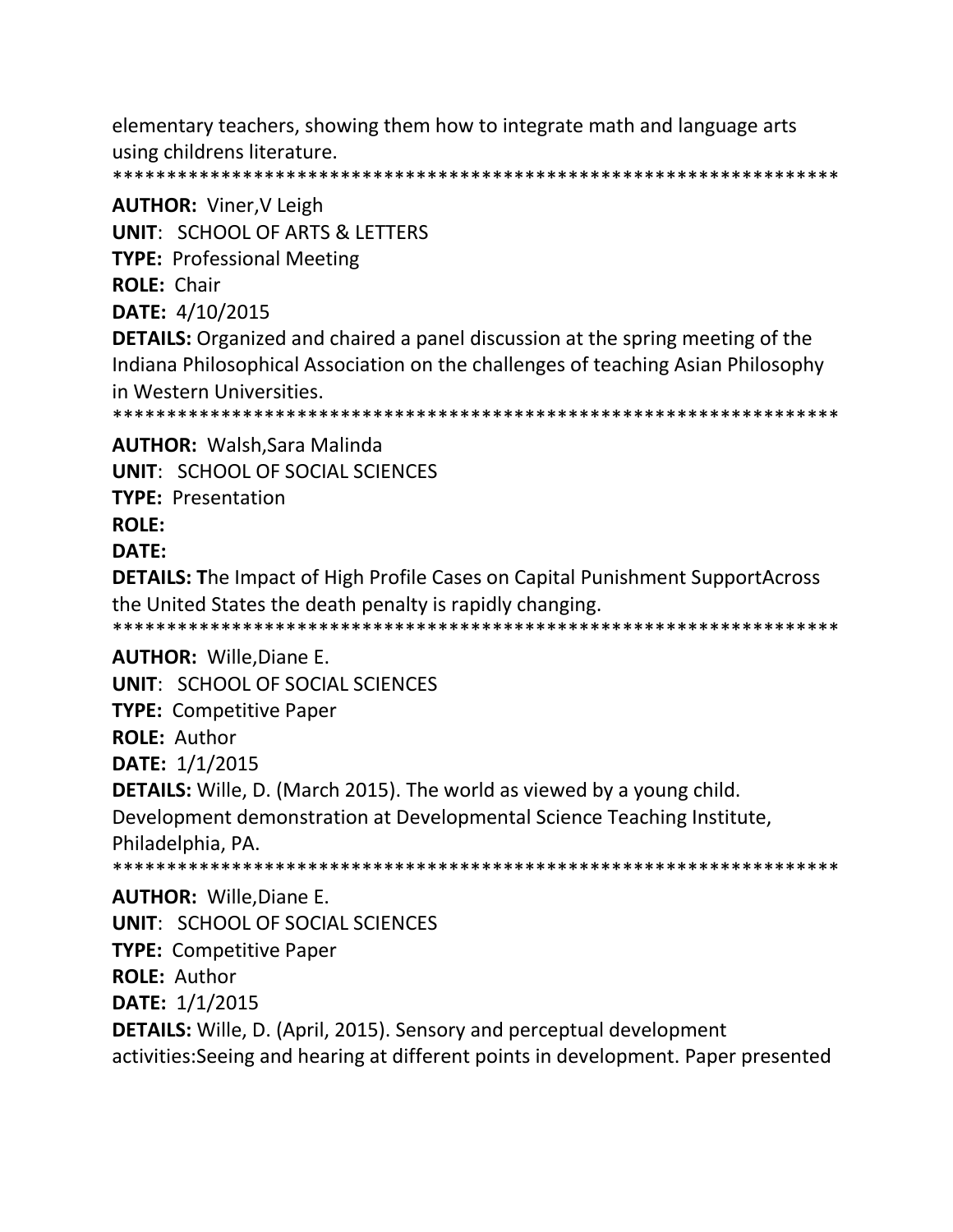elementary teachers, showing them how to integrate math and language arts using childrens literature.

*******************************************************************

**AUTHOR:** Viner,V Leigh

**UNIT**: SCHOOL OF ARTS & LETTERS

**TYPE:** Professional Meeting

**ROLE:** Chair

**DATE:** 4/10/2015

**DETAILS:** Organized and chaired a panel discussion at the spring meeting of the Indiana Philosophical Association on the challenges of teaching Asian Philosophy in Western Universities.

*******************************************************************

**AUTHOR:** Walsh,Sara Malinda

**UNIT**: SCHOOL OF SOCIAL SCIENCES

**TYPE:** Presentation

**ROLE:**

**DATE:**

**DETAILS: T**he Impact of High Profile Cases on Capital Punishment SupportAcross the United States the death penalty is rapidly changing.

*******************************************************************

**AUTHOR:** Wille,Diane E.

**UNIT**: SCHOOL OF SOCIAL SCIENCES

**TYPE:** Competitive Paper

**ROLE:** Author

**DATE:** 1/1/2015

**DETAILS:** Wille, D. (March 2015). The world as viewed by a young child. Development demonstration at Developmental Science Teaching Institute, Philadelphia, PA.

*******************************************************************

**AUTHOR:** Wille,Diane E.

**UNIT**: SCHOOL OF SOCIAL SCIENCES

**TYPE:** Competitive Paper

**ROLE:** Author

**DATE:** 1/1/2015

**DETAILS:** Wille, D. (April, 2015). Sensory and perceptual development activities:Seeing and hearing at different points in development. Paper presented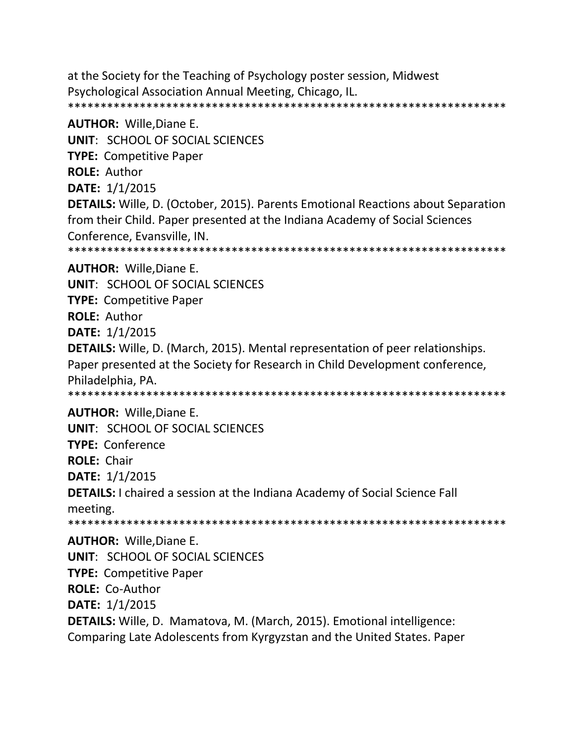at the Society for the Teaching of Psychology poster session, Midwest Psychological Association Annual Meeting, Chicago, IL.
*******************************************************************

**AUTHOR:** Wille,Diane E.
**UNIT**: SCHOOL OF SOCIAL SCIENCES
**TYPE:** Competitive Paper
**ROLE:** Author
**DATE:** 1/1/2015
**DETAILS:** Wille, D. (October, 2015). Parents Emotional Reactions about Separation from their Child. Paper presented at the Indiana Academy of Social Sciences Conference, Evansville, IN.
*******************************************************************

**AUTHOR:** Wille,Diane E.
**UNIT**: SCHOOL OF SOCIAL SCIENCES
**TYPE:** Competitive Paper
**ROLE:** Author
**DATE:** 1/1/2015
**DETAILS:** Wille, D. (March, 2015). Mental representation of peer relationships. Paper presented at the Society for Research in Child Development conference, Philadelphia, PA.
*******************************************************************

**AUTHOR:** Wille,Diane E.
**UNIT**: SCHOOL OF SOCIAL SCIENCES
**TYPE:** Conference
**ROLE:** Chair
**DATE:** 1/1/2015
**DETAILS:** I chaired a session at the Indiana Academy of Social Science Fall meeting.
*******************************************************************

**AUTHOR:** Wille,Diane E.
**UNIT**: SCHOOL OF SOCIAL SCIENCES
**TYPE:** Competitive Paper
**ROLE:** Co-Author
**DATE:** 1/1/2015
**DETAILS:** Wille, D. Mamatova, M. (March, 2015). Emotional intelligence: Comparing Late Adolescents from Kyrgyzstan and the United States. Paper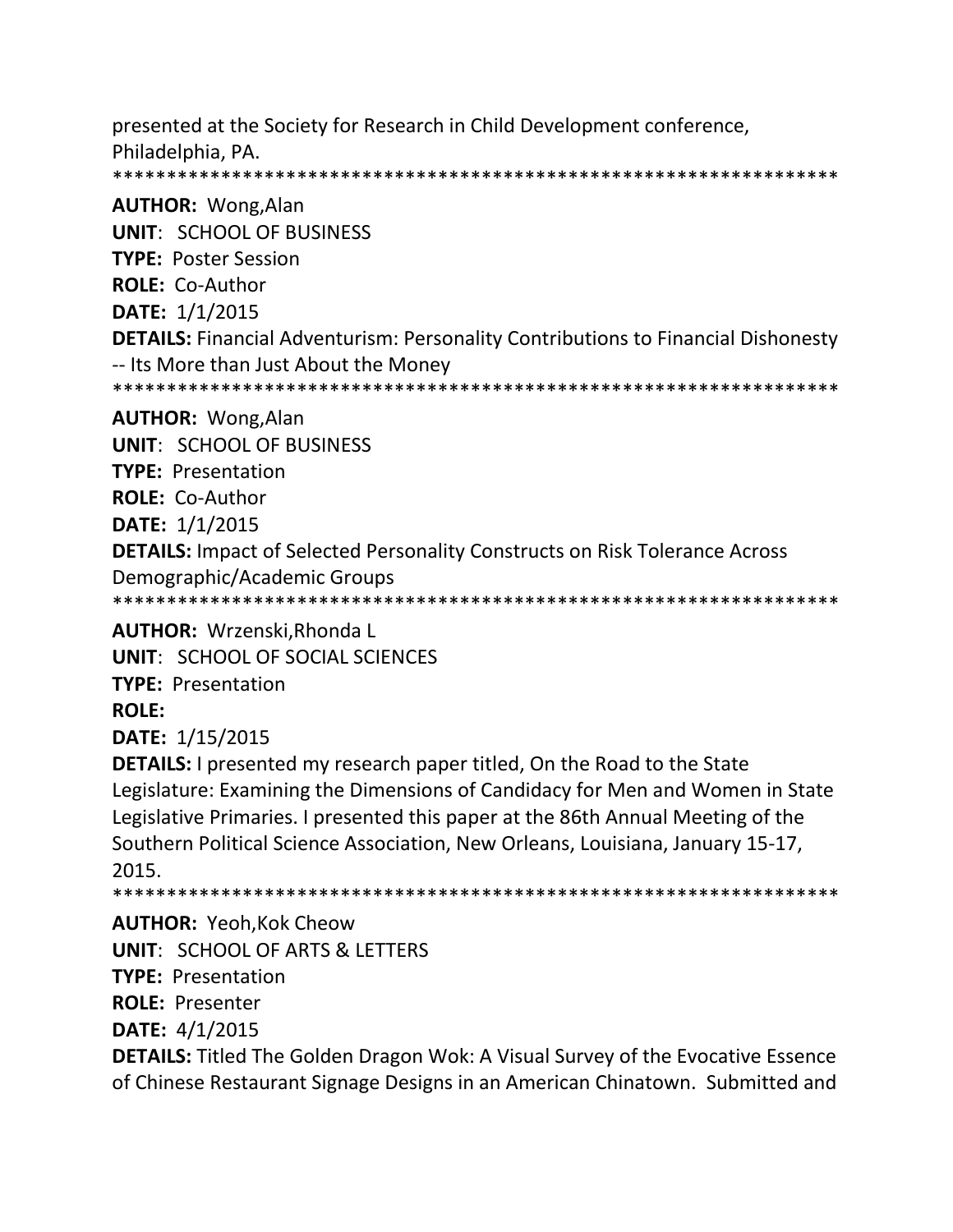presented at the Society for Research in Child Development conference, Philadelphia, PA.

*******************************************************************

**AUTHOR:** Wong,Alan

**UNIT**: SCHOOL OF BUSINESS

**TYPE:** Poster Session

**ROLE:** Co-Author

**DATE:** 1/1/2015

**DETAILS:** Financial Adventurism: Personality Contributions to Financial Dishonesty -- Its More than Just About the Money

*******************************************************************

**AUTHOR:** Wong,Alan

**UNIT**: SCHOOL OF BUSINESS

**TYPE:** Presentation

**ROLE:** Co-Author

**DATE:** 1/1/2015

**DETAILS:** Impact of Selected Personality Constructs on Risk Tolerance Across Demographic/Academic Groups

*******************************************************************

**AUTHOR:** Wrzenski,Rhonda L

**UNIT**: SCHOOL OF SOCIAL SCIENCES

**TYPE:** Presentation

**ROLE:**

**DATE:** 1/15/2015

**DETAILS:** I presented my research paper titled, On the Road to the State Legislature: Examining the Dimensions of Candidacy for Men and Women in State Legislative Primaries. I presented this paper at the 86th Annual Meeting of the Southern Political Science Association, New Orleans, Louisiana, January 15-17, 2015.

*******************************************************************

**AUTHOR:** Yeoh,Kok Cheow

**UNIT**: SCHOOL OF ARTS & LETTERS

**TYPE:** Presentation

**ROLE:** Presenter

**DATE:** 4/1/2015

**DETAILS:** Titled The Golden Dragon Wok: A Visual Survey of the Evocative Essence of Chinese Restaurant Signage Designs in an American Chinatown. Submitted and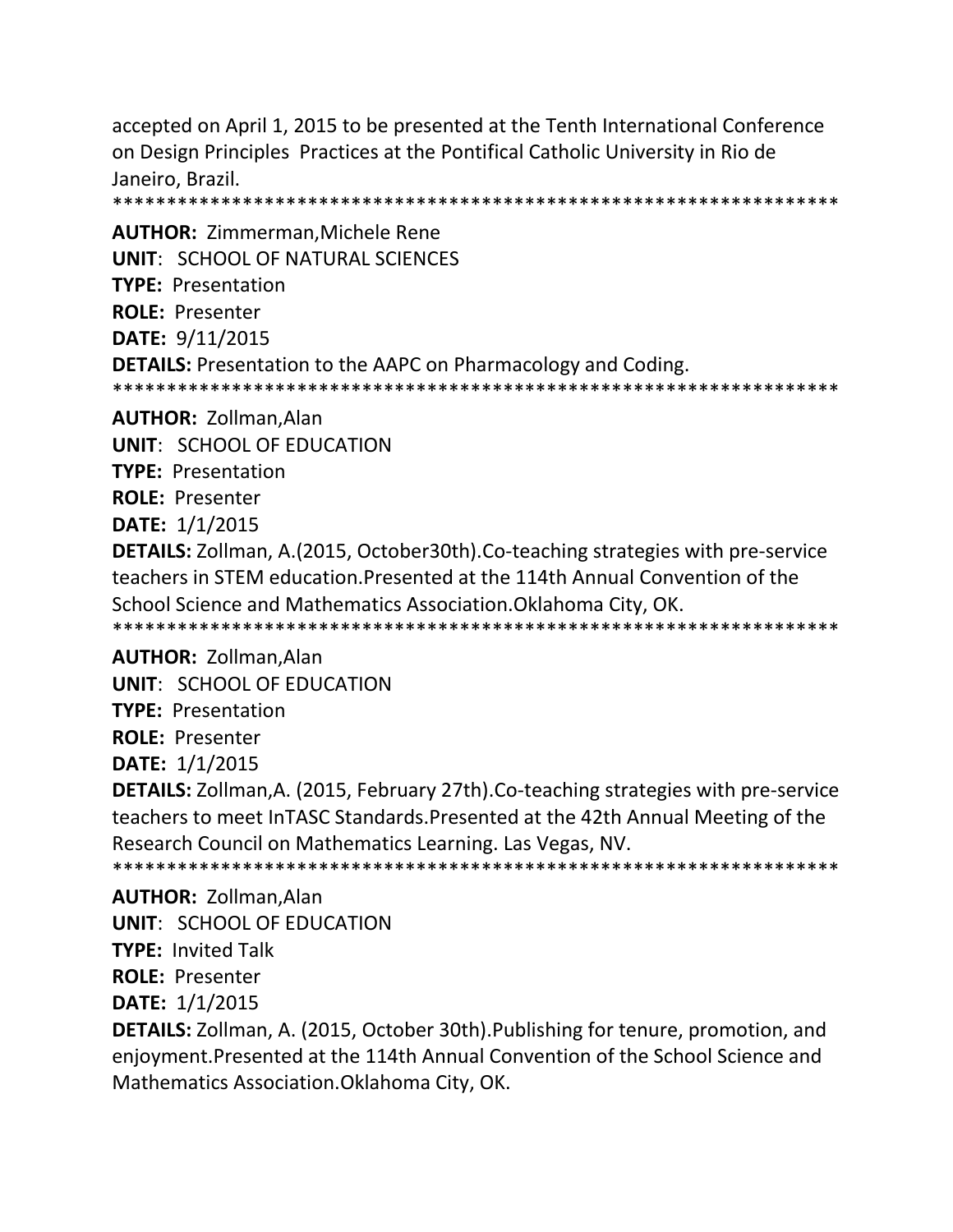accepted on April 1, 2015 to be presented at the Tenth International Conference on Design Principles  Practices at the Pontifical Catholic University in Rio de Janeiro, Brazil.

*******************************************************************

**AUTHOR:** Zimmerman,Michele Rene

**UNIT**:  SCHOOL OF NATURAL SCIENCES

**TYPE:** Presentation

**ROLE:** Presenter

**DATE:** 9/11/2015

**DETAILS:** Presentation to the AAPC on Pharmacology and Coding.

*******************************************************************

**AUTHOR:** Zollman,Alan

**UNIT**:  SCHOOL OF EDUCATION

**TYPE:** Presentation

**ROLE:** Presenter

**DATE:** 1/1/2015

**DETAILS:** Zollman, A.(2015, October30th).Co-teaching strategies with pre-service teachers in STEM education.Presented at the 114th Annual Convention of the School Science and Mathematics Association.Oklahoma City, OK.

*******************************************************************

**AUTHOR:** Zollman,Alan

**UNIT**:  SCHOOL OF EDUCATION

**TYPE:** Presentation

**ROLE:** Presenter

**DATE:** 1/1/2015

**DETAILS:** Zollman,A. (2015, February 27th).Co-teaching strategies with pre-service teachers to meet InTASC Standards.Presented at the 42th Annual Meeting of the Research Council on Mathematics Learning. Las Vegas, NV.

*******************************************************************

**AUTHOR:** Zollman,Alan

**UNIT**:  SCHOOL OF EDUCATION

**TYPE:** Invited Talk

**ROLE:** Presenter

**DATE:** 1/1/2015

**DETAILS:** Zollman, A. (2015, October 30th).Publishing for tenure, promotion, and enjoyment.Presented at the 114th Annual Convention of the School Science and Mathematics Association.Oklahoma City, OK.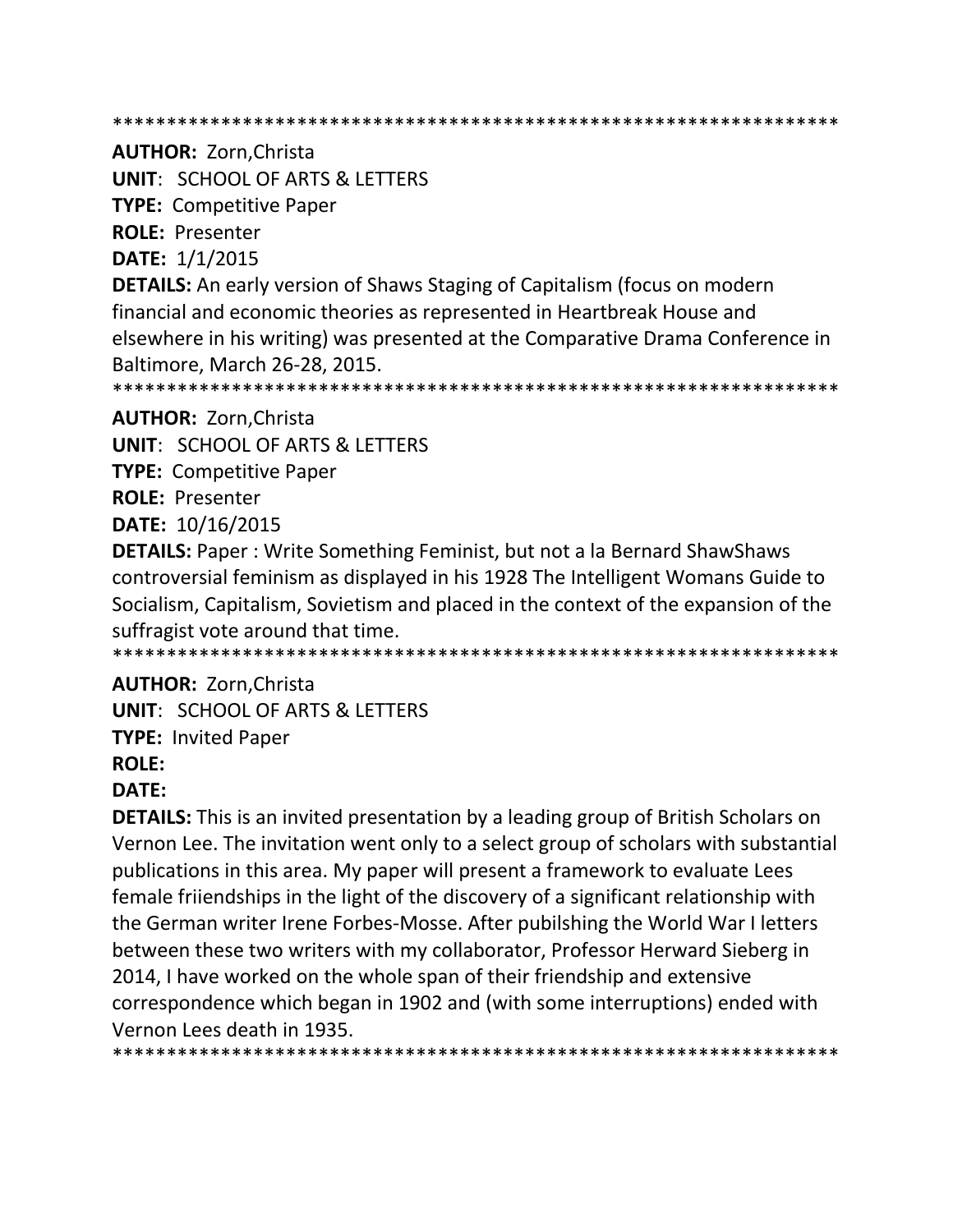*******************************************************************

**AUTHOR:** Zorn,Christa
**UNIT**: SCHOOL OF ARTS & LETTERS
**TYPE:** Competitive Paper
**ROLE:** Presenter
**DATE:** 1/1/2015
**DETAILS:** An early version of Shaws Staging of Capitalism (focus on modern financial and economic theories as represented in Heartbreak House and elsewhere in his writing) was presented at the Comparative Drama Conference in Baltimore, March 26-28, 2015.

*******************************************************************

**AUTHOR:** Zorn,Christa
**UNIT**: SCHOOL OF ARTS & LETTERS
**TYPE:** Competitive Paper
**ROLE:** Presenter
**DATE:** 10/16/2015
**DETAILS:** Paper : Write Something Feminist, but not a la Bernard ShawShaws controversial feminism as displayed in his 1928 The Intelligent Womans Guide to Socialism, Capitalism, Sovietism and placed in the context of the expansion of the suffragist vote around that time.

*******************************************************************

**AUTHOR:** Zorn,Christa
**UNIT**: SCHOOL OF ARTS & LETTERS
**TYPE:** Invited Paper
**ROLE:**
**DATE:**
**DETAILS:** This is an invited presentation by a leading group of British Scholars on Vernon Lee. The invitation went only to a select group of scholars with substantial publications in this area. My paper will present a framework to evaluate Lees female friiendships in the light of the discovery of a significant relationship with the German writer Irene Forbes-Mosse. After pubilshing the World War I letters between these two writers with my collaborator, Professor Herward Sieberg in 2014, I have worked on the whole span of their friendship and extensive correspondence which began in 1902 and (with some interruptions) ended with Vernon Lees death in 1935.

*******************************************************************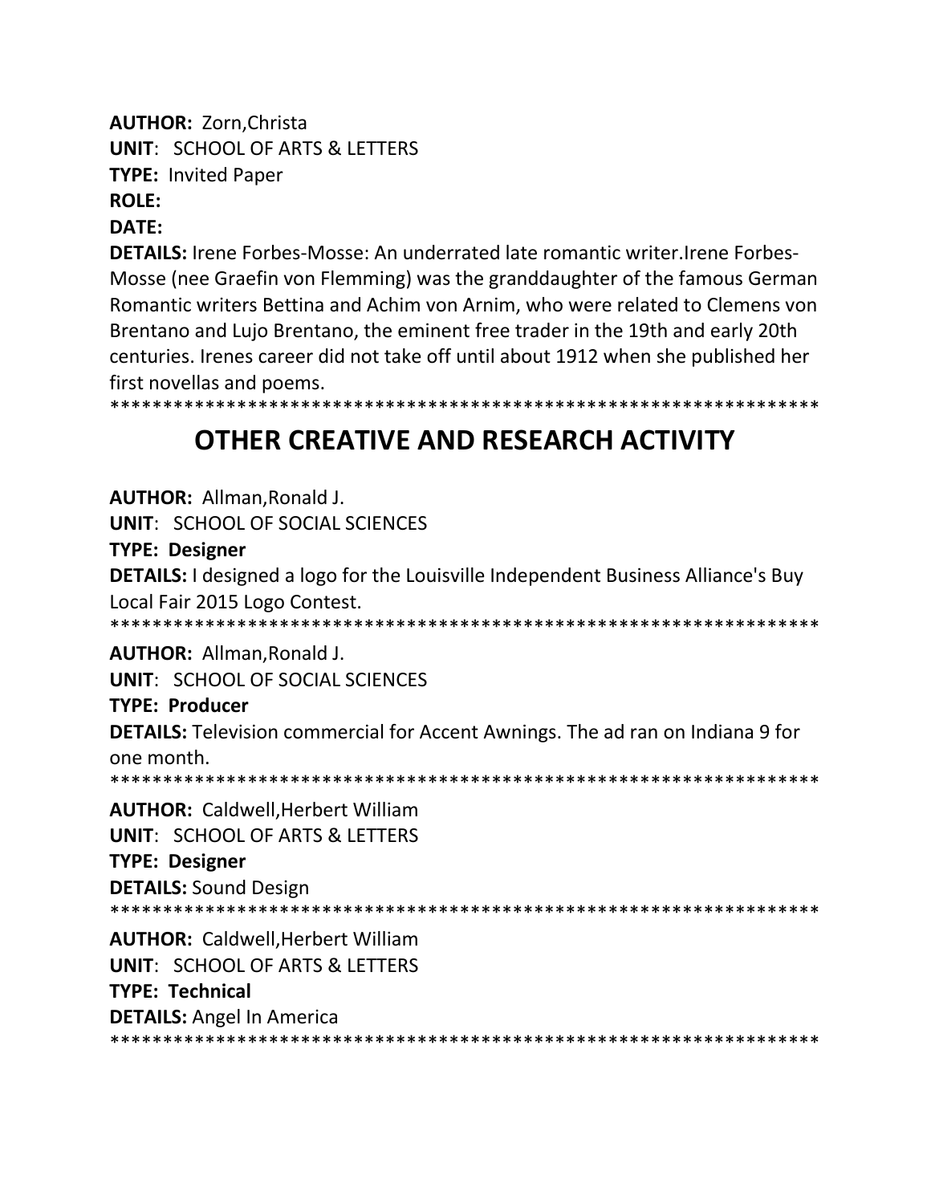**AUTHOR:** Zorn,Christa
**UNIT**: SCHOOL OF ARTS & LETTERS
**TYPE:** Invited Paper
**ROLE:**
**DATE:**
**DETAILS:** Irene Forbes-Mosse: An underrated late romantic writer.Irene Forbes-Mosse (nee Graefin von Flemming) was the granddaughter of the famous German Romantic writers Bettina and Achim von Arnim, who were related to Clemens von Brentano and Lujo Brentano, the eminent free trader in the 19th and early 20th centuries. Irenes career did not take off until about 1912 when she published her first novellas and poems.
*******************************************************************

# OTHER CREATIVE AND RESEARCH ACTIVITY

**AUTHOR:** Allman,Ronald J.
**UNIT**: SCHOOL OF SOCIAL SCIENCES
**TYPE: Designer**
**DETAILS:** I designed a logo for the Louisville Independent Business Alliance's Buy Local Fair 2015 Logo Contest.
*******************************************************************
**AUTHOR:** Allman,Ronald J.
**UNIT**: SCHOOL OF SOCIAL SCIENCES
**TYPE: Producer**
**DETAILS:** Television commercial for Accent Awnings. The ad ran on Indiana 9 for one month.
*******************************************************************
**AUTHOR:** Caldwell,Herbert William
**UNIT**: SCHOOL OF ARTS & LETTERS
**TYPE: Designer**
**DETAILS:** Sound Design
*******************************************************************
**AUTHOR:** Caldwell,Herbert William
**UNIT**: SCHOOL OF ARTS & LETTERS
**TYPE: Technical**
**DETAILS:** Angel In America
*******************************************************************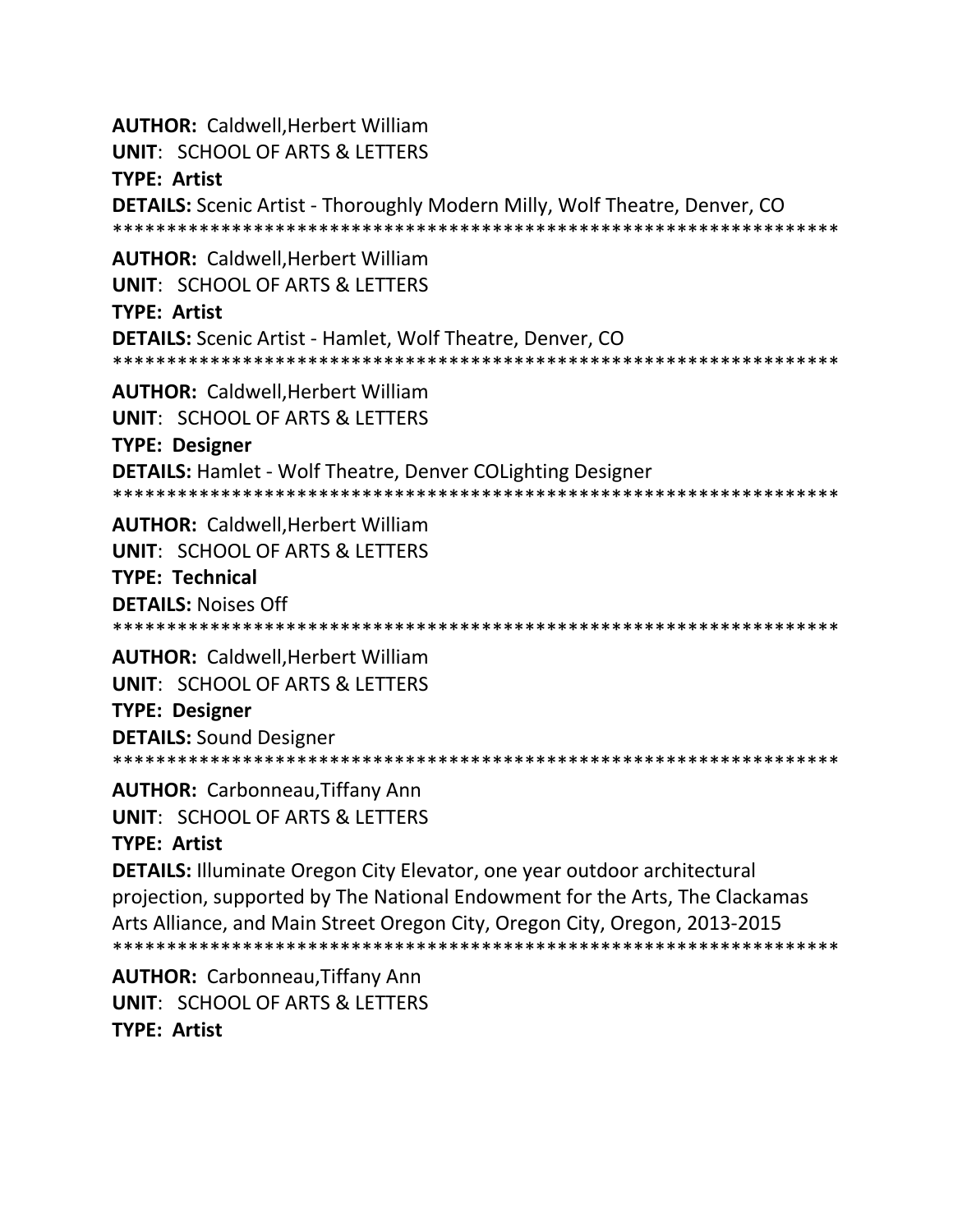**AUTHOR:** Caldwell,Herbert William
**UNIT**: SCHOOL OF ARTS & LETTERS
**TYPE: Artist**
**DETAILS:** Scenic Artist - Thoroughly Modern Milly, Wolf Theatre, Denver, CO
******************************************************************

**AUTHOR:** Caldwell,Herbert William
**UNIT**: SCHOOL OF ARTS & LETTERS
**TYPE: Artist**
**DETAILS:** Scenic Artist - Hamlet, Wolf Theatre, Denver, CO
******************************************************************

**AUTHOR:** Caldwell,Herbert William
**UNIT**: SCHOOL OF ARTS & LETTERS
**TYPE: Designer**
**DETAILS:** Hamlet - Wolf Theatre, Denver COLighting Designer
******************************************************************

**AUTHOR:** Caldwell,Herbert William
**UNIT**: SCHOOL OF ARTS & LETTERS
**TYPE: Technical**
**DETAILS:** Noises Off
******************************************************************

**AUTHOR:** Caldwell,Herbert William
**UNIT**: SCHOOL OF ARTS & LETTERS
**TYPE: Designer**
**DETAILS:** Sound Designer
******************************************************************

**AUTHOR:** Carbonneau,Tiffany Ann
**UNIT**: SCHOOL OF ARTS & LETTERS
**TYPE: Artist**
**DETAILS:** Illuminate Oregon City Elevator, one year outdoor architectural projection, supported by The National Endowment for the Arts, The Clackamas Arts Alliance, and Main Street Oregon City, Oregon City, Oregon, 2013-2015
******************************************************************

**AUTHOR:** Carbonneau,Tiffany Ann
**UNIT**: SCHOOL OF ARTS & LETTERS
**TYPE: Artist**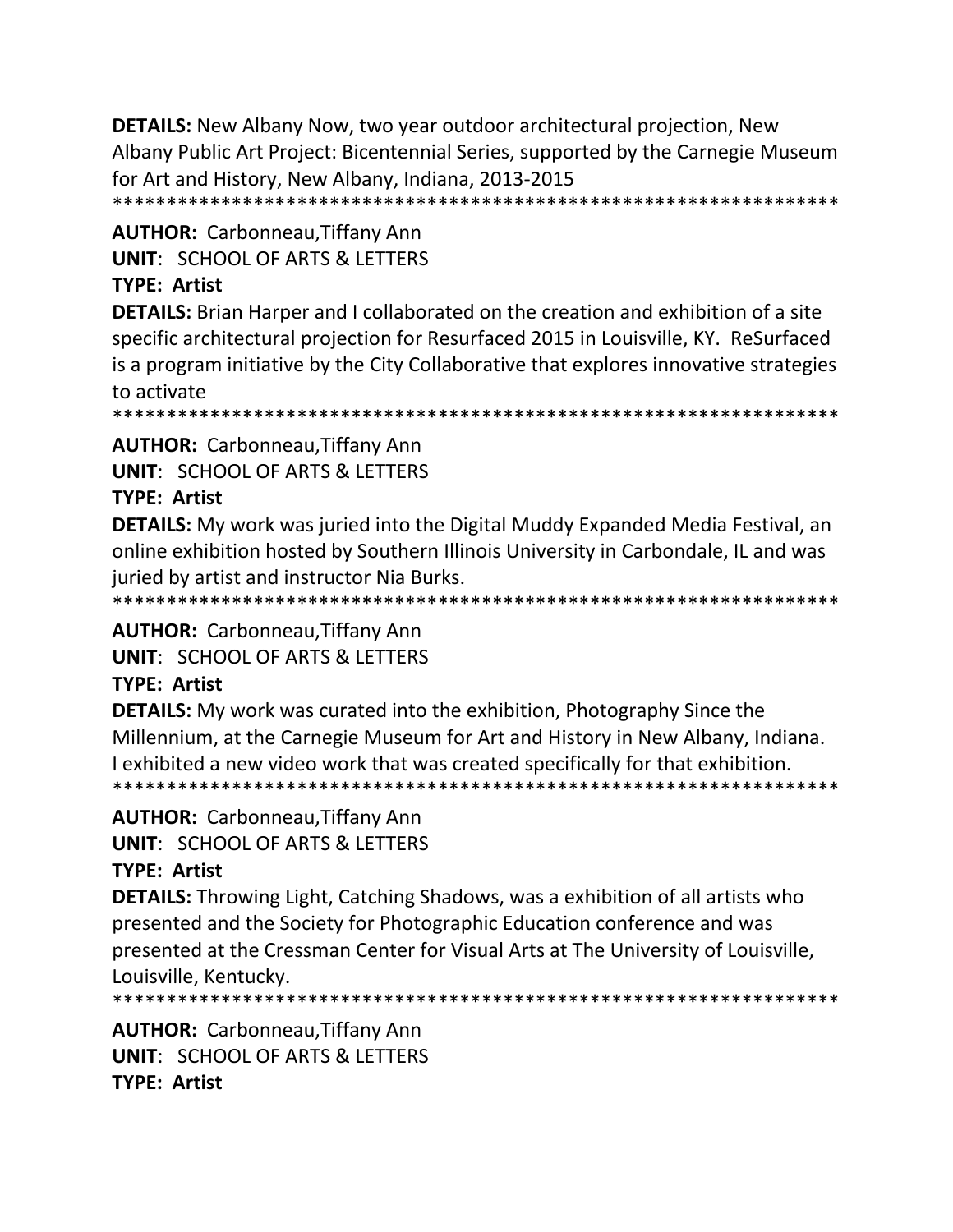**DETAILS:** New Albany Now, two year outdoor architectural projection, New Albany Public Art Project: Bicentennial Series, supported by the Carnegie Museum for Art and History, New Albany, Indiana, 2013-2015
*******************************************************************

**AUTHOR:** Carbonneau,Tiffany Ann
**UNIT**: SCHOOL OF ARTS & LETTERS
**TYPE: Artist**
**DETAILS:** Brian Harper and I collaborated on the creation and exhibition of a site specific architectural projection for Resurfaced 2015 in Louisville, KY. ReSurfaced is a program initiative by the City Collaborative that explores innovative strategies to activate
*******************************************************************

**AUTHOR:** Carbonneau,Tiffany Ann
**UNIT**: SCHOOL OF ARTS & LETTERS
**TYPE: Artist**
**DETAILS:** My work was juried into the Digital Muddy Expanded Media Festival, an online exhibition hosted by Southern Illinois University in Carbondale, IL and was juried by artist and instructor Nia Burks.
*******************************************************************

**AUTHOR:** Carbonneau,Tiffany Ann
**UNIT**: SCHOOL OF ARTS & LETTERS
**TYPE: Artist**
**DETAILS:** My work was curated into the exhibition, Photography Since the Millennium, at the Carnegie Museum for Art and History in New Albany, Indiana. I exhibited a new video work that was created specifically for that exhibition.
*******************************************************************

**AUTHOR:** Carbonneau,Tiffany Ann
**UNIT**: SCHOOL OF ARTS & LETTERS
**TYPE: Artist**
**DETAILS:** Throwing Light, Catching Shadows, was a exhibition of all artists who presented and the Society for Photographic Education conference and was presented at the Cressman Center for Visual Arts at The University of Louisville, Louisville, Kentucky.
*******************************************************************

**AUTHOR:** Carbonneau,Tiffany Ann
**UNIT**: SCHOOL OF ARTS & LETTERS
**TYPE: Artist**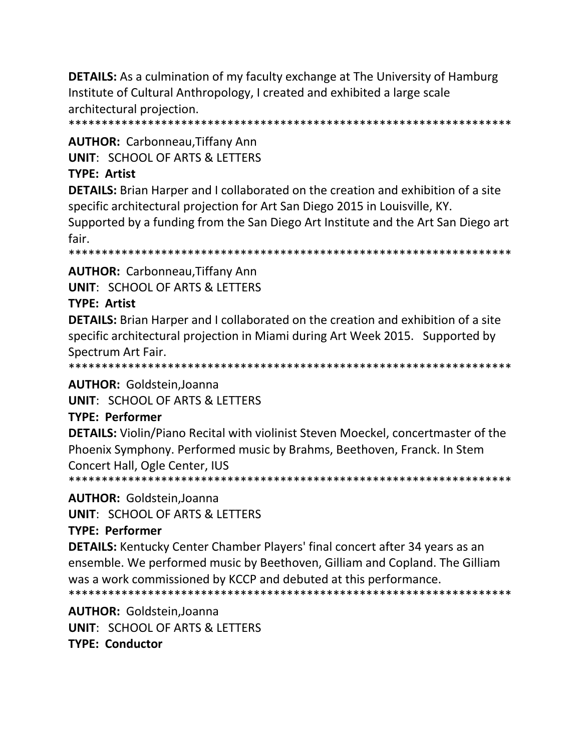**DETAILS:** As a culmination of my faculty exchange at The University of Hamburg Institute of Cultural Anthropology, I created and exhibited a large scale architectural projection.

******************************************************************

**AUTHOR:** Carbonneau,Tiffany Ann

**UNIT**: SCHOOL OF ARTS & LETTERS

**TYPE: Artist**

**DETAILS:** Brian Harper and I collaborated on the creation and exhibition of a site specific architectural projection for Art San Diego 2015 in Louisville, KY. Supported by a funding from the San Diego Art Institute and the Art San Diego art fair.

******************************************************************

**AUTHOR:** Carbonneau,Tiffany Ann

**UNIT**: SCHOOL OF ARTS & LETTERS

**TYPE: Artist**

**DETAILS:** Brian Harper and I collaborated on the creation and exhibition of a site specific architectural projection in Miami during Art Week 2015. Supported by Spectrum Art Fair.

******************************************************************

**AUTHOR:** Goldstein,Joanna

**UNIT**: SCHOOL OF ARTS & LETTERS

**TYPE: Performer**

**DETAILS:** Violin/Piano Recital with violinist Steven Moeckel, concertmaster of the Phoenix Symphony. Performed music by Brahms, Beethoven, Franck. In Stem Concert Hall, Ogle Center, IUS

******************************************************************

**AUTHOR:** Goldstein,Joanna

**UNIT**: SCHOOL OF ARTS & LETTERS

**TYPE: Performer**

**DETAILS:** Kentucky Center Chamber Players' final concert after 34 years as an ensemble. We performed music by Beethoven, Gilliam and Copland. The Gilliam was a work commissioned by KCCP and debuted at this performance.

******************************************************************

**AUTHOR:** Goldstein,Joanna

**UNIT**: SCHOOL OF ARTS & LETTERS

**TYPE: Conductor**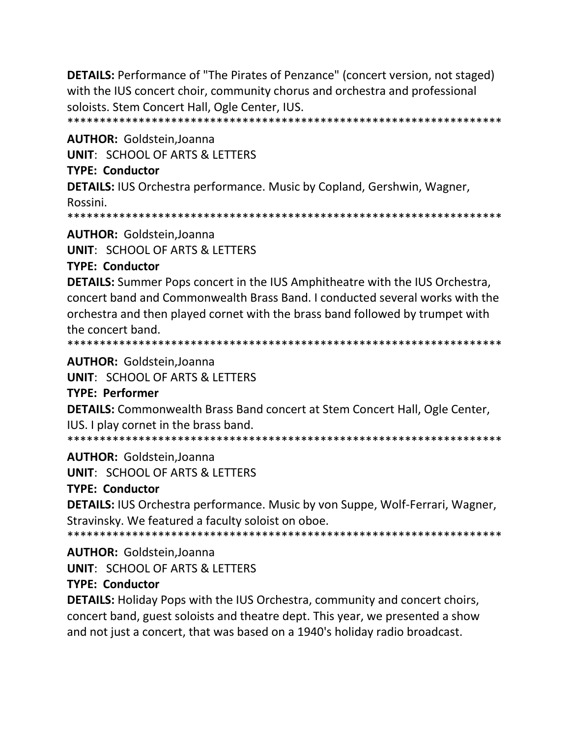**DETAILS:** Performance of "The Pirates of Penzance" (concert version, not staged) with the IUS concert choir, community chorus and orchestra and professional soloists. Stem Concert Hall, Ogle Center, IUS.
******************************************************************

**AUTHOR:** Goldstein,Joanna

**UNIT**: SCHOOL OF ARTS & LETTERS

**TYPE: Conductor**

**DETAILS:** IUS Orchestra performance. Music by Copland, Gershwin, Wagner, Rossini.
******************************************************************

**AUTHOR:** Goldstein,Joanna

**UNIT**: SCHOOL OF ARTS & LETTERS

**TYPE: Conductor**

**DETAILS:** Summer Pops concert in the IUS Amphitheatre with the IUS Orchestra, concert band and Commonwealth Brass Band. I conducted several works with the orchestra and then played cornet with the brass band followed by trumpet with the concert band.
******************************************************************

**AUTHOR:** Goldstein,Joanna

**UNIT**: SCHOOL OF ARTS & LETTERS

**TYPE: Performer**

**DETAILS:** Commonwealth Brass Band concert at Stem Concert Hall, Ogle Center, IUS. I play cornet in the brass band.
******************************************************************

**AUTHOR:** Goldstein,Joanna

**UNIT**: SCHOOL OF ARTS & LETTERS

**TYPE: Conductor**

**DETAILS:** IUS Orchestra performance. Music by von Suppe, Wolf-Ferrari, Wagner, Stravinsky. We featured a faculty soloist on oboe.
******************************************************************

**AUTHOR:** Goldstein,Joanna

**UNIT**: SCHOOL OF ARTS & LETTERS

**TYPE: Conductor**

**DETAILS:** Holiday Pops with the IUS Orchestra, community and concert choirs, concert band, guest soloists and theatre dept. This year, we presented a show and not just a concert, that was based on a 1940's holiday radio broadcast.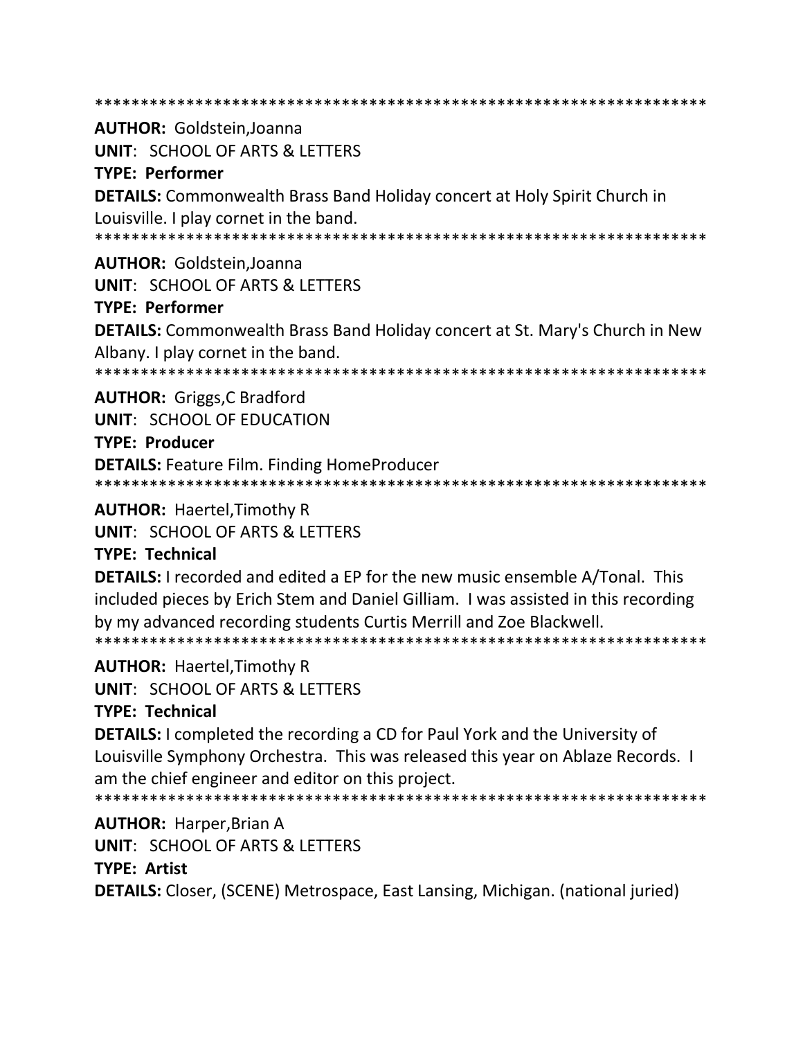*******************************************************************

**AUTHOR:** Goldstein,Joanna

**UNIT**: SCHOOL OF ARTS & LETTERS

**TYPE: Performer**

**DETAILS:** Commonwealth Brass Band Holiday concert at Holy Spirit Church in Louisville. I play cornet in the band.

*******************************************************************

**AUTHOR:** Goldstein,Joanna

**UNIT**: SCHOOL OF ARTS & LETTERS

**TYPE: Performer**

**DETAILS:** Commonwealth Brass Band Holiday concert at St. Mary's Church in New Albany. I play cornet in the band.

*******************************************************************

**AUTHOR:** Griggs,C Bradford

**UNIT**: SCHOOL OF EDUCATION

**TYPE: Producer**

**DETAILS:** Feature Film. Finding HomeProducer

*******************************************************************

**AUTHOR:** Haertel,Timothy R

**UNIT**: SCHOOL OF ARTS & LETTERS

**TYPE: Technical**

**DETAILS:** I recorded and edited a EP for the new music ensemble A/Tonal. This included pieces by Erich Stem and Daniel Gilliam. I was assisted in this recording by my advanced recording students Curtis Merrill and Zoe Blackwell.

*******************************************************************

**AUTHOR:** Haertel,Timothy R

**UNIT**: SCHOOL OF ARTS & LETTERS

**TYPE: Technical**

**DETAILS:** I completed the recording a CD for Paul York and the University of Louisville Symphony Orchestra. This was released this year on Ablaze Records. I am the chief engineer and editor on this project.

*******************************************************************

**AUTHOR:** Harper,Brian A

**UNIT**: SCHOOL OF ARTS & LETTERS

**TYPE: Artist**

**DETAILS:** Closer, (SCENE) Metrospace, East Lansing, Michigan. (national juried)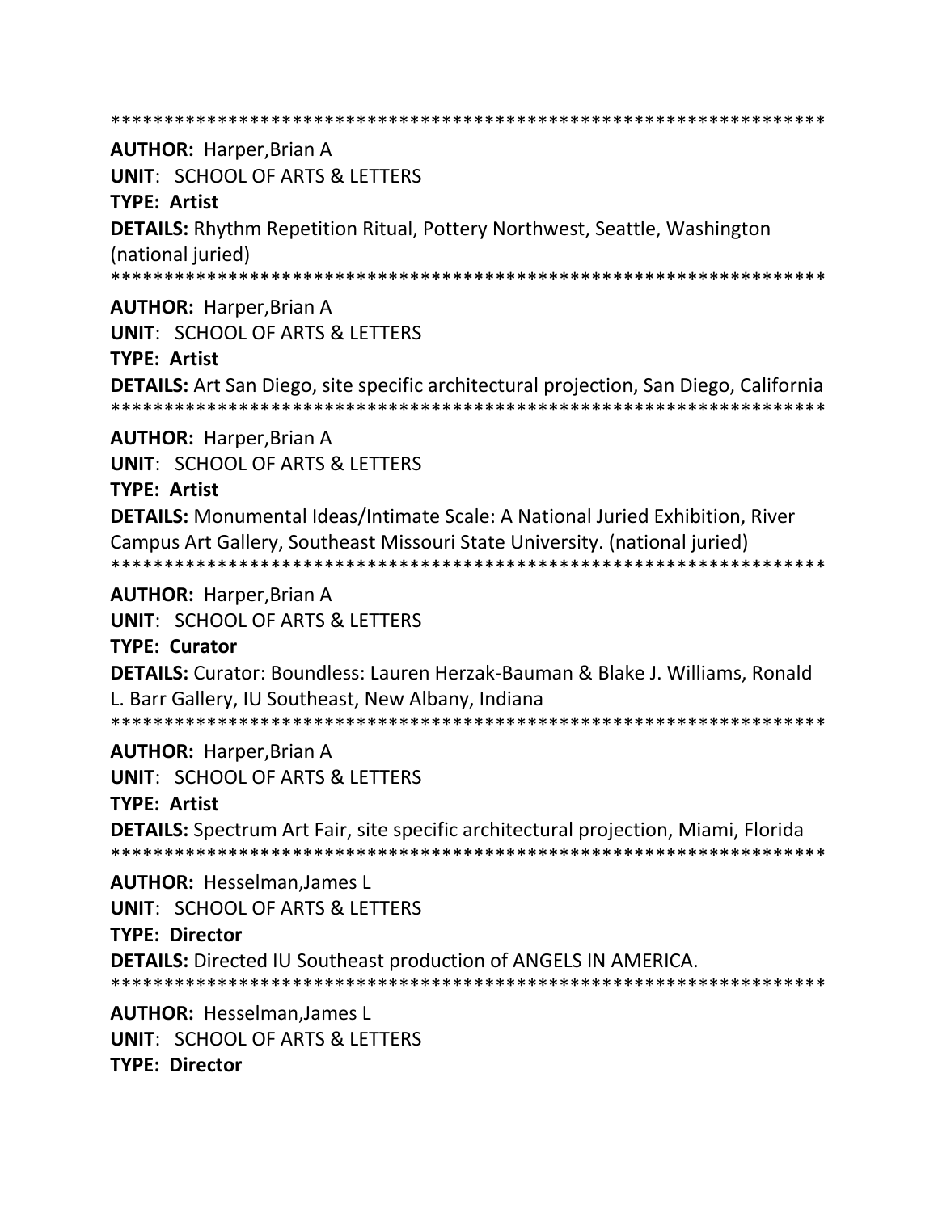*******************************************************************

**AUTHOR:** Harper,Brian A

**UNIT**: SCHOOL OF ARTS & LETTERS

**TYPE: Artist**

**DETAILS:** Rhythm Repetition Ritual, Pottery Northwest, Seattle, Washington (national juried)

*******************************************************************

**AUTHOR:** Harper,Brian A

**UNIT**: SCHOOL OF ARTS & LETTERS

**TYPE: Artist**

**DETAILS:** Art San Diego, site specific architectural projection, San Diego, California

*******************************************************************

**AUTHOR:** Harper,Brian A

**UNIT**: SCHOOL OF ARTS & LETTERS

**TYPE: Artist**

**DETAILS:** Monumental Ideas/Intimate Scale: A National Juried Exhibition, River Campus Art Gallery, Southeast Missouri State University. (national juried)

*******************************************************************

**AUTHOR:** Harper,Brian A

**UNIT**: SCHOOL OF ARTS & LETTERS

**TYPE: Curator**

**DETAILS:** Curator: Boundless: Lauren Herzak-Bauman & Blake J. Williams, Ronald L. Barr Gallery, IU Southeast, New Albany, Indiana

*******************************************************************

**AUTHOR:** Harper,Brian A

**UNIT**: SCHOOL OF ARTS & LETTERS

**TYPE: Artist**

**DETAILS:** Spectrum Art Fair, site specific architectural projection, Miami, Florida

*******************************************************************

**AUTHOR:** Hesselman,James L

**UNIT**: SCHOOL OF ARTS & LETTERS

**TYPE: Director**

**DETAILS:** Directed IU Southeast production of ANGELS IN AMERICA.

*******************************************************************

**AUTHOR:** Hesselman,James L

**UNIT**: SCHOOL OF ARTS & LETTERS

**TYPE: Director**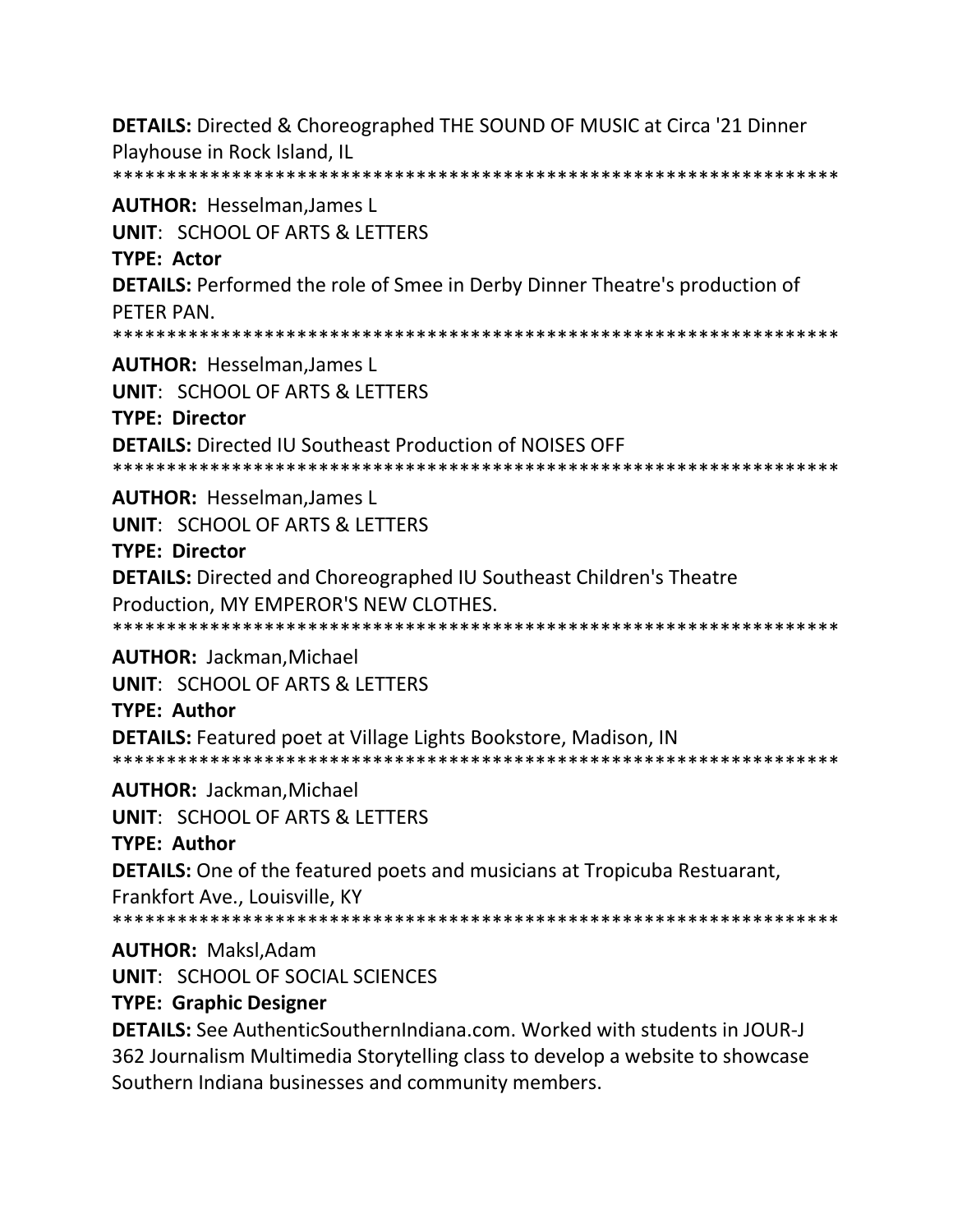**DETAILS:** Directed & Choreographed THE SOUND OF MUSIC at Circa '21 Dinner Playhouse in Rock Island, IL
*******************************************************************

**AUTHOR:** Hesselman,James L

**UNIT**: SCHOOL OF ARTS & LETTERS

**TYPE: Actor**

**DETAILS:** Performed the role of Smee in Derby Dinner Theatre's production of PETER PAN.
*******************************************************************

**AUTHOR:** Hesselman,James L

**UNIT**: SCHOOL OF ARTS & LETTERS

**TYPE: Director**

**DETAILS:** Directed IU Southeast Production of NOISES OFF
*******************************************************************

**AUTHOR:** Hesselman,James L

**UNIT**: SCHOOL OF ARTS & LETTERS

**TYPE: Director**

**DETAILS:** Directed and Choreographed IU Southeast Children's Theatre Production, MY EMPEROR'S NEW CLOTHES.
*******************************************************************

**AUTHOR:** Jackman,Michael

**UNIT**: SCHOOL OF ARTS & LETTERS

**TYPE: Author**

**DETAILS:** Featured poet at Village Lights Bookstore, Madison, IN
*******************************************************************

**AUTHOR:** Jackman,Michael

**UNIT**: SCHOOL OF ARTS & LETTERS

**TYPE: Author**

**DETAILS:** One of the featured poets and musicians at Tropicuba Restuarant, Frankfort Ave., Louisville, KY
*******************************************************************

**AUTHOR:** Maksl,Adam

**UNIT**: SCHOOL OF SOCIAL SCIENCES

**TYPE: Graphic Designer**

**DETAILS:** See AuthenticSouthernIndiana.com. Worked with students in JOUR-J 362 Journalism Multimedia Storytelling class to develop a website to showcase Southern Indiana businesses and community members.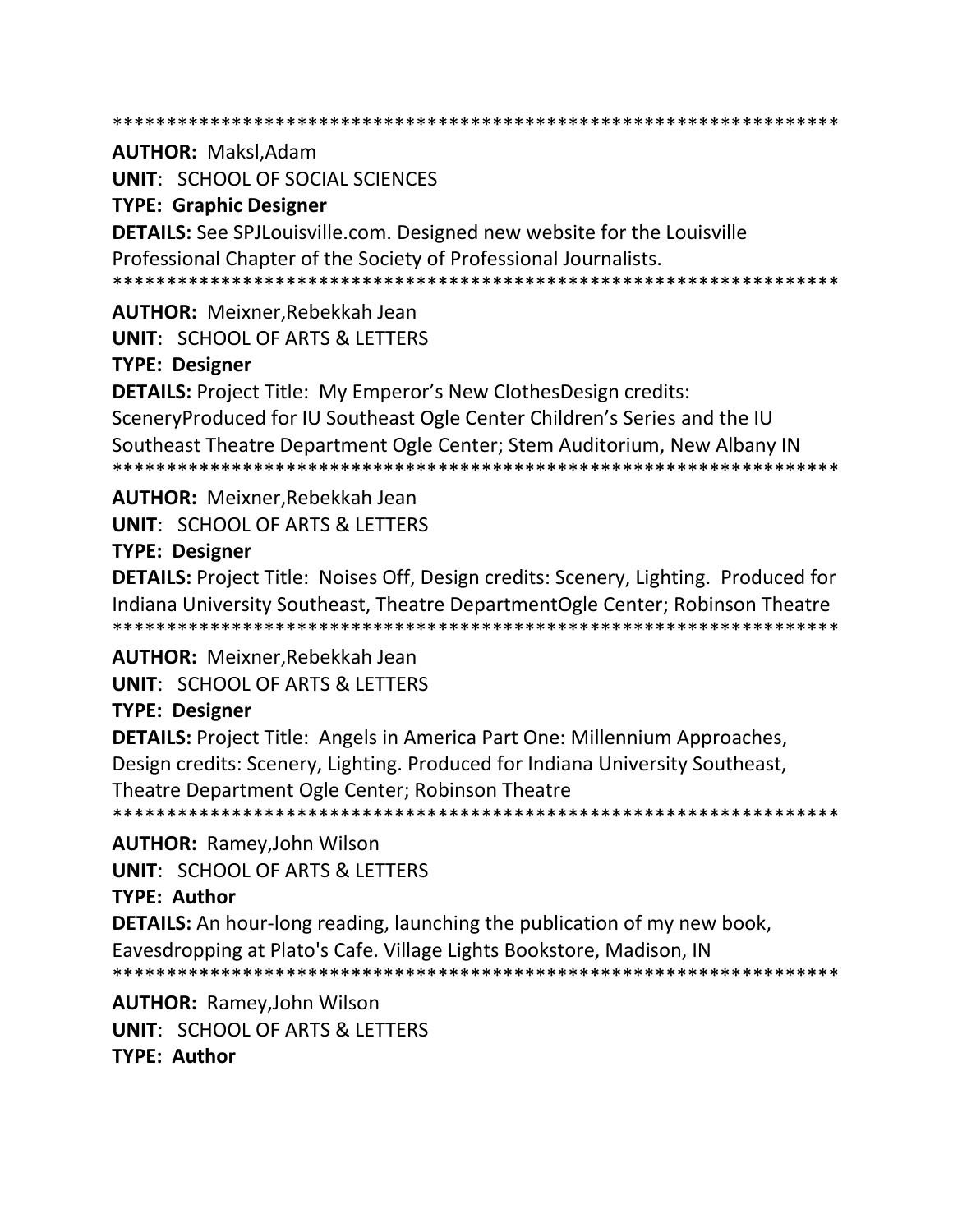*******************************************************************

**AUTHOR:** Maksl,Adam

**UNIT**: SCHOOL OF SOCIAL SCIENCES

**TYPE: Graphic Designer**

**DETAILS:** See SPJLouisville.com. Designed new website for the Louisville Professional Chapter of the Society of Professional Journalists.

*******************************************************************

**AUTHOR:** Meixner,Rebekkah Jean

**UNIT**: SCHOOL OF ARTS & LETTERS

**TYPE: Designer**

**DETAILS:** Project Title: My Emperor's New ClothesDesign credits: SceneryProduced for IU Southeast Ogle Center Children's Series and the IU Southeast Theatre Department Ogle Center; Stem Auditorium, New Albany IN

*******************************************************************

**AUTHOR:** Meixner,Rebekkah Jean

**UNIT**: SCHOOL OF ARTS & LETTERS

**TYPE: Designer**

**DETAILS:** Project Title: Noises Off, Design credits: Scenery, Lighting. Produced for Indiana University Southeast, Theatre DepartmentOgle Center; Robinson Theatre

*******************************************************************

**AUTHOR:** Meixner,Rebekkah Jean

**UNIT**: SCHOOL OF ARTS & LETTERS

**TYPE: Designer**

**DETAILS:** Project Title: Angels in America Part One: Millennium Approaches, Design credits: Scenery, Lighting. Produced for Indiana University Southeast, Theatre Department Ogle Center; Robinson Theatre

*******************************************************************

**AUTHOR:** Ramey,John Wilson

**UNIT**: SCHOOL OF ARTS & LETTERS

**TYPE: Author**

**DETAILS:** An hour-long reading, launching the publication of my new book, Eavesdropping at Plato's Cafe. Village Lights Bookstore, Madison, IN

*******************************************************************

**AUTHOR:** Ramey,John Wilson

**UNIT**: SCHOOL OF ARTS & LETTERS

**TYPE: Author**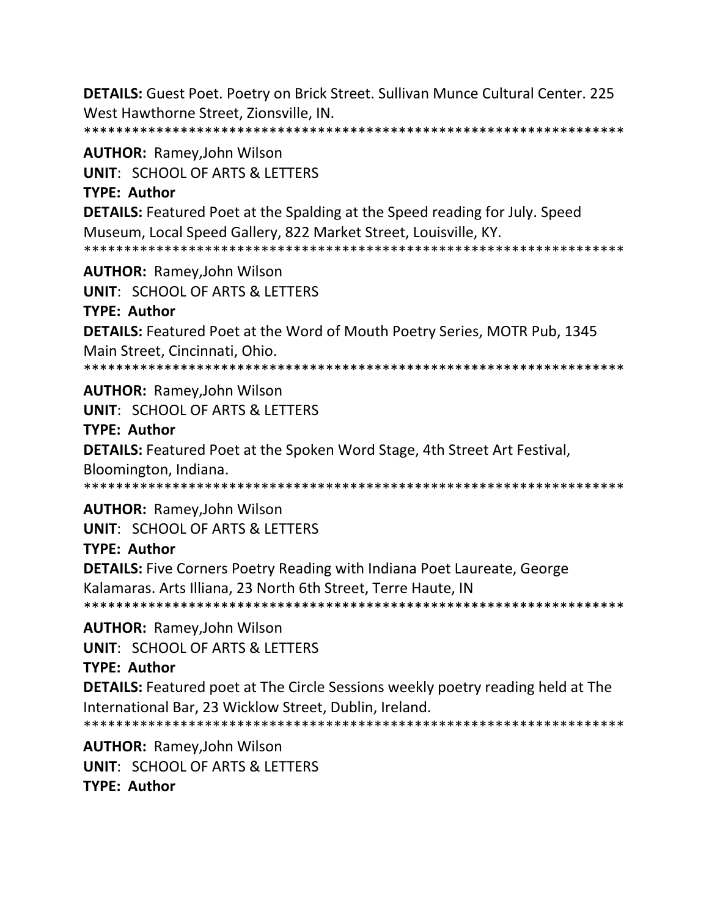**DETAILS:** Guest Poet. Poetry on Brick Street. Sullivan Munce Cultural Center. 225 West Hawthorne Street, Zionsville, IN.
*********************************************************************

**AUTHOR:** Ramey,John Wilson
**UNIT**: SCHOOL OF ARTS & LETTERS
**TYPE: Author**
**DETAILS:** Featured Poet at the Spalding at the Speed reading for July. Speed Museum, Local Speed Gallery, 822 Market Street, Louisville, KY.
*********************************************************************

**AUTHOR:** Ramey,John Wilson
**UNIT**: SCHOOL OF ARTS & LETTERS
**TYPE: Author**
**DETAILS:** Featured Poet at the Word of Mouth Poetry Series, MOTR Pub, 1345 Main Street, Cincinnati, Ohio.
*********************************************************************

**AUTHOR:** Ramey,John Wilson
**UNIT**: SCHOOL OF ARTS & LETTERS
**TYPE: Author**
**DETAILS:** Featured Poet at the Spoken Word Stage, 4th Street Art Festival, Bloomington, Indiana.
*********************************************************************

**AUTHOR:** Ramey,John Wilson
**UNIT**: SCHOOL OF ARTS & LETTERS
**TYPE: Author**
**DETAILS:** Five Corners Poetry Reading with Indiana Poet Laureate, George Kalamaras. Arts Illiana, 23 North 6th Street, Terre Haute, IN
*********************************************************************

**AUTHOR:** Ramey,John Wilson
**UNIT**: SCHOOL OF ARTS & LETTERS
**TYPE: Author**
**DETAILS:** Featured poet at The Circle Sessions weekly poetry reading held at The International Bar, 23 Wicklow Street, Dublin, Ireland.
*********************************************************************

**AUTHOR:** Ramey,John Wilson
**UNIT**: SCHOOL OF ARTS & LETTERS
**TYPE: Author**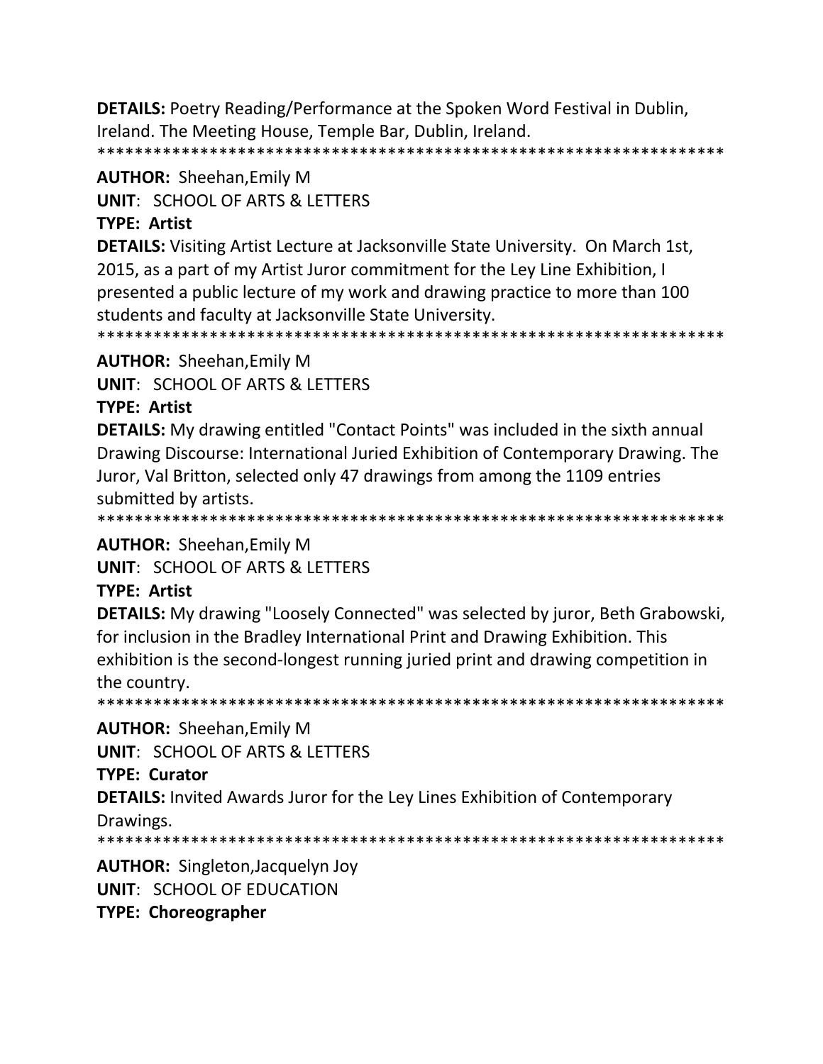**DETAILS:** Poetry Reading/Performance at the Spoken Word Festival in Dublin, Ireland. The Meeting House, Temple Bar, Dublin, Ireland.

*********************************************************************

**AUTHOR:** Sheehan,Emily M

**UNIT**: SCHOOL OF ARTS & LETTERS

**TYPE: Artist**

**DETAILS:** Visiting Artist Lecture at Jacksonville State University. On March 1st, 2015, as a part of my Artist Juror commitment for the Ley Line Exhibition, I presented a public lecture of my work and drawing practice to more than 100 students and faculty at Jacksonville State University.

*********************************************************************

**AUTHOR:** Sheehan,Emily M

**UNIT**: SCHOOL OF ARTS & LETTERS

**TYPE: Artist**

**DETAILS:** My drawing entitled "Contact Points" was included in the sixth annual Drawing Discourse: International Juried Exhibition of Contemporary Drawing. The Juror, Val Britton, selected only 47 drawings from among the 1109 entries submitted by artists.

*********************************************************************

**AUTHOR:** Sheehan,Emily M

**UNIT**: SCHOOL OF ARTS & LETTERS

**TYPE: Artist**

**DETAILS:** My drawing "Loosely Connected" was selected by juror, Beth Grabowski, for inclusion in the Bradley International Print and Drawing Exhibition. This exhibition is the second-longest running juried print and drawing competition in the country.

*********************************************************************

**AUTHOR:** Sheehan,Emily M

**UNIT**: SCHOOL OF ARTS & LETTERS

**TYPE: Curator**

**DETAILS:** Invited Awards Juror for the Ley Lines Exhibition of Contemporary Drawings.

*********************************************************************

**AUTHOR:** Singleton,Jacquelyn Joy

**UNIT**: SCHOOL OF EDUCATION

**TYPE: Choreographer**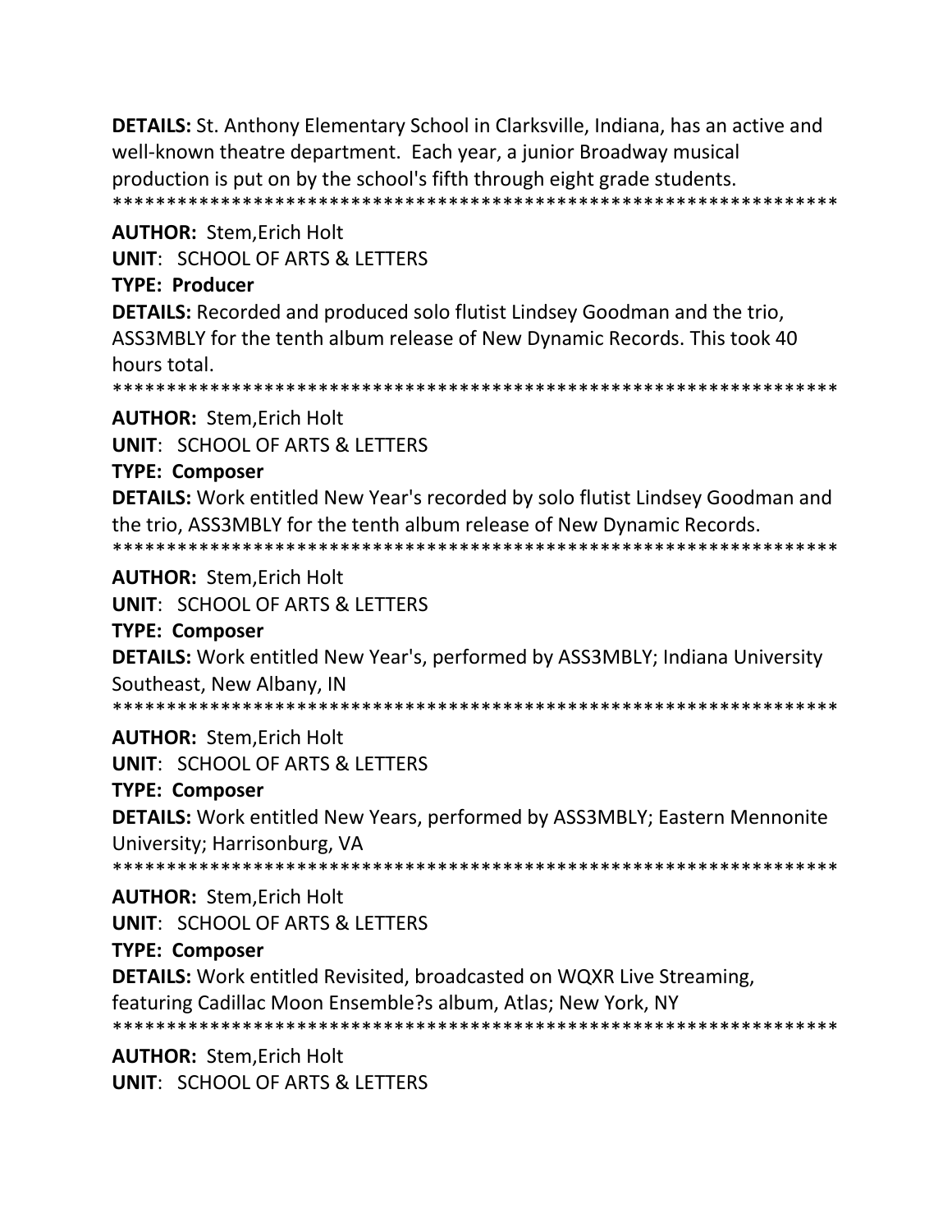**DETAILS:** St. Anthony Elementary School in Clarksville, Indiana, has an active and well-known theatre department. Each year, a junior Broadway musical production is put on by the school's fifth through eight grade students.
*******************************************************************

**AUTHOR:** Stem,Erich Holt
**UNIT**: SCHOOL OF ARTS & LETTERS
**TYPE: Producer**
**DETAILS:** Recorded and produced solo flutist Lindsey Goodman and the trio, ASS3MBLY for the tenth album release of New Dynamic Records. This took 40 hours total.
*******************************************************************

**AUTHOR:** Stem,Erich Holt
**UNIT**: SCHOOL OF ARTS & LETTERS
**TYPE: Composer**
**DETAILS:** Work entitled New Year's recorded by solo flutist Lindsey Goodman and the trio, ASS3MBLY for the tenth album release of New Dynamic Records.
*******************************************************************

**AUTHOR:** Stem,Erich Holt
**UNIT**: SCHOOL OF ARTS & LETTERS
**TYPE: Composer**
**DETAILS:** Work entitled New Year's, performed by ASS3MBLY; Indiana University Southeast, New Albany, IN
*******************************************************************

**AUTHOR:** Stem,Erich Holt
**UNIT**: SCHOOL OF ARTS & LETTERS
**TYPE: Composer**
**DETAILS:** Work entitled New Years, performed by ASS3MBLY; Eastern Mennonite University; Harrisonburg, VA
*******************************************************************

**AUTHOR:** Stem,Erich Holt
**UNIT**: SCHOOL OF ARTS & LETTERS
**TYPE: Composer**
**DETAILS:** Work entitled Revisited, broadcasted on WQXR Live Streaming, featuring Cadillac Moon Ensemble?s album, Atlas; New York, NY
*******************************************************************

**AUTHOR:** Stem,Erich Holt
**UNIT**: SCHOOL OF ARTS & LETTERS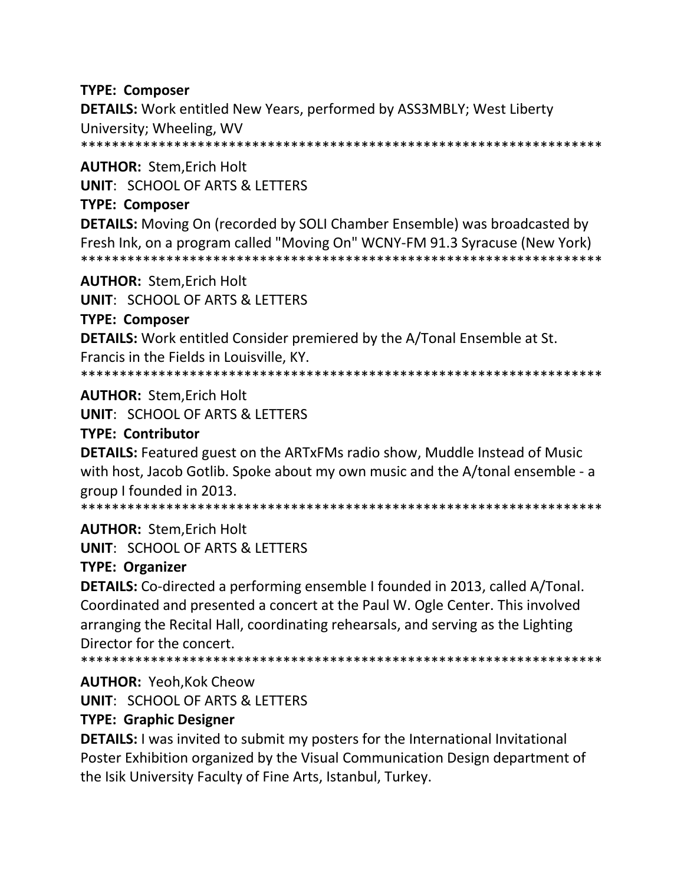**TYPE: Composer**

**DETAILS:** Work entitled New Years, performed by ASS3MBLY; West Liberty University; Wheeling, WV

*******************************************************************

**AUTHOR:** Stem,Erich Holt

**UNIT**: SCHOOL OF ARTS & LETTERS

**TYPE: Composer**

**DETAILS:** Moving On (recorded by SOLI Chamber Ensemble) was broadcasted by Fresh Ink, on a program called "Moving On" WCNY-FM 91.3 Syracuse (New York)

*******************************************************************

**AUTHOR:** Stem,Erich Holt

**UNIT**: SCHOOL OF ARTS & LETTERS

**TYPE: Composer**

**DETAILS:** Work entitled Consider premiered by the A/Tonal Ensemble at St. Francis in the Fields in Louisville, KY.

*******************************************************************

**AUTHOR:** Stem,Erich Holt

**UNIT**: SCHOOL OF ARTS & LETTERS

**TYPE: Contributor**

**DETAILS:** Featured guest on the ARTxFMs radio show, Muddle Instead of Music with host, Jacob Gotlib. Spoke about my own music and the A/tonal ensemble - a group I founded in 2013.

*******************************************************************

**AUTHOR:** Stem,Erich Holt

**UNIT**: SCHOOL OF ARTS & LETTERS

**TYPE: Organizer**

**DETAILS:** Co-directed a performing ensemble I founded in 2013, called A/Tonal. Coordinated and presented a concert at the Paul W. Ogle Center. This involved arranging the Recital Hall, coordinating rehearsals, and serving as the Lighting Director for the concert.

*******************************************************************

**AUTHOR:** Yeoh,Kok Cheow

**UNIT**: SCHOOL OF ARTS & LETTERS

**TYPE: Graphic Designer**

**DETAILS:** I was invited to submit my posters for the International Invitational Poster Exhibition organized by the Visual Communication Design department of the Isik University Faculty of Fine Arts, Istanbul, Turkey.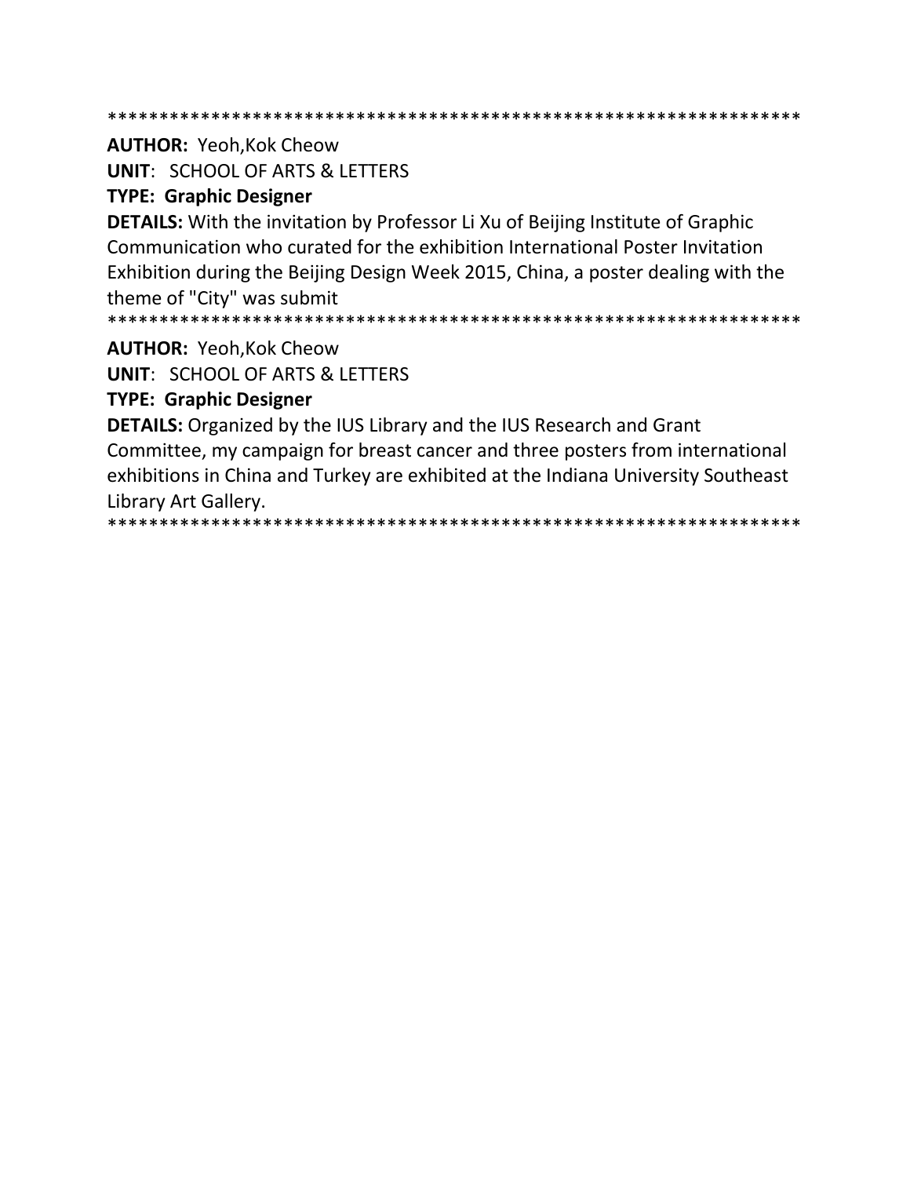*******************************************************************

**AUTHOR:** Yeoh,Kok Cheow

**UNIT**: SCHOOL OF ARTS & LETTERS

**TYPE: Graphic Designer**

**DETAILS:** With the invitation by Professor Li Xu of Beijing Institute of Graphic Communication who curated for the exhibition International Poster Invitation Exhibition during the Beijing Design Week 2015, China, a poster dealing with the theme of "City" was submit

*******************************************************************

**AUTHOR:** Yeoh,Kok Cheow

**UNIT**: SCHOOL OF ARTS & LETTERS

**TYPE: Graphic Designer**

**DETAILS:** Organized by the IUS Library and the IUS Research and Grant Committee, my campaign for breast cancer and three posters from international exhibitions in China and Turkey are exhibited at the Indiana University Southeast Library Art Gallery.

*******************************************************************